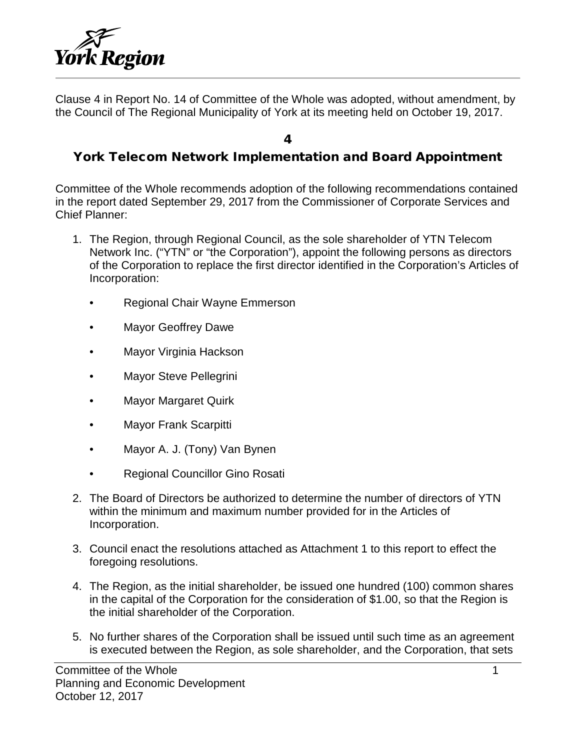Clause 4 in Report No. 14 of Committee of the Whole was adopted, without amendment, by the Council of The Regional Municipality of York at its meeting held on October 19, 2017.

# 4

# York Telecom Network Implementation and Board Appointment

Committee of the Whole recommends adoption of the following recommendations contained in the report dated September 29, 2017 from the Commissioner of Corporate Services and Chief Planner:

1. The Region, through Regional Council, as the sole shareholder of YTN Telecom Network Inc. ("YTN" or "the Corporation"), appoint the following persons as directors of the Corporation to replace the first director identified in the Corporation's Articles of Incorporation:
   - Regional Chair Wayne Emmerson
   - Mayor Geoffrey Dawe
   - Mayor Virginia Hackson
   - Mayor Steve Pellegrini
   - Mayor Margaret Quirk
   - Mayor Frank Scarpitti
   - Mayor A. J. (Tony) Van Bynen
   - Regional Councillor Gino Rosati
2. The Board of Directors be authorized to determine the number of directors of YTN within the minimum and maximum number provided for in the Articles of Incorporation.
3. Council enact the resolutions attached as Attachment 1 to this report to effect the foregoing resolutions.
4. The Region, as the initial shareholder, be issued one hundred (100) common shares in the capital of the Corporation for the consideration of $1.00, so that the Region is the initial shareholder of the Corporation.
5. No further shares of the Corporation shall be issued until such time as an agreement is executed between the Region, as sole shareholder, and the Corporation, that sets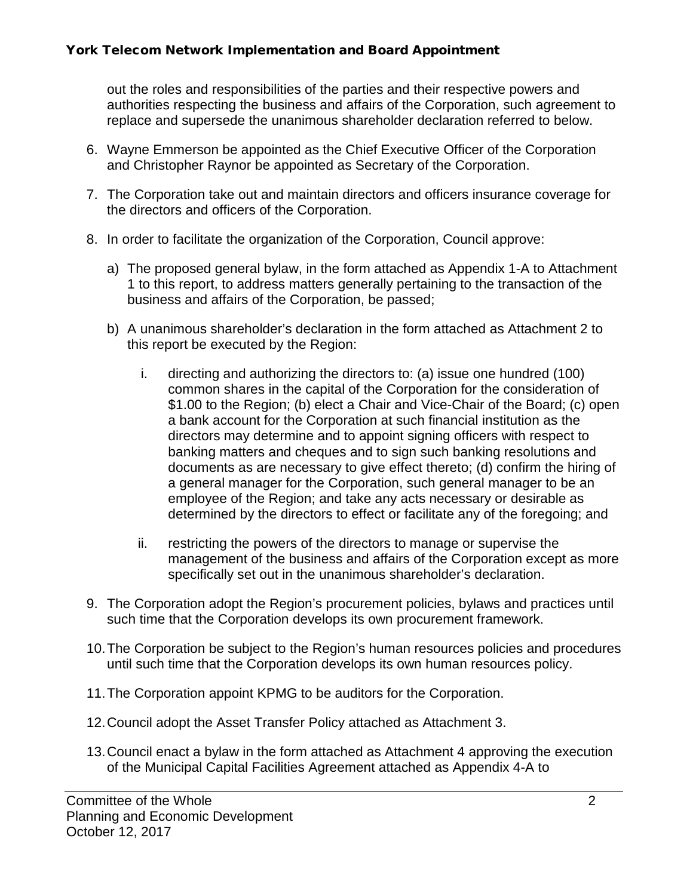out the roles and responsibilities of the parties and their respective powers and authorities respecting the business and affairs of the Corporation, such agreement to replace and supersede the unanimous shareholder declaration referred to below.

6. Wayne Emmerson be appointed as the Chief Executive Officer of the Corporation and Christopher Raynor be appointed as Secretary of the Corporation.

7. The Corporation take out and maintain directors and officers insurance coverage for the directors and officers of the Corporation.

8. In order to facilitate the organization of the Corporation, Council approve:

   a) The proposed general bylaw, in the form attached as Appendix 1-A to Attachment 1 to this report, to address matters generally pertaining to the transaction of the business and affairs of the Corporation, be passed;

   b) A unanimous shareholder's declaration in the form attached as Attachment 2 to this report be executed by the Region:

      i. directing and authorizing the directors to: (a) issue one hundred (100) common shares in the capital of the Corporation for the consideration of $1.00 to the Region; (b) elect a Chair and Vice-Chair of the Board; (c) open a bank account for the Corporation at such financial institution as the directors may determine and to appoint signing officers with respect to banking matters and cheques and to sign such banking resolutions and documents as are necessary to give effect thereto; (d) confirm the hiring of a general manager for the Corporation, such general manager to be an employee of the Region; and take any acts necessary or desirable as determined by the directors to effect or facilitate any of the foregoing; and

      ii. restricting the powers of the directors to manage or supervise the management of the business and affairs of the Corporation except as more specifically set out in the unanimous shareholder's declaration.

9. The Corporation adopt the Region's procurement policies, bylaws and practices until such time that the Corporation develops its own procurement framework.

10. The Corporation be subject to the Region's human resources policies and procedures until such time that the Corporation develops its own human resources policy.

11. The Corporation appoint KPMG to be auditors for the Corporation.

12. Council adopt the Asset Transfer Policy attached as Attachment 3.

13. Council enact a bylaw in the form attached as Attachment 4 approving the execution of the Municipal Capital Facilities Agreement attached as Appendix 4-A to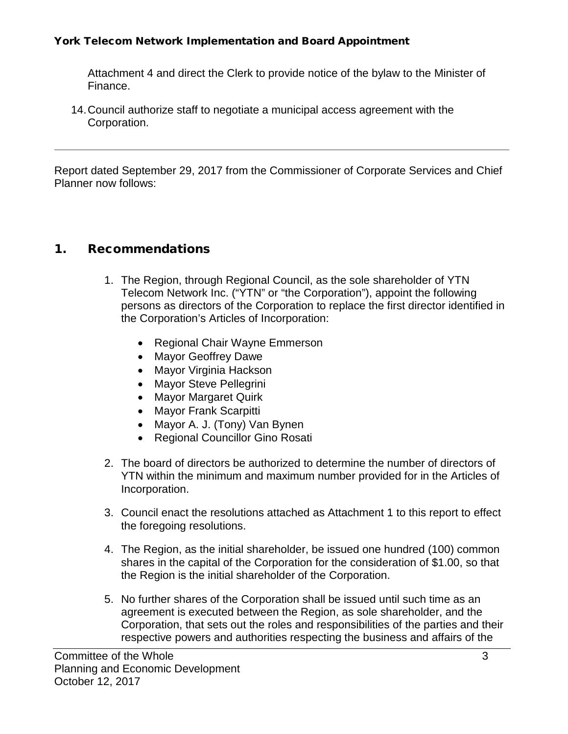Attachment 4 and direct the Clerk to provide notice of the bylaw to the Minister of Finance.

14. Council authorize staff to negotiate a municipal access agreement with the Corporation.

---

Report dated September 29, 2017 from the Commissioner of Corporate Services and Chief Planner now follows:

## 1. Recommendations

1. The Region, through Regional Council, as the sole shareholder of YTN Telecom Network Inc. ("YTN" or "the Corporation"), appoint the following persons as directors of the Corporation to replace the first director identified in the Corporation's Articles of Incorporation:
   - Regional Chair Wayne Emmerson
   - Mayor Geoffrey Dawe
   - Mayor Virginia Hackson
   - Mayor Steve Pellegrini
   - Mayor Margaret Quirk
   - Mayor Frank Scarpitti
   - Mayor A. J. (Tony) Van Bynen
   - Regional Councillor Gino Rosati
2. The board of directors be authorized to determine the number of directors of YTN within the minimum and maximum number provided for in the Articles of Incorporation.
3. Council enact the resolutions attached as Attachment 1 to this report to effect the foregoing resolutions.
4. The Region, as the initial shareholder, be issued one hundred (100) common shares in the capital of the Corporation for the consideration of $1.00, so that the Region is the initial shareholder of the Corporation.
5. No further shares of the Corporation shall be issued until such time as an agreement is executed between the Region, as sole shareholder, and the Corporation, that sets out the roles and responsibilities of the parties and their respective powers and authorities respecting the business and affairs of the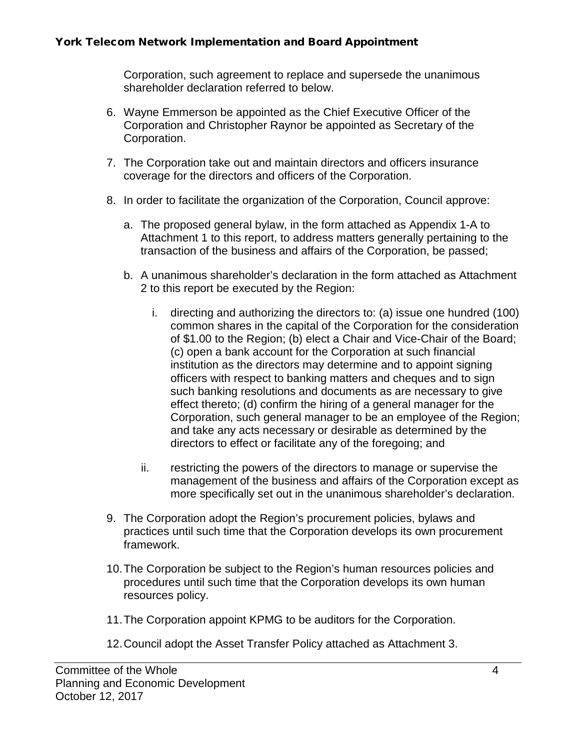Corporation, such agreement to replace and supersede the unanimous shareholder declaration referred to below.

6. Wayne Emmerson be appointed as the Chief Executive Officer of the Corporation and Christopher Raynor be appointed as Secretary of the Corporation.

7. The Corporation take out and maintain directors and officers insurance coverage for the directors and officers of the Corporation.

8. In order to facilitate the organization of the Corporation, Council approve:

   a. The proposed general bylaw, in the form attached as Appendix 1-A to Attachment 1 to this report, to address matters generally pertaining to the transaction of the business and affairs of the Corporation, be passed;

   b. A unanimous shareholder's declaration in the form attached as Attachment 2 to this report be executed by the Region:

      i. directing and authorizing the directors to: (a) issue one hundred (100) common shares in the capital of the Corporation for the consideration of $1.00 to the Region; (b) elect a Chair and Vice-Chair of the Board; (c) open a bank account for the Corporation at such financial institution as the directors may determine and to appoint signing officers with respect to banking matters and cheques and to sign such banking resolutions and documents as are necessary to give effect thereto; (d) confirm the hiring of a general manager for the Corporation, such general manager to be an employee of the Region; and take any acts necessary or desirable as determined by the directors to effect or facilitate any of the foregoing; and

      ii. restricting the powers of the directors to manage or supervise the management of the business and affairs of the Corporation except as more specifically set out in the unanimous shareholder's declaration.

9. The Corporation adopt the Region's procurement policies, bylaws and practices until such time that the Corporation develops its own procurement framework.

10. The Corporation be subject to the Region's human resources policies and procedures until such time that the Corporation develops its own human resources policy.

11. The Corporation appoint KPMG to be auditors for the Corporation.

12. Council adopt the Asset Transfer Policy attached as Attachment 3.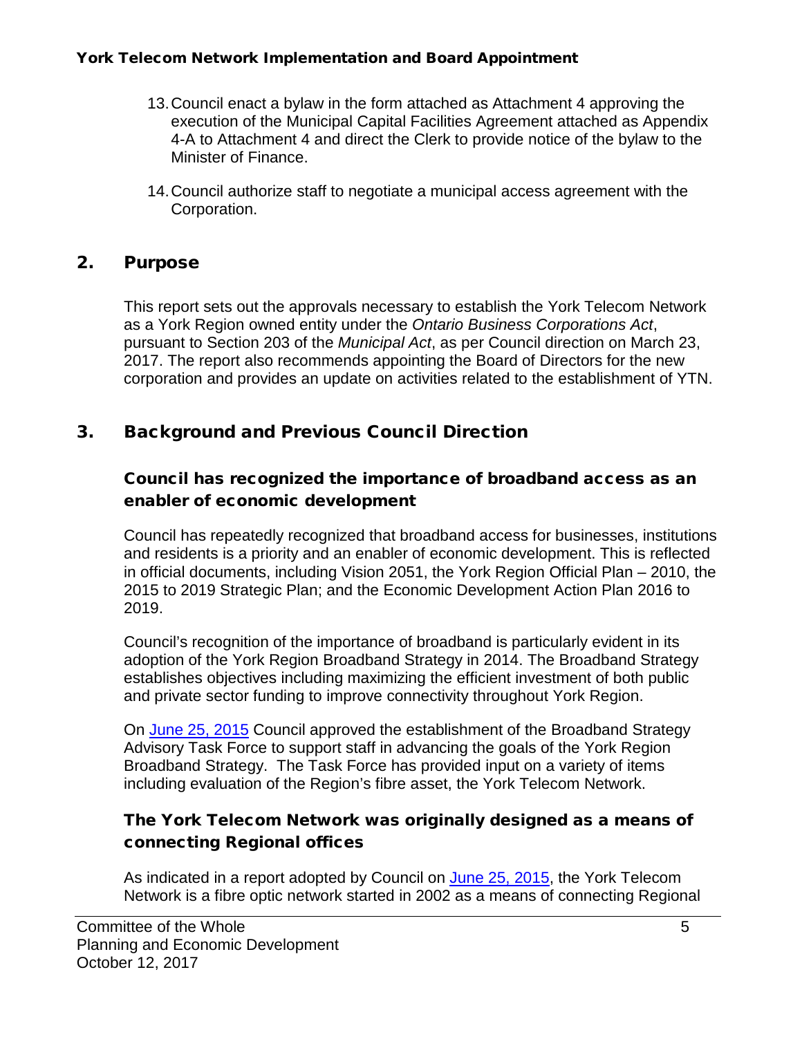13. Council enact a bylaw in the form attached as Attachment 4 approving the execution of the Municipal Capital Facilities Agreement attached as Appendix 4-A to Attachment 4 and direct the Clerk to provide notice of the bylaw to the Minister of Finance.

14. Council authorize staff to negotiate a municipal access agreement with the Corporation.

## 2. Purpose

This report sets out the approvals necessary to establish the York Telecom Network as a York Region owned entity under the *Ontario Business Corporations Act*, pursuant to Section 203 of the *Municipal Act*, as per Council direction on March 23, 2017. The report also recommends appointing the Board of Directors for the new corporation and provides an update on activities related to the establishment of YTN.

## 3. Background and Previous Council Direction

### Council has recognized the importance of broadband access as an enabler of economic development

Council has repeatedly recognized that broadband access for businesses, institutions and residents is a priority and an enabler of economic development. This is reflected in official documents, including Vision 2051, the York Region Official Plan – 2010, the 2015 to 2019 Strategic Plan; and the Economic Development Action Plan 2016 to 2019.

Council's recognition of the importance of broadband is particularly evident in its adoption of the York Region Broadband Strategy in 2014. The Broadband Strategy establishes objectives including maximizing the efficient investment of both public and private sector funding to improve connectivity throughout York Region.

On June 25, 2015 Council approved the establishment of the Broadband Strategy Advisory Task Force to support staff in advancing the goals of the York Region Broadband Strategy. The Task Force has provided input on a variety of items including evaluation of the Region's fibre asset, the York Telecom Network.

### The York Telecom Network was originally designed as a means of connecting Regional offices

As indicated in a report adopted by Council on June 25, 2015, the York Telecom Network is a fibre optic network started in 2002 as a means of connecting Regional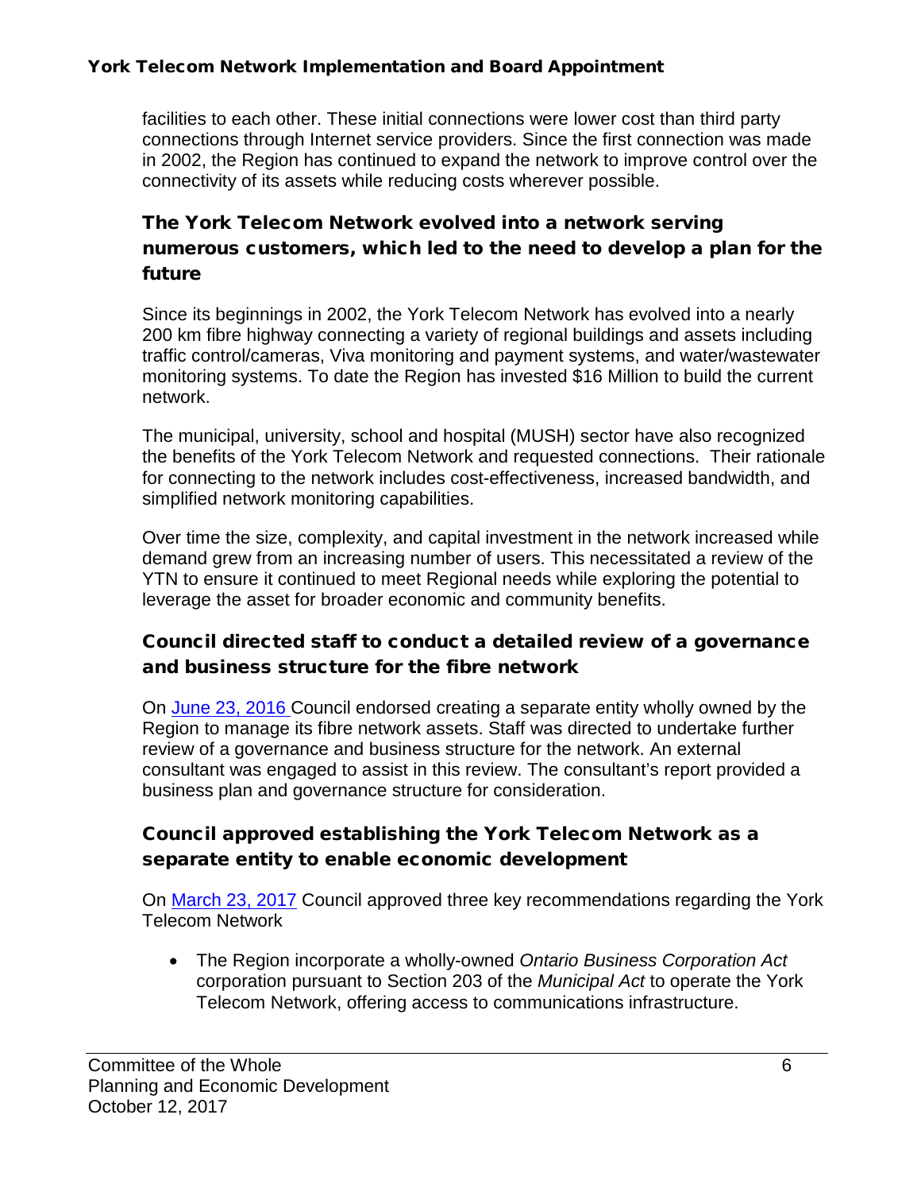facilities to each other. These initial connections were lower cost than third party connections through Internet service providers. Since the first connection was made in 2002, the Region has continued to expand the network to improve control over the connectivity of its assets while reducing costs wherever possible.

### The York Telecom Network evolved into a network serving numerous customers, which led to the need to develop a plan for the future

Since its beginnings in 2002, the York Telecom Network has evolved into a nearly 200 km fibre highway connecting a variety of regional buildings and assets including traffic control/cameras, Viva monitoring and payment systems, and water/wastewater monitoring systems. To date the Region has invested $16 Million to build the current network.

The municipal, university, school and hospital (MUSH) sector have also recognized the benefits of the York Telecom Network and requested connections. Their rationale for connecting to the network includes cost-effectiveness, increased bandwidth, and simplified network monitoring capabilities.

Over time the size, complexity, and capital investment in the network increased while demand grew from an increasing number of users. This necessitated a review of the YTN to ensure it continued to meet Regional needs while exploring the potential to leverage the asset for broader economic and community benefits.

### Council directed staff to conduct a detailed review of a governance and business structure for the fibre network

On June 23, 2016 Council endorsed creating a separate entity wholly owned by the Region to manage its fibre network assets. Staff was directed to undertake further review of a governance and business structure for the network. An external consultant was engaged to assist in this review. The consultant's report provided a business plan and governance structure for consideration.

### Council approved establishing the York Telecom Network as a separate entity to enable economic development

On March 23, 2017 Council approved three key recommendations regarding the York Telecom Network

- The Region incorporate a wholly-owned *Ontario Business Corporation Act* corporation pursuant to Section 203 of the *Municipal Act* to operate the York Telecom Network, offering access to communications infrastructure.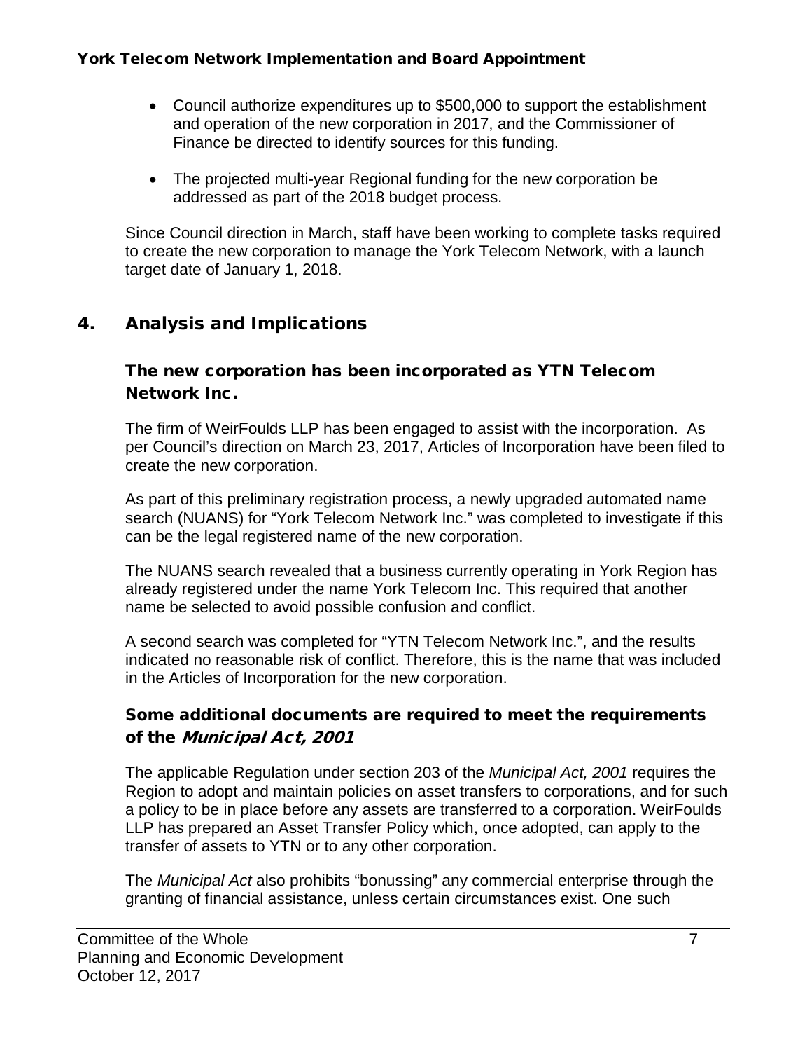- Council authorize expenditures up to $500,000 to support the establishment and operation of the new corporation in 2017, and the Commissioner of Finance be directed to identify sources for this funding.

- The projected multi-year Regional funding for the new corporation be addressed as part of the 2018 budget process.

Since Council direction in March, staff have been working to complete tasks required to create the new corporation to manage the York Telecom Network, with a launch target date of January 1, 2018.

## 4. Analysis and Implications

### The new corporation has been incorporated as YTN Telecom Network Inc.

The firm of WeirFoulds LLP has been engaged to assist with the incorporation. As per Council's direction on March 23, 2017, Articles of Incorporation have been filed to create the new corporation.

As part of this preliminary registration process, a newly upgraded automated name search (NUANS) for "York Telecom Network Inc." was completed to investigate if this can be the legal registered name of the new corporation.

The NUANS search revealed that a business currently operating in York Region has already registered under the name York Telecom Inc. This required that another name be selected to avoid possible confusion and conflict.

A second search was completed for "YTN Telecom Network Inc.", and the results indicated no reasonable risk of conflict. Therefore, this is the name that was included in the Articles of Incorporation for the new corporation.

### Some additional documents are required to meet the requirements of the *Municipal Act, 2001*

The applicable Regulation under section 203 of the *Municipal Act, 2001* requires the Region to adopt and maintain policies on asset transfers to corporations, and for such a policy to be in place before any assets are transferred to a corporation. WeirFoulds LLP has prepared an Asset Transfer Policy which, once adopted, can apply to the transfer of assets to YTN or to any other corporation.

The *Municipal Act* also prohibits "bonussing" any commercial enterprise through the granting of financial assistance, unless certain circumstances exist. One such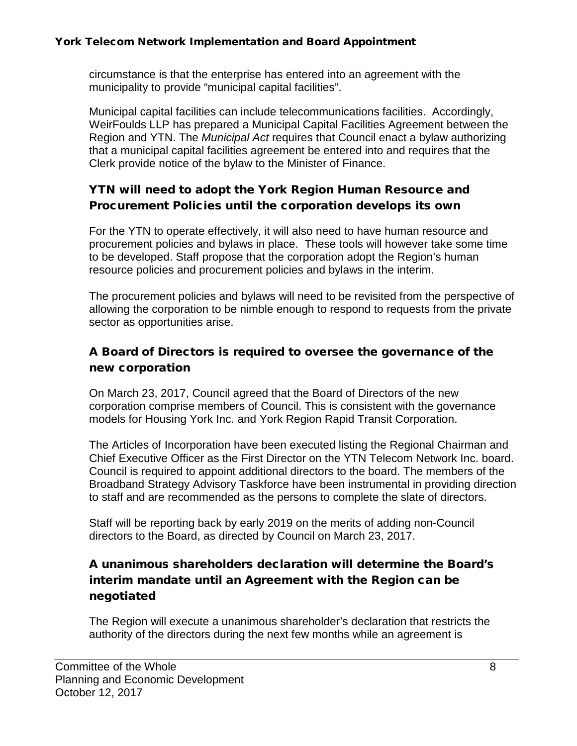circumstance is that the enterprise has entered into an agreement with the municipality to provide "municipal capital facilities".

Municipal capital facilities can include telecommunications facilities. Accordingly, WeirFoulds LLP has prepared a Municipal Capital Facilities Agreement between the Region and YTN. The *Municipal Act* requires that Council enact a bylaw authorizing that a municipal capital facilities agreement be entered into and requires that the Clerk provide notice of the bylaw to the Minister of Finance.

## YTN will need to adopt the York Region Human Resource and Procurement Policies until the corporation develops its own

For the YTN to operate effectively, it will also need to have human resource and procurement policies and bylaws in place. These tools will however take some time to be developed. Staff propose that the corporation adopt the Region's human resource policies and procurement policies and bylaws in the interim.

The procurement policies and bylaws will need to be revisited from the perspective of allowing the corporation to be nimble enough to respond to requests from the private sector as opportunities arise.

## A Board of Directors is required to oversee the governance of the new corporation

On March 23, 2017, Council agreed that the Board of Directors of the new corporation comprise members of Council. This is consistent with the governance models for Housing York Inc. and York Region Rapid Transit Corporation.

The Articles of Incorporation have been executed listing the Regional Chairman and Chief Executive Officer as the First Director on the YTN Telecom Network Inc. board. Council is required to appoint additional directors to the board. The members of the Broadband Strategy Advisory Taskforce have been instrumental in providing direction to staff and are recommended as the persons to complete the slate of directors.

Staff will be reporting back by early 2019 on the merits of adding non-Council directors to the Board, as directed by Council on March 23, 2017.

## A unanimous shareholders declaration will determine the Board's interim mandate until an Agreement with the Region can be negotiated

The Region will execute a unanimous shareholder's declaration that restricts the authority of the directors during the next few months while an agreement is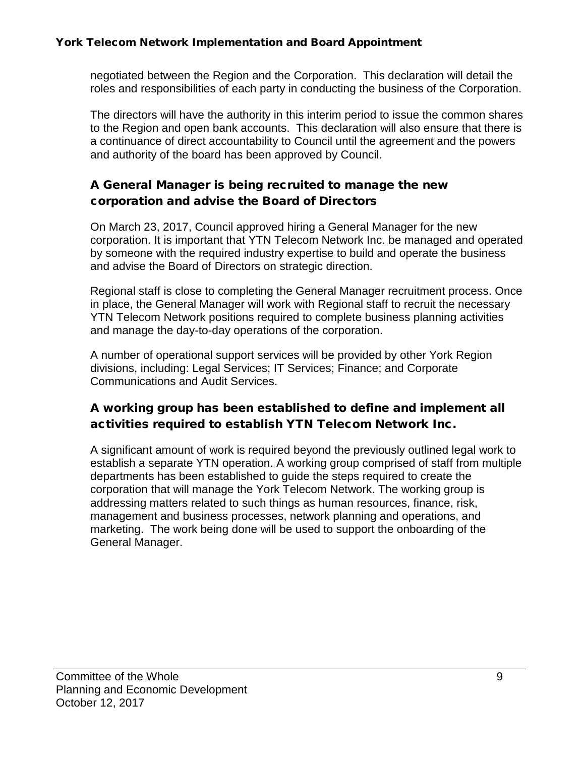negotiated between the Region and the Corporation. This declaration will detail the roles and responsibilities of each party in conducting the business of the Corporation.

The directors will have the authority in this interim period to issue the common shares to the Region and open bank accounts. This declaration will also ensure that there is a continuance of direct accountability to Council until the agreement and the powers and authority of the board has been approved by Council.

## A General Manager is being recruited to manage the new corporation and advise the Board of Directors

On March 23, 2017, Council approved hiring a General Manager for the new corporation. It is important that YTN Telecom Network Inc. be managed and operated by someone with the required industry expertise to build and operate the business and advise the Board of Directors on strategic direction.

Regional staff is close to completing the General Manager recruitment process. Once in place, the General Manager will work with Regional staff to recruit the necessary YTN Telecom Network positions required to complete business planning activities and manage the day-to-day operations of the corporation.

A number of operational support services will be provided by other York Region divisions, including: Legal Services; IT Services; Finance; and Corporate Communications and Audit Services.

## A working group has been established to define and implement all activities required to establish YTN Telecom Network Inc.

A significant amount of work is required beyond the previously outlined legal work to establish a separate YTN operation. A working group comprised of staff from multiple departments has been established to guide the steps required to create the corporation that will manage the York Telecom Network. The working group is addressing matters related to such things as human resources, finance, risk, management and business processes, network planning and operations, and marketing. The work being done will be used to support the onboarding of the General Manager.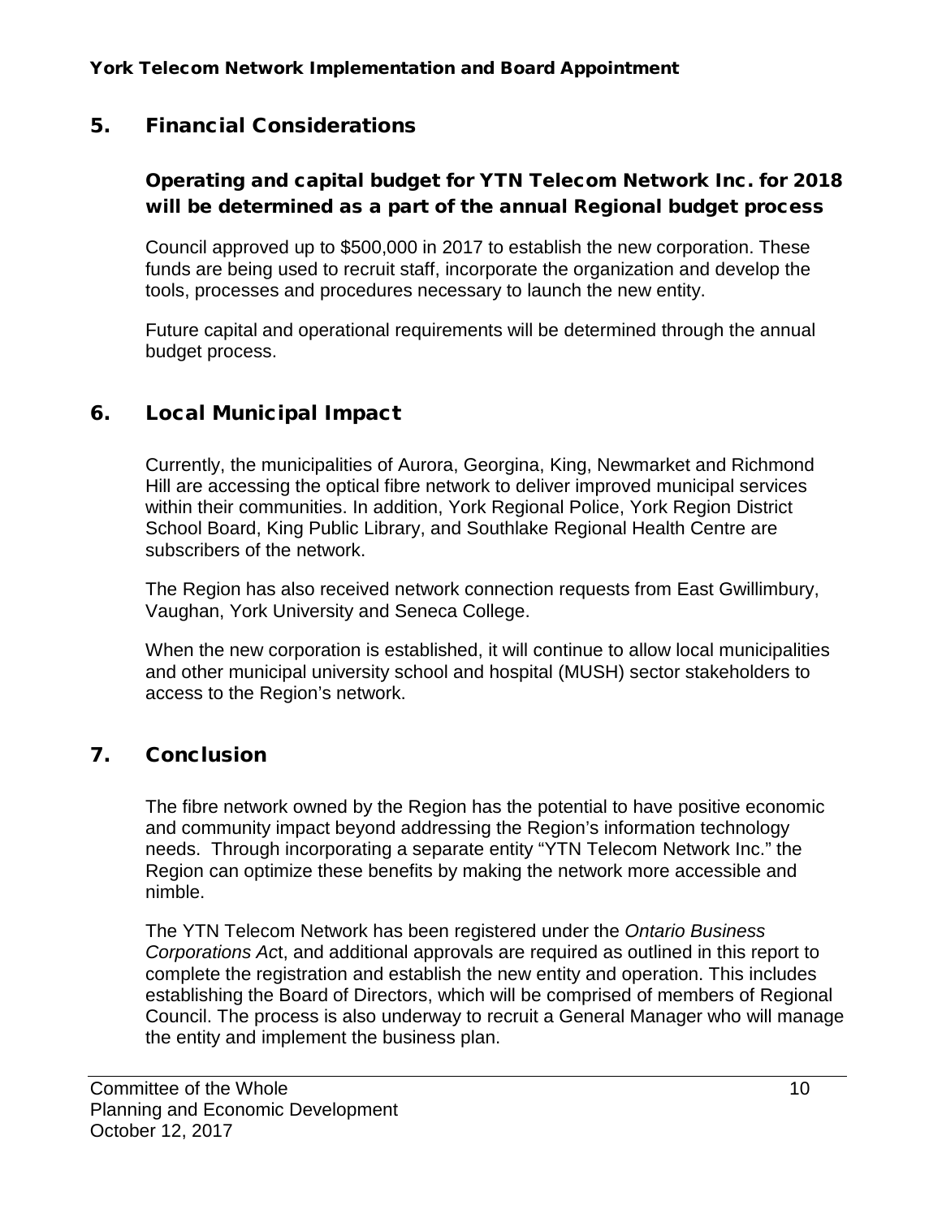## 5. Financial Considerations

### Operating and capital budget for YTN Telecom Network Inc. for 2018 will be determined as a part of the annual Regional budget process

Council approved up to $500,000 in 2017 to establish the new corporation. These funds are being used to recruit staff, incorporate the organization and develop the tools, processes and procedures necessary to launch the new entity.

Future capital and operational requirements will be determined through the annual budget process.

## 6. Local Municipal Impact

Currently, the municipalities of Aurora, Georgina, King, Newmarket and Richmond Hill are accessing the optical fibre network to deliver improved municipal services within their communities. In addition, York Regional Police, York Region District School Board, King Public Library, and Southlake Regional Health Centre are subscribers of the network.

The Region has also received network connection requests from East Gwillimbury, Vaughan, York University and Seneca College.

When the new corporation is established, it will continue to allow local municipalities and other municipal university school and hospital (MUSH) sector stakeholders to access to the Region's network.

## 7. Conclusion

The fibre network owned by the Region has the potential to have positive economic and community impact beyond addressing the Region's information technology needs. Through incorporating a separate entity "YTN Telecom Network Inc." the Region can optimize these benefits by making the network more accessible and nimble.

The YTN Telecom Network has been registered under the *Ontario Business Corporations Ac*t, and additional approvals are required as outlined in this report to complete the registration and establish the new entity and operation. This includes establishing the Board of Directors, which will be comprised of members of Regional Council. The process is also underway to recruit a General Manager who will manage the entity and implement the business plan.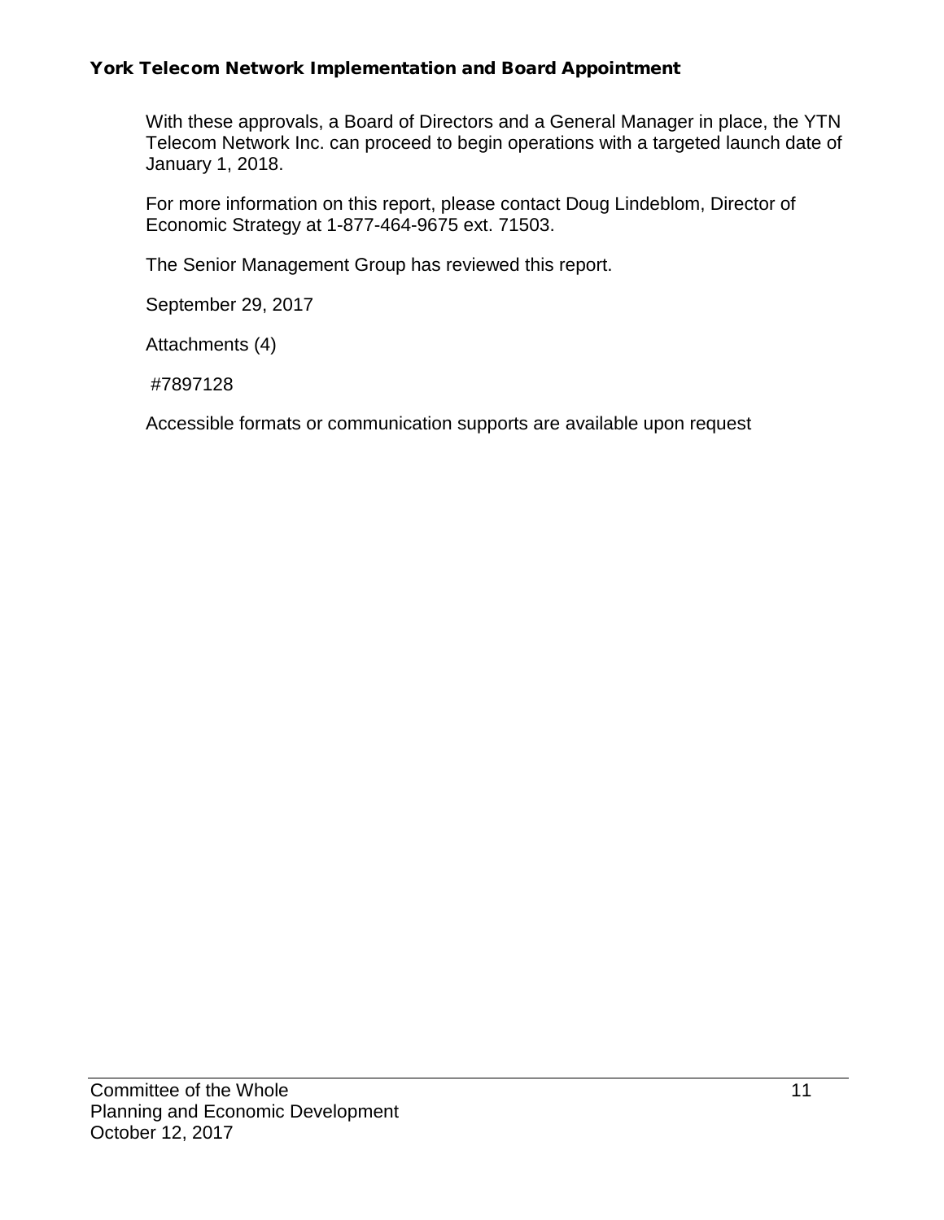With these approvals, a Board of Directors and a General Manager in place, the YTN Telecom Network Inc. can proceed to begin operations with a targeted launch date of January 1, 2018.

For more information on this report, please contact Doug Lindeblom, Director of Economic Strategy at 1-877-464-9675 ext. 71503.

The Senior Management Group has reviewed this report.

September 29, 2017

Attachments (4)

#7897128

Accessible formats or communication supports are available upon request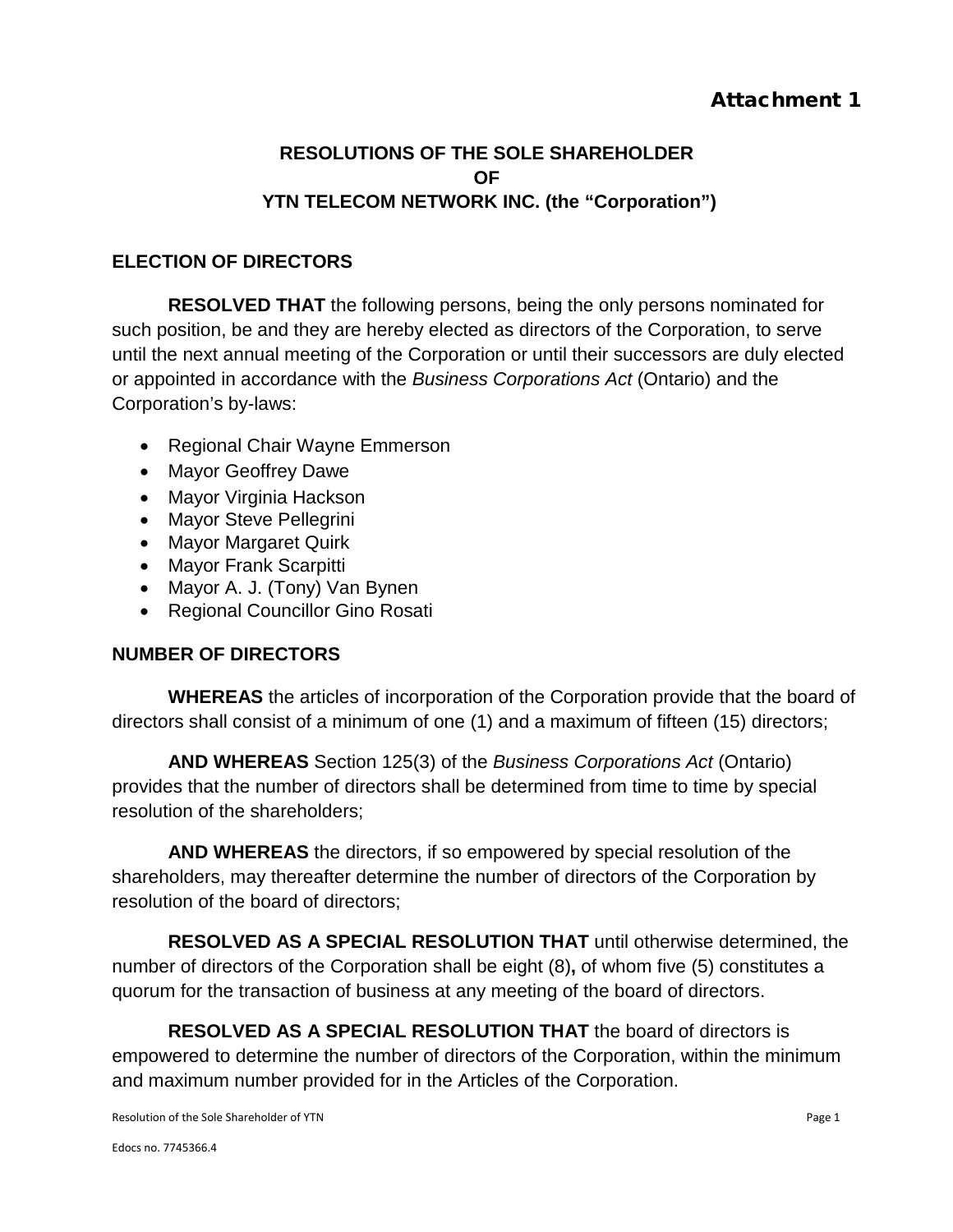Attachment 1

# RESOLUTIONS OF THE SOLE SHAREHOLDER OF YTN TELECOM NETWORK INC. (the "Corporation")

## ELECTION OF DIRECTORS

**RESOLVED THAT** the following persons, being the only persons nominated for such position, be and they are hereby elected as directors of the Corporation, to serve until the next annual meeting of the Corporation or until their successors are duly elected or appointed in accordance with the *Business Corporations Act* (Ontario) and the Corporation's by-laws:

- Regional Chair Wayne Emmerson
- Mayor Geoffrey Dawe
- Mayor Virginia Hackson
- Mayor Steve Pellegrini
- Mayor Margaret Quirk
- Mayor Frank Scarpitti
- Mayor A. J. (Tony) Van Bynen
- Regional Councillor Gino Rosati

## NUMBER OF DIRECTORS

**WHEREAS** the articles of incorporation of the Corporation provide that the board of directors shall consist of a minimum of one (1) and a maximum of fifteen (15) directors;

**AND WHEREAS** Section 125(3) of the *Business Corporations Act* (Ontario) provides that the number of directors shall be determined from time to time by special resolution of the shareholders;

**AND WHEREAS** the directors, if so empowered by special resolution of the shareholders, may thereafter determine the number of directors of the Corporation by resolution of the board of directors;

**RESOLVED AS A SPECIAL RESOLUTION THAT** until otherwise determined, the number of directors of the Corporation shall be eight (8)**,** of whom five (5) constitutes a quorum for the transaction of business at any meeting of the board of directors.

**RESOLVED AS A SPECIAL RESOLUTION THAT** the board of directors is empowered to determine the number of directors of the Corporation, within the minimum and maximum number provided for in the Articles of the Corporation.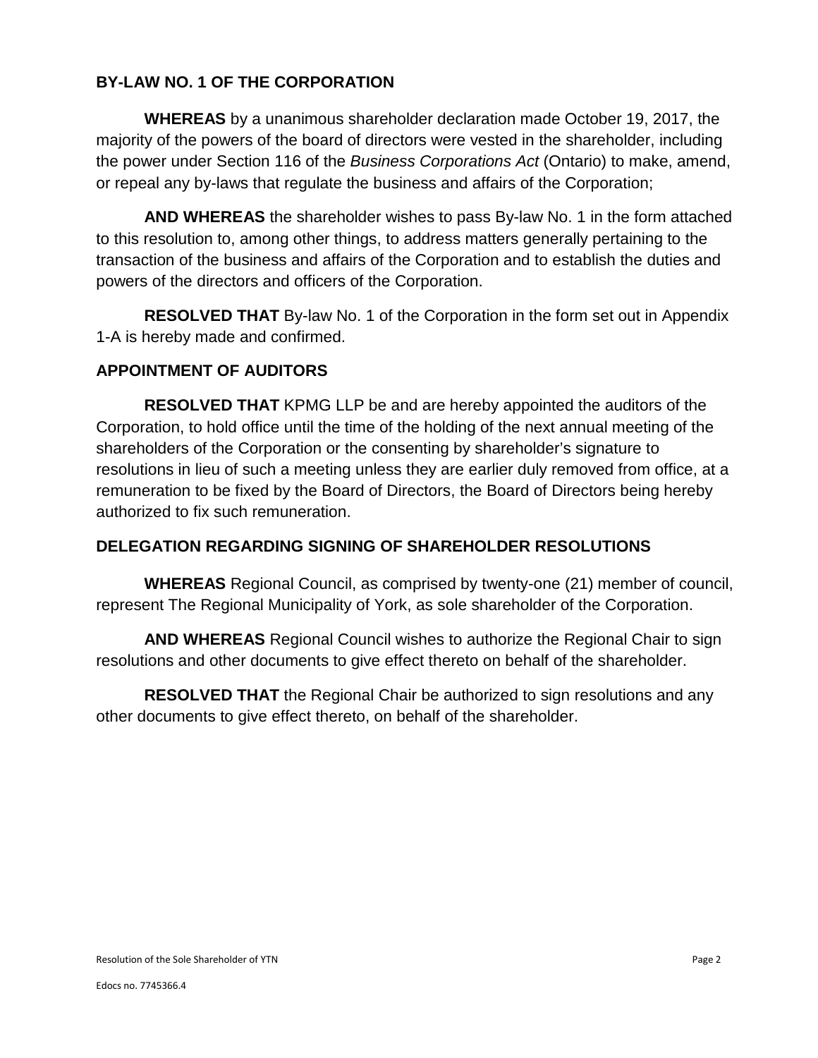### BY-LAW NO. 1 OF THE CORPORATION

**WHEREAS** by a unanimous shareholder declaration made October 19, 2017, the majority of the powers of the board of directors were vested in the shareholder, including the power under Section 116 of the *Business Corporations Act* (Ontario) to make, amend, or repeal any by-laws that regulate the business and affairs of the Corporation;

**AND WHEREAS** the shareholder wishes to pass By-law No. 1 in the form attached to this resolution to, among other things, to address matters generally pertaining to the transaction of the business and affairs of the Corporation and to establish the duties and powers of the directors and officers of the Corporation.

**RESOLVED THAT** By-law No. 1 of the Corporation in the form set out in Appendix 1-A is hereby made and confirmed.

### APPOINTMENT OF AUDITORS

**RESOLVED THAT** KPMG LLP be and are hereby appointed the auditors of the Corporation, to hold office until the time of the holding of the next annual meeting of the shareholders of the Corporation or the consenting by shareholder's signature to resolutions in lieu of such a meeting unless they are earlier duly removed from office, at a remuneration to be fixed by the Board of Directors, the Board of Directors being hereby authorized to fix such remuneration.

### DELEGATION REGARDING SIGNING OF SHAREHOLDER RESOLUTIONS

**WHEREAS** Regional Council, as comprised by twenty-one (21) member of council, represent The Regional Municipality of York, as sole shareholder of the Corporation.

**AND WHEREAS** Regional Council wishes to authorize the Regional Chair to sign resolutions and other documents to give effect thereto on behalf of the shareholder.

**RESOLVED THAT** the Regional Chair be authorized to sign resolutions and any other documents to give effect thereto, on behalf of the shareholder.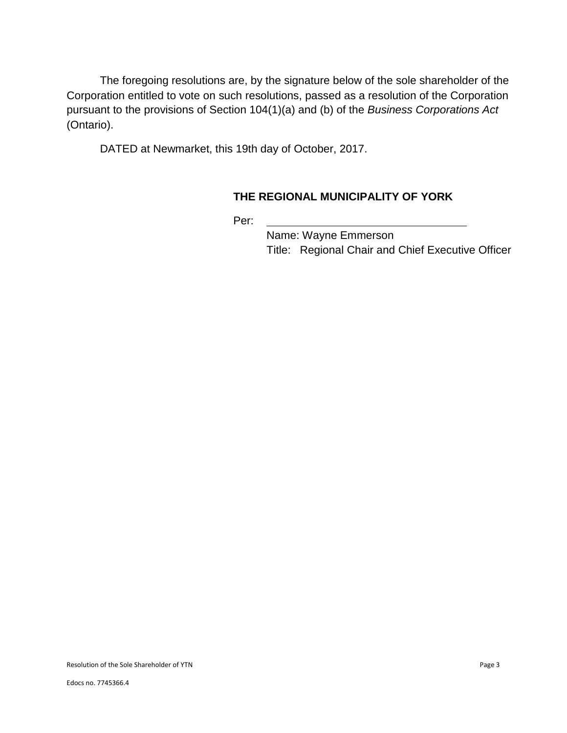The foregoing resolutions are, by the signature below of the sole shareholder of the Corporation entitled to vote on such resolutions, passed as a resolution of the Corporation pursuant to the provisions of Section 104(1)(a) and (b) of the *Business Corporations Act* (Ontario).

DATED at Newmarket, this 19th day of October, 2017.

**THE REGIONAL MUNICIPALITY OF YORK**

Per: \_\_\_\_\_\_\_\_\_\_\_\_\_\_\_\_\_\_\_\_\_\_\_\_\_\_\_\_\_\_\_\_\_\_\_\_

Name: Wayne Emmerson
Title: Regional Chair and Chief Executive Officer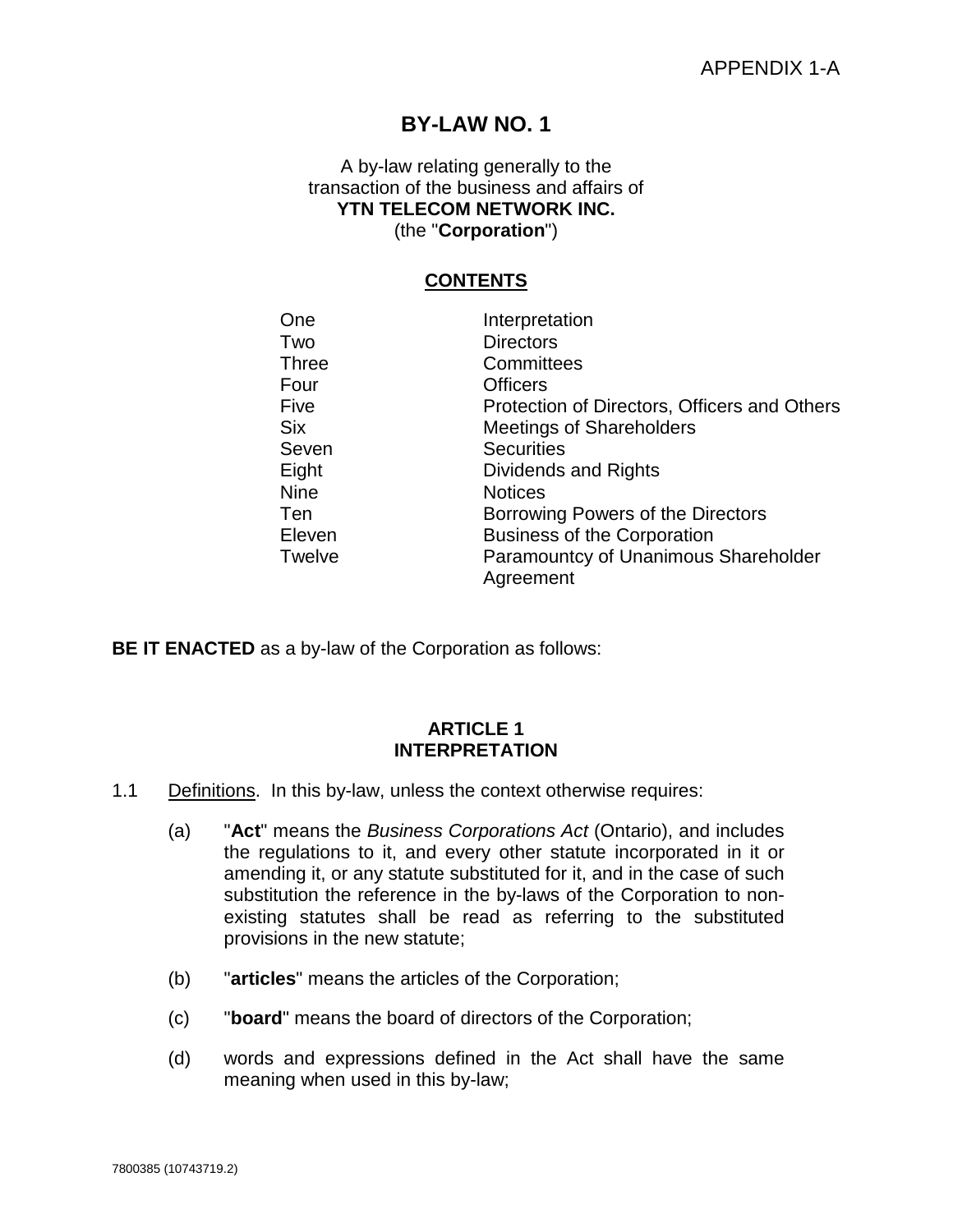APPENDIX 1-A

# BY-LAW NO. 1

A by-law relating generally to the transaction of the business and affairs of
**YTN TELECOM NETWORK INC.**
(the "**Corporation**")

## CONTENTS

| | |
|---|---|
| One | Interpretation |
| Two | Directors |
| Three | Committees |
| Four | Officers |
| Five | Protection of Directors, Officers and Others |
| Six | Meetings of Shareholders |
| Seven | Securities |
| Eight | Dividends and Rights |
| Nine | Notices |
| Ten | Borrowing Powers of the Directors |
| Eleven | Business of the Corporation |
| Twelve | Paramountcy of Unanimous Shareholder Agreement |

**BE IT ENACTED** as a by-law of the Corporation as follows:

## ARTICLE 1
## INTERPRETATION

1.1 Definitions. In this by-law, unless the context otherwise requires:

(a) "**Act**" means the *Business Corporations Act* (Ontario), and includes the regulations to it, and every other statute incorporated in it or amending it, or any statute substituted for it, and in the case of such substitution the reference in the by-laws of the Corporation to non-existing statutes shall be read as referring to the substituted provisions in the new statute;

(b) "**articles**" means the articles of the Corporation;

(c) "**board**" means the board of directors of the Corporation;

(d) words and expressions defined in the Act shall have the same meaning when used in this by-law;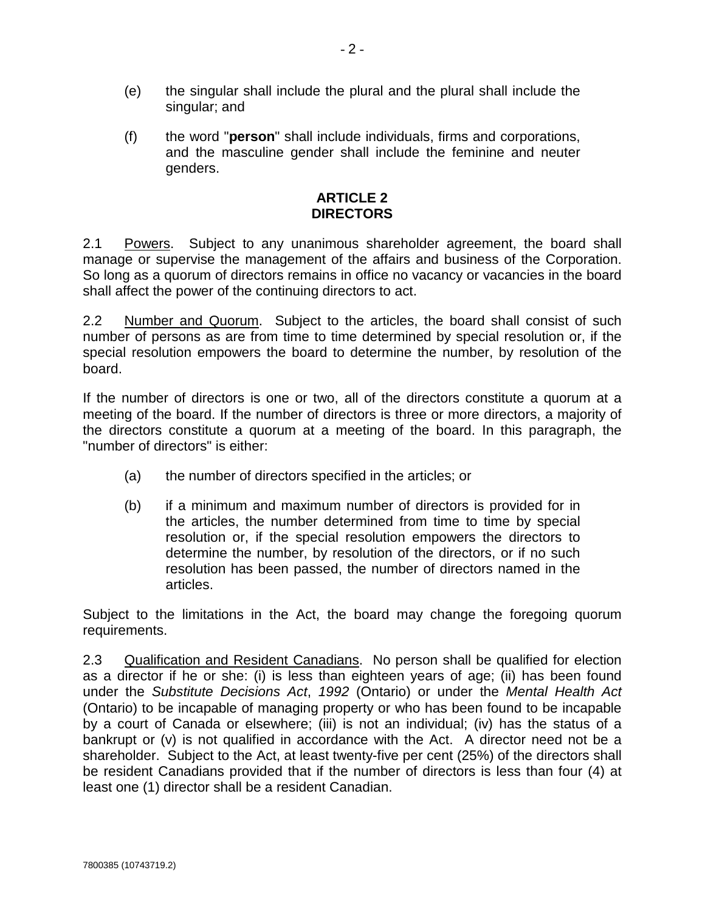(e) the singular shall include the plural and the plural shall include the singular; and

(f) the word "**person**" shall include individuals, firms and corporations, and the masculine gender shall include the feminine and neuter genders.

## ARTICLE 2
## DIRECTORS

2.1 Powers. Subject to any unanimous shareholder agreement, the board shall manage or supervise the management of the affairs and business of the Corporation. So long as a quorum of directors remains in office no vacancy or vacancies in the board shall affect the power of the continuing directors to act.

2.2 Number and Quorum. Subject to the articles, the board shall consist of such number of persons as are from time to time determined by special resolution or, if the special resolution empowers the board to determine the number, by resolution of the board.

If the number of directors is one or two, all of the directors constitute a quorum at a meeting of the board. If the number of directors is three or more directors, a majority of the directors constitute a quorum at a meeting of the board. In this paragraph, the "number of directors" is either:

(a) the number of directors specified in the articles; or

(b) if a minimum and maximum number of directors is provided for in the articles, the number determined from time to time by special resolution or, if the special resolution empowers the directors to determine the number, by resolution of the directors, or if no such resolution has been passed, the number of directors named in the articles.

Subject to the limitations in the Act, the board may change the foregoing quorum requirements.

2.3 Qualification and Resident Canadians. No person shall be qualified for election as a director if he or she: (i) is less than eighteen years of age; (ii) has been found under the *Substitute Decisions Act*, *1992* (Ontario) or under the *Mental Health Act* (Ontario) to be incapable of managing property or who has been found to be incapable by a court of Canada or elsewhere; (iii) is not an individual; (iv) has the status of a bankrupt or (v) is not qualified in accordance with the Act. A director need not be a shareholder. Subject to the Act, at least twenty-five per cent (25%) of the directors shall be resident Canadians provided that if the number of directors is less than four (4) at least one (1) director shall be a resident Canadian.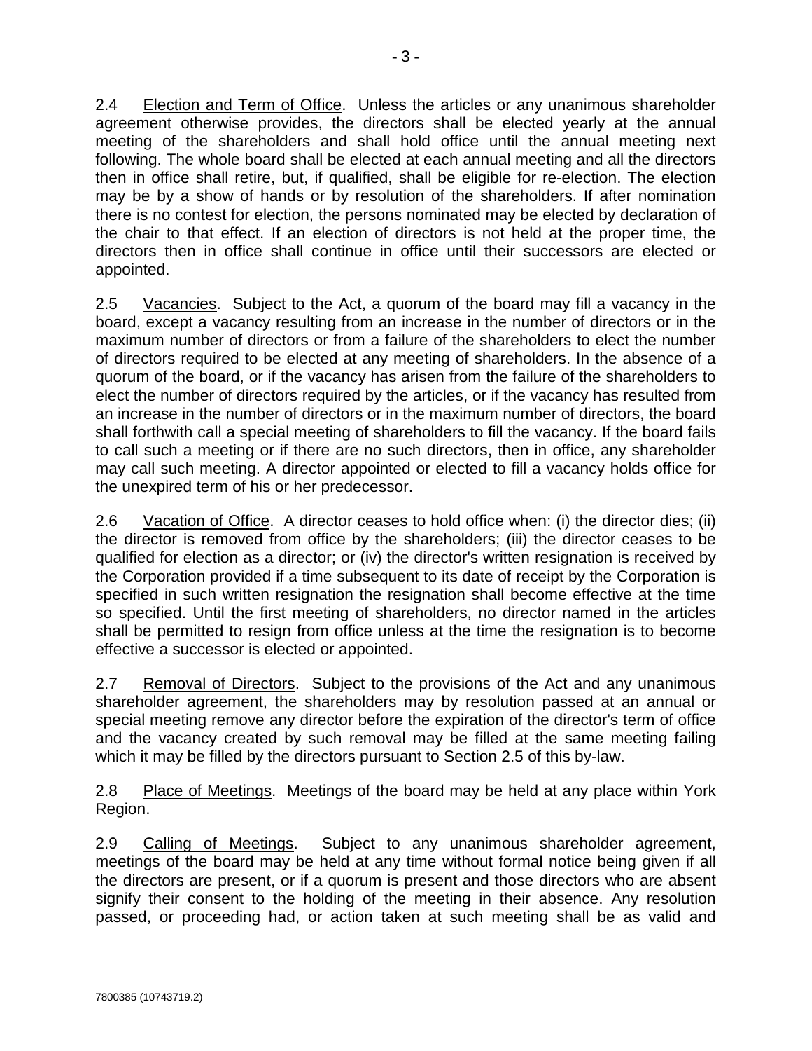2.4 Election and Term of Office. Unless the articles or any unanimous shareholder agreement otherwise provides, the directors shall be elected yearly at the annual meeting of the shareholders and shall hold office until the annual meeting next following. The whole board shall be elected at each annual meeting and all the directors then in office shall retire, but, if qualified, shall be eligible for re-election. The election may be by a show of hands or by resolution of the shareholders. If after nomination there is no contest for election, the persons nominated may be elected by declaration of the chair to that effect. If an election of directors is not held at the proper time, the directors then in office shall continue in office until their successors are elected or appointed.

2.5 Vacancies. Subject to the Act, a quorum of the board may fill a vacancy in the board, except a vacancy resulting from an increase in the number of directors or in the maximum number of directors or from a failure of the shareholders to elect the number of directors required to be elected at any meeting of shareholders. In the absence of a quorum of the board, or if the vacancy has arisen from the failure of the shareholders to elect the number of directors required by the articles, or if the vacancy has resulted from an increase in the number of directors or in the maximum number of directors, the board shall forthwith call a special meeting of shareholders to fill the vacancy. If the board fails to call such a meeting or if there are no such directors, then in office, any shareholder may call such meeting. A director appointed or elected to fill a vacancy holds office for the unexpired term of his or her predecessor.

2.6 Vacation of Office. A director ceases to hold office when: (i) the director dies; (ii) the director is removed from office by the shareholders; (iii) the director ceases to be qualified for election as a director; or (iv) the director's written resignation is received by the Corporation provided if a time subsequent to its date of receipt by the Corporation is specified in such written resignation the resignation shall become effective at the time so specified. Until the first meeting of shareholders, no director named in the articles shall be permitted to resign from office unless at the time the resignation is to become effective a successor is elected or appointed.

2.7 Removal of Directors. Subject to the provisions of the Act and any unanimous shareholder agreement, the shareholders may by resolution passed at an annual or special meeting remove any director before the expiration of the director's term of office and the vacancy created by such removal may be filled at the same meeting failing which it may be filled by the directors pursuant to Section 2.5 of this by-law.

2.8 Place of Meetings. Meetings of the board may be held at any place within York Region.

2.9 Calling of Meetings. Subject to any unanimous shareholder agreement, meetings of the board may be held at any time without formal notice being given if all the directors are present, or if a quorum is present and those directors who are absent signify their consent to the holding of the meeting in their absence. Any resolution passed, or proceeding had, or action taken at such meeting shall be as valid and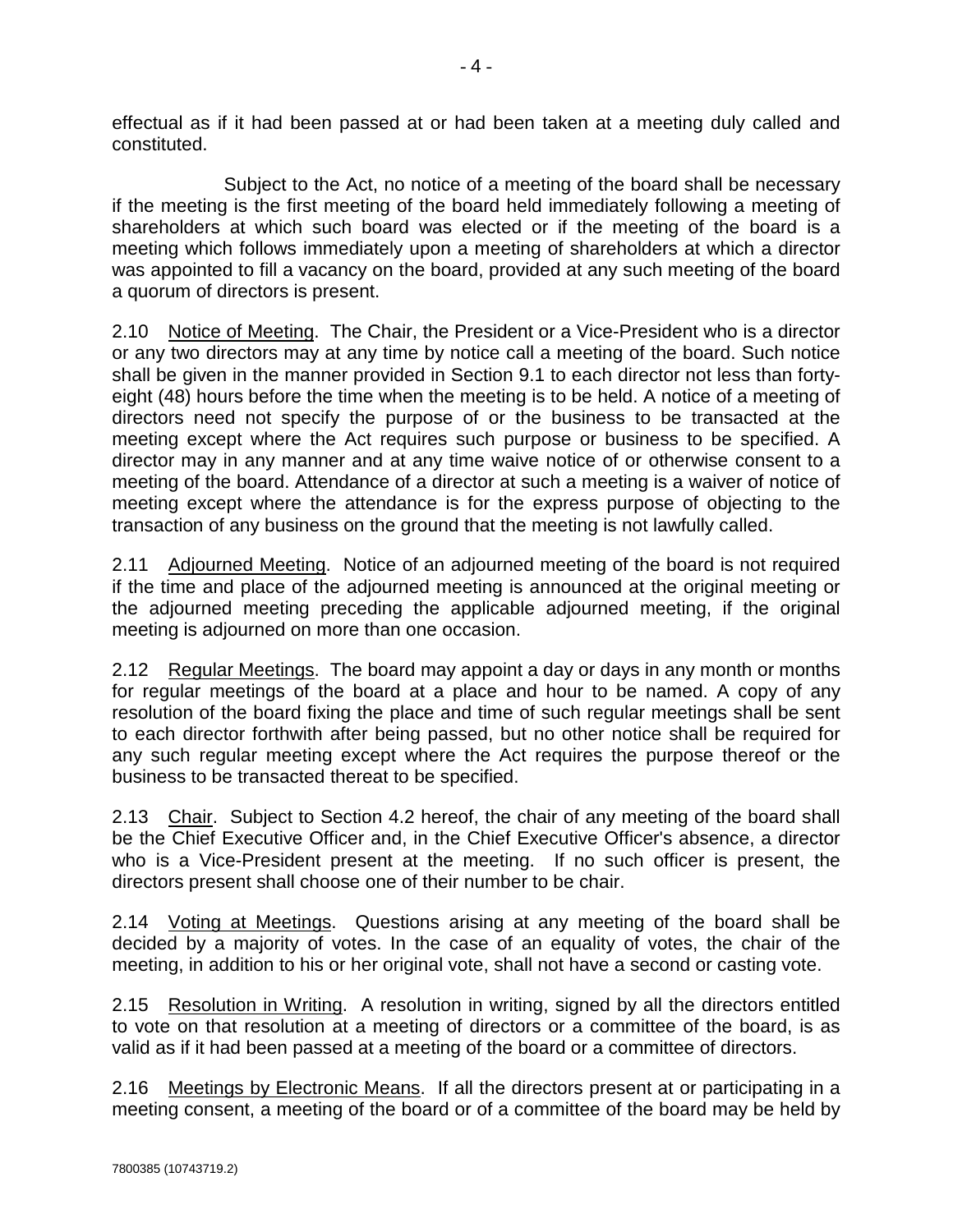effectual as if it had been passed at or had been taken at a meeting duly called and constituted.

Subject to the Act, no notice of a meeting of the board shall be necessary if the meeting is the first meeting of the board held immediately following a meeting of shareholders at which such board was elected or if the meeting of the board is a meeting which follows immediately upon a meeting of shareholders at which a director was appointed to fill a vacancy on the board, provided at any such meeting of the board a quorum of directors is present.

2.10 Notice of Meeting. The Chair, the President or a Vice-President who is a director or any two directors may at any time by notice call a meeting of the board. Such notice shall be given in the manner provided in Section 9.1 to each director not less than forty-eight (48) hours before the time when the meeting is to be held. A notice of a meeting of directors need not specify the purpose of or the business to be transacted at the meeting except where the Act requires such purpose or business to be specified. A director may in any manner and at any time waive notice of or otherwise consent to a meeting of the board. Attendance of a director at such a meeting is a waiver of notice of meeting except where the attendance is for the express purpose of objecting to the transaction of any business on the ground that the meeting is not lawfully called.

2.11 Adjourned Meeting. Notice of an adjourned meeting of the board is not required if the time and place of the adjourned meeting is announced at the original meeting or the adjourned meeting preceding the applicable adjourned meeting, if the original meeting is adjourned on more than one occasion.

2.12 Regular Meetings. The board may appoint a day or days in any month or months for regular meetings of the board at a place and hour to be named. A copy of any resolution of the board fixing the place and time of such regular meetings shall be sent to each director forthwith after being passed, but no other notice shall be required for any such regular meeting except where the Act requires the purpose thereof or the business to be transacted thereat to be specified.

2.13 Chair. Subject to Section 4.2 hereof, the chair of any meeting of the board shall be the Chief Executive Officer and, in the Chief Executive Officer's absence, a director who is a Vice-President present at the meeting. If no such officer is present, the directors present shall choose one of their number to be chair.

2.14 Voting at Meetings. Questions arising at any meeting of the board shall be decided by a majority of votes. In the case of an equality of votes, the chair of the meeting, in addition to his or her original vote, shall not have a second or casting vote.

2.15 Resolution in Writing. A resolution in writing, signed by all the directors entitled to vote on that resolution at a meeting of directors or a committee of the board, is as valid as if it had been passed at a meeting of the board or a committee of directors.

2.16 Meetings by Electronic Means. If all the directors present at or participating in a meeting consent, a meeting of the board or of a committee of the board may be held by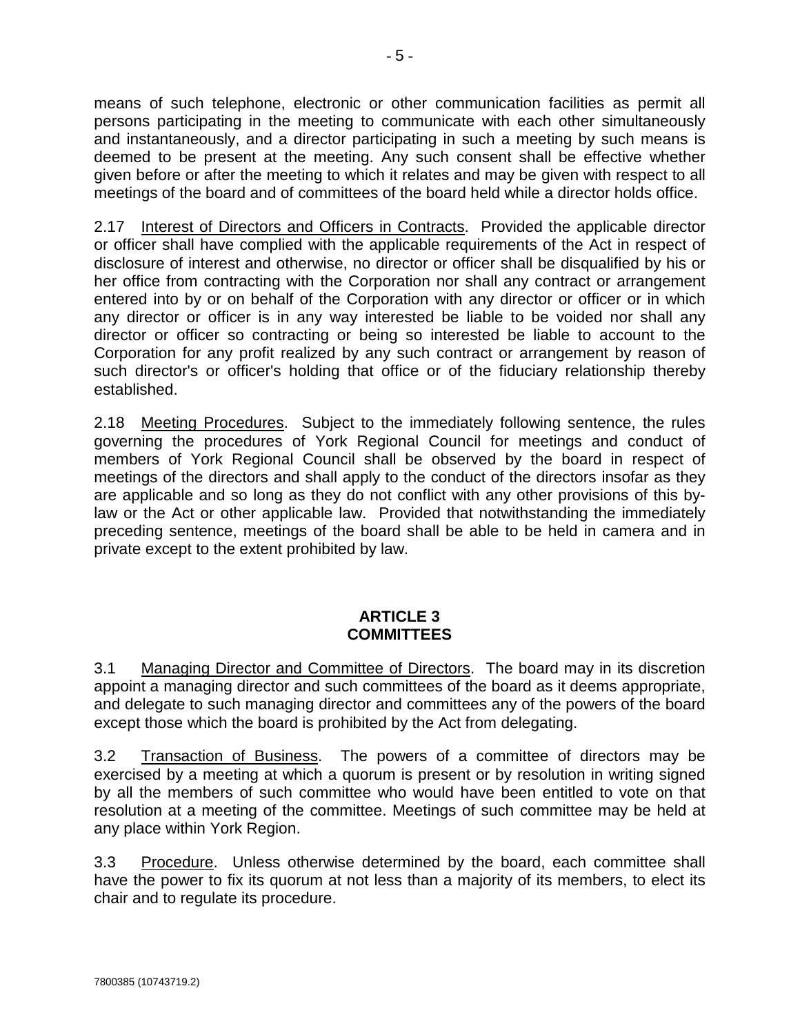means of such telephone, electronic or other communication facilities as permit all persons participating in the meeting to communicate with each other simultaneously and instantaneously, and a director participating in such a meeting by such means is deemed to be present at the meeting. Any such consent shall be effective whether given before or after the meeting to which it relates and may be given with respect to all meetings of the board and of committees of the board held while a director holds office.

2.17 Interest of Directors and Officers in Contracts. Provided the applicable director or officer shall have complied with the applicable requirements of the Act in respect of disclosure of interest and otherwise, no director or officer shall be disqualified by his or her office from contracting with the Corporation nor shall any contract or arrangement entered into by or on behalf of the Corporation with any director or officer or in which any director or officer is in any way interested be liable to be voided nor shall any director or officer so contracting or being so interested be liable to account to the Corporation for any profit realized by any such contract or arrangement by reason of such director's or officer's holding that office or of the fiduciary relationship thereby established.

2.18 Meeting Procedures. Subject to the immediately following sentence, the rules governing the procedures of York Regional Council for meetings and conduct of members of York Regional Council shall be observed by the board in respect of meetings of the directors and shall apply to the conduct of the directors insofar as they are applicable and so long as they do not conflict with any other provisions of this by-law or the Act or other applicable law. Provided that notwithstanding the immediately preceding sentence, meetings of the board shall be able to be held in camera and in private except to the extent prohibited by law.

## ARTICLE 3
## COMMITTEES

3.1 Managing Director and Committee of Directors. The board may in its discretion appoint a managing director and such committees of the board as it deems appropriate, and delegate to such managing director and committees any of the powers of the board except those which the board is prohibited by the Act from delegating.

3.2 Transaction of Business. The powers of a committee of directors may be exercised by a meeting at which a quorum is present or by resolution in writing signed by all the members of such committee who would have been entitled to vote on that resolution at a meeting of the committee. Meetings of such committee may be held at any place within York Region.

3.3 Procedure. Unless otherwise determined by the board, each committee shall have the power to fix its quorum at not less than a majority of its members, to elect its chair and to regulate its procedure.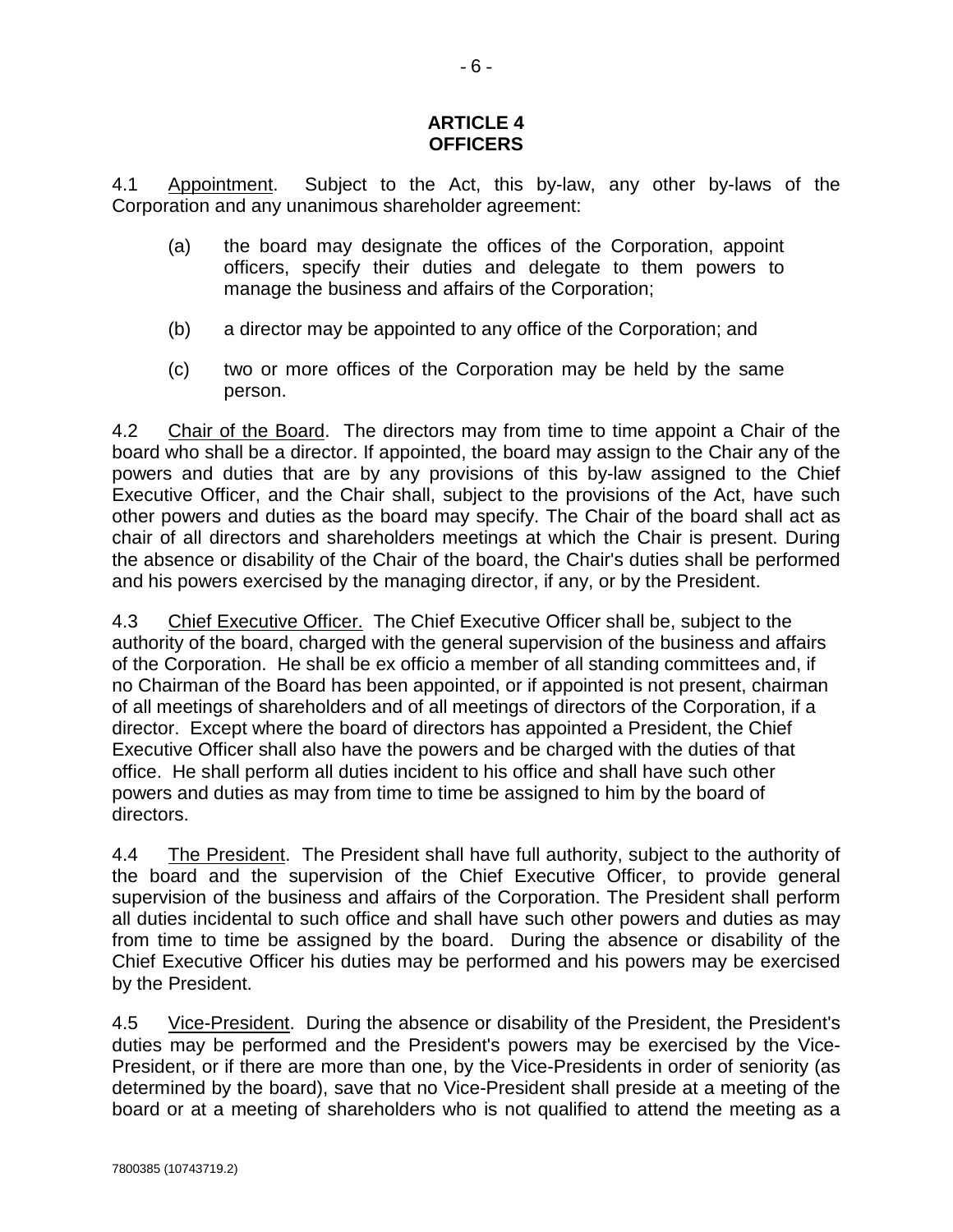## ARTICLE 4
## OFFICERS

4.1 Appointment. Subject to the Act, this by-law, any other by-laws of the Corporation and any unanimous shareholder agreement:

(a) the board may designate the offices of the Corporation, appoint officers, specify their duties and delegate to them powers to manage the business and affairs of the Corporation;

(b) a director may be appointed to any office of the Corporation; and

(c) two or more offices of the Corporation may be held by the same person.

4.2 Chair of the Board. The directors may from time to time appoint a Chair of the board who shall be a director. If appointed, the board may assign to the Chair any of the powers and duties that are by any provisions of this by-law assigned to the Chief Executive Officer, and the Chair shall, subject to the provisions of the Act, have such other powers and duties as the board may specify. The Chair of the board shall act as chair of all directors and shareholders meetings at which the Chair is present. During the absence or disability of the Chair of the board, the Chair's duties shall be performed and his powers exercised by the managing director, if any, or by the President.

4.3 Chief Executive Officer. The Chief Executive Officer shall be, subject to the authority of the board, charged with the general supervision of the business and affairs of the Corporation. He shall be ex officio a member of all standing committees and, if no Chairman of the Board has been appointed, or if appointed is not present, chairman of all meetings of shareholders and of all meetings of directors of the Corporation, if a director. Except where the board of directors has appointed a President, the Chief Executive Officer shall also have the powers and be charged with the duties of that office. He shall perform all duties incident to his office and shall have such other powers and duties as may from time to time be assigned to him by the board of directors.

4.4 The President. The President shall have full authority, subject to the authority of the board and the supervision of the Chief Executive Officer, to provide general supervision of the business and affairs of the Corporation. The President shall perform all duties incidental to such office and shall have such other powers and duties as may from time to time be assigned by the board. During the absence or disability of the Chief Executive Officer his duties may be performed and his powers may be exercised by the President.

4.5 Vice-President. During the absence or disability of the President, the President's duties may be performed and the President's powers may be exercised by the Vice-President, or if there are more than one, by the Vice-Presidents in order of seniority (as determined by the board), save that no Vice-President shall preside at a meeting of the board or at a meeting of shareholders who is not qualified to attend the meeting as a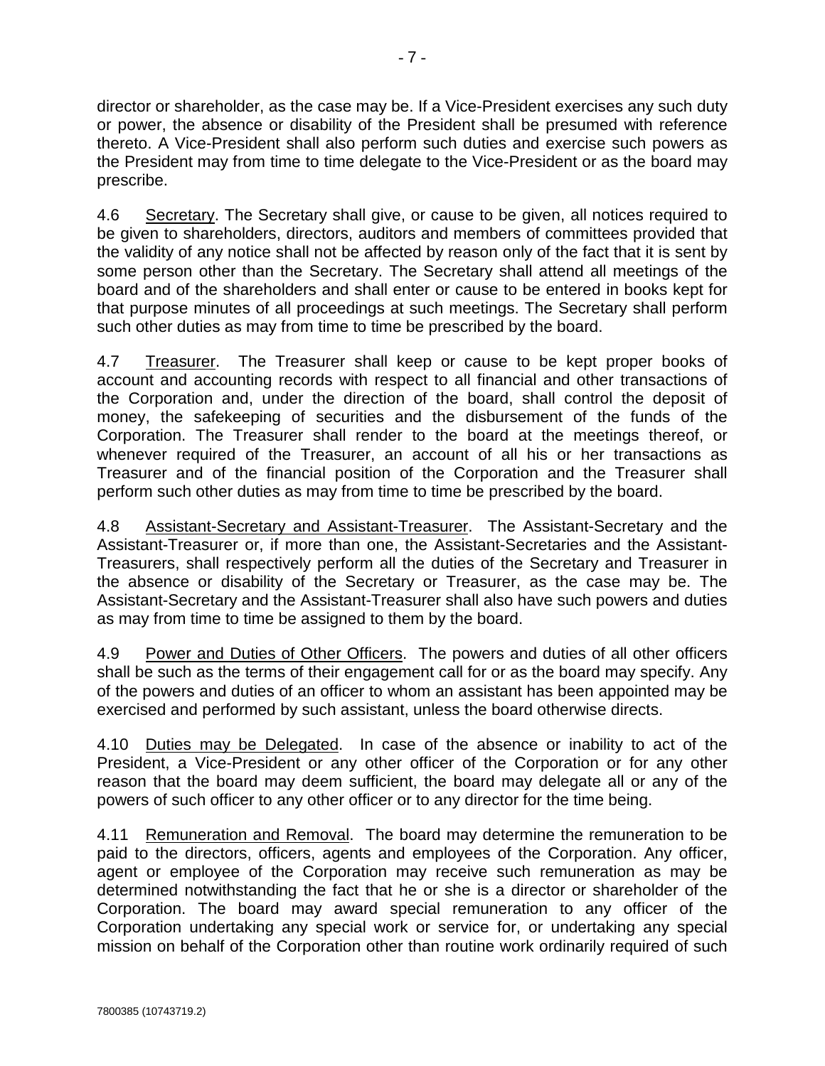director or shareholder, as the case may be. If a Vice-President exercises any such duty or power, the absence or disability of the President shall be presumed with reference thereto. A Vice-President shall also perform such duties and exercise such powers as the President may from time to time delegate to the Vice-President or as the board may prescribe.

4.6 Secretary. The Secretary shall give, or cause to be given, all notices required to be given to shareholders, directors, auditors and members of committees provided that the validity of any notice shall not be affected by reason only of the fact that it is sent by some person other than the Secretary. The Secretary shall attend all meetings of the board and of the shareholders and shall enter or cause to be entered in books kept for that purpose minutes of all proceedings at such meetings. The Secretary shall perform such other duties as may from time to time be prescribed by the board.

4.7 Treasurer. The Treasurer shall keep or cause to be kept proper books of account and accounting records with respect to all financial and other transactions of the Corporation and, under the direction of the board, shall control the deposit of money, the safekeeping of securities and the disbursement of the funds of the Corporation. The Treasurer shall render to the board at the meetings thereof, or whenever required of the Treasurer, an account of all his or her transactions as Treasurer and of the financial position of the Corporation and the Treasurer shall perform such other duties as may from time to time be prescribed by the board.

4.8 Assistant-Secretary and Assistant-Treasurer. The Assistant-Secretary and the Assistant-Treasurer or, if more than one, the Assistant-Secretaries and the Assistant-Treasurers, shall respectively perform all the duties of the Secretary and Treasurer in the absence or disability of the Secretary or Treasurer, as the case may be. The Assistant-Secretary and the Assistant-Treasurer shall also have such powers and duties as may from time to time be assigned to them by the board.

4.9 Power and Duties of Other Officers. The powers and duties of all other officers shall be such as the terms of their engagement call for or as the board may specify. Any of the powers and duties of an officer to whom an assistant has been appointed may be exercised and performed by such assistant, unless the board otherwise directs.

4.10 Duties may be Delegated. In case of the absence or inability to act of the President, a Vice-President or any other officer of the Corporation or for any other reason that the board may deem sufficient, the board may delegate all or any of the powers of such officer to any other officer or to any director for the time being.

4.11 Remuneration and Removal. The board may determine the remuneration to be paid to the directors, officers, agents and employees of the Corporation. Any officer, agent or employee of the Corporation may receive such remuneration as may be determined notwithstanding the fact that he or she is a director or shareholder of the Corporation. The board may award special remuneration to any officer of the Corporation undertaking any special work or service for, or undertaking any special mission on behalf of the Corporation other than routine work ordinarily required of such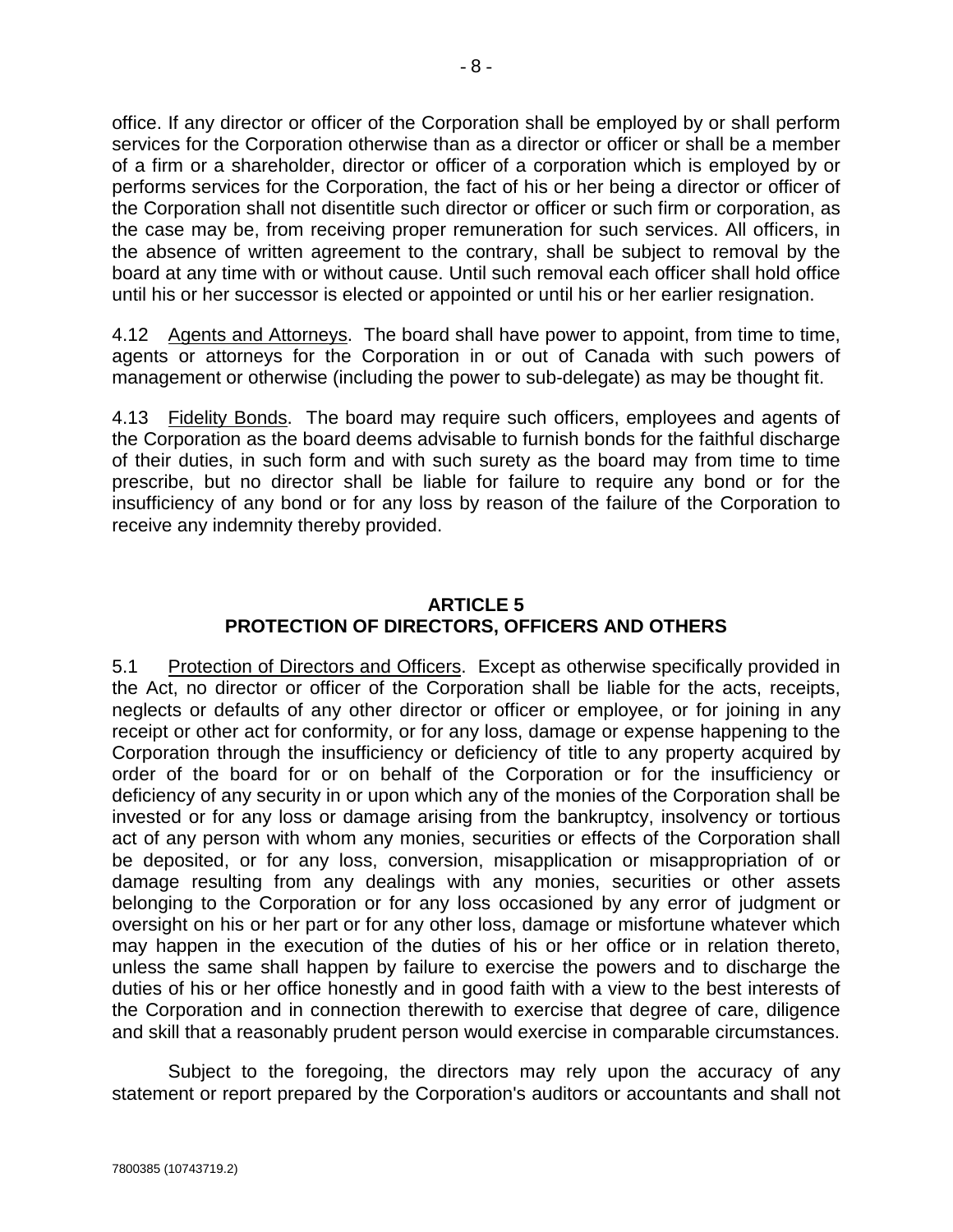office. If any director or officer of the Corporation shall be employed by or shall perform services for the Corporation otherwise than as a director or officer or shall be a member of a firm or a shareholder, director or officer of a corporation which is employed by or performs services for the Corporation, the fact of his or her being a director or officer of the Corporation shall not disentitle such director or officer or such firm or corporation, as the case may be, from receiving proper remuneration for such services. All officers, in the absence of written agreement to the contrary, shall be subject to removal by the board at any time with or without cause. Until such removal each officer shall hold office until his or her successor is elected or appointed or until his or her earlier resignation.

4.12 Agents and Attorneys. The board shall have power to appoint, from time to time, agents or attorneys for the Corporation in or out of Canada with such powers of management or otherwise (including the power to sub-delegate) as may be thought fit.

4.13 Fidelity Bonds. The board may require such officers, employees and agents of the Corporation as the board deems advisable to furnish bonds for the faithful discharge of their duties, in such form and with such surety as the board may from time to time prescribe, but no director shall be liable for failure to require any bond or for the insufficiency of any bond or for any loss by reason of the failure of the Corporation to receive any indemnity thereby provided.

## ARTICLE 5
## PROTECTION OF DIRECTORS, OFFICERS AND OTHERS

5.1 Protection of Directors and Officers. Except as otherwise specifically provided in the Act, no director or officer of the Corporation shall be liable for the acts, receipts, neglects or defaults of any other director or officer or employee, or for joining in any receipt or other act for conformity, or for any loss, damage or expense happening to the Corporation through the insufficiency or deficiency of title to any property acquired by order of the board for or on behalf of the Corporation or for the insufficiency or deficiency of any security in or upon which any of the monies of the Corporation shall be invested or for any loss or damage arising from the bankruptcy, insolvency or tortious act of any person with whom any monies, securities or effects of the Corporation shall be deposited, or for any loss, conversion, misapplication or misappropriation of or damage resulting from any dealings with any monies, securities or other assets belonging to the Corporation or for any loss occasioned by any error of judgment or oversight on his or her part or for any other loss, damage or misfortune whatever which may happen in the execution of the duties of his or her office or in relation thereto, unless the same shall happen by failure to exercise the powers and to discharge the duties of his or her office honestly and in good faith with a view to the best interests of the Corporation and in connection therewith to exercise that degree of care, diligence and skill that a reasonably prudent person would exercise in comparable circumstances.

Subject to the foregoing, the directors may rely upon the accuracy of any statement or report prepared by the Corporation's auditors or accountants and shall not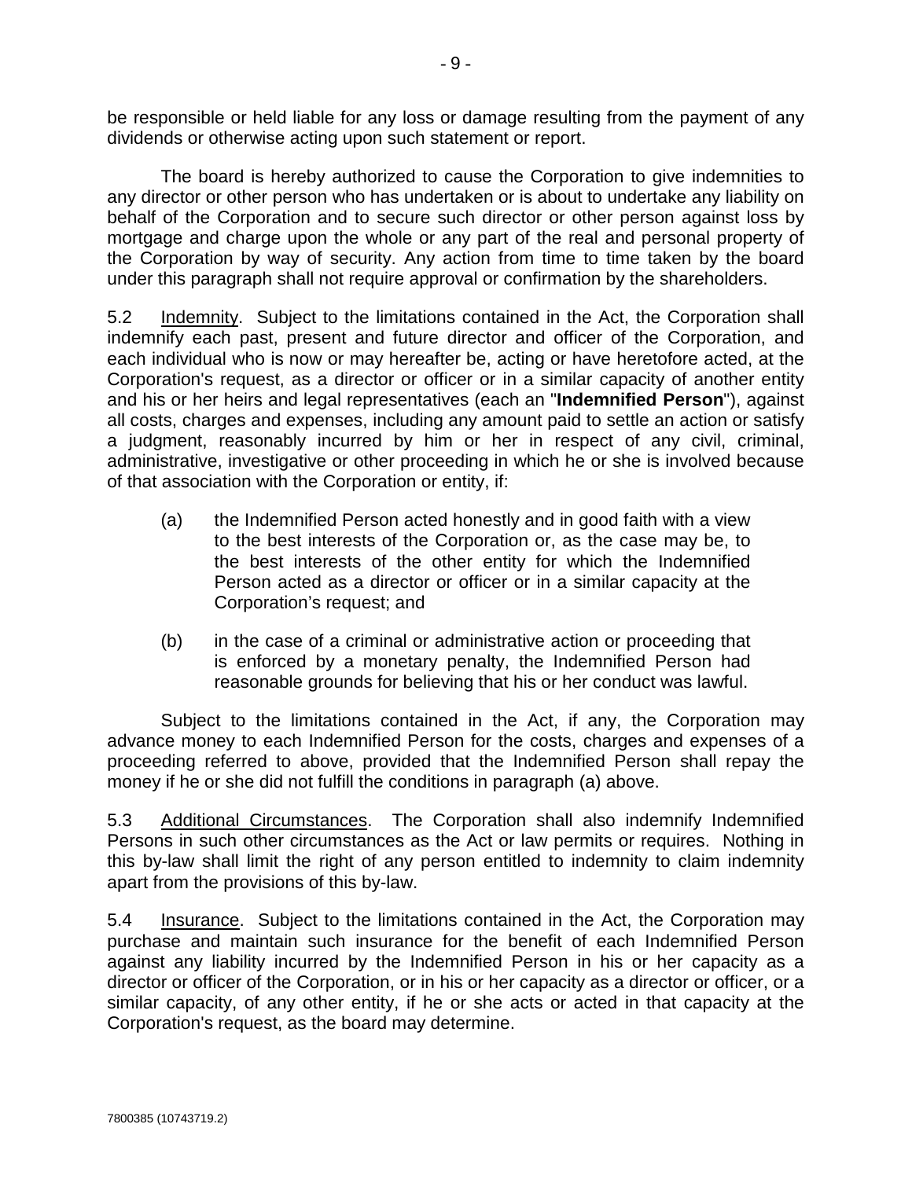be responsible or held liable for any loss or damage resulting from the payment of any dividends or otherwise acting upon such statement or report.

The board is hereby authorized to cause the Corporation to give indemnities to any director or other person who has undertaken or is about to undertake any liability on behalf of the Corporation and to secure such director or other person against loss by mortgage and charge upon the whole or any part of the real and personal property of the Corporation by way of security. Any action from time to time taken by the board under this paragraph shall not require approval or confirmation by the shareholders.

5.2 Indemnity. Subject to the limitations contained in the Act, the Corporation shall indemnify each past, present and future director and officer of the Corporation, and each individual who is now or may hereafter be, acting or have heretofore acted, at the Corporation's request, as a director or officer or in a similar capacity of another entity and his or her heirs and legal representatives (each an "**Indemnified Person**"), against all costs, charges and expenses, including any amount paid to settle an action or satisfy a judgment, reasonably incurred by him or her in respect of any civil, criminal, administrative, investigative or other proceeding in which he or she is involved because of that association with the Corporation or entity, if:

(a) the Indemnified Person acted honestly and in good faith with a view to the best interests of the Corporation or, as the case may be, to the best interests of the other entity for which the Indemnified Person acted as a director or officer or in a similar capacity at the Corporation's request; and

(b) in the case of a criminal or administrative action or proceeding that is enforced by a monetary penalty, the Indemnified Person had reasonable grounds for believing that his or her conduct was lawful.

Subject to the limitations contained in the Act, if any, the Corporation may advance money to each Indemnified Person for the costs, charges and expenses of a proceeding referred to above, provided that the Indemnified Person shall repay the money if he or she did not fulfill the conditions in paragraph (a) above.

5.3 Additional Circumstances. The Corporation shall also indemnify Indemnified Persons in such other circumstances as the Act or law permits or requires. Nothing in this by-law shall limit the right of any person entitled to indemnity to claim indemnity apart from the provisions of this by-law.

5.4 Insurance. Subject to the limitations contained in the Act, the Corporation may purchase and maintain such insurance for the benefit of each Indemnified Person against any liability incurred by the Indemnified Person in his or her capacity as a director or officer of the Corporation, or in his or her capacity as a director or officer, or a similar capacity, of any other entity, if he or she acts or acted in that capacity at the Corporation's request, as the board may determine.

7800385 (10743719.2)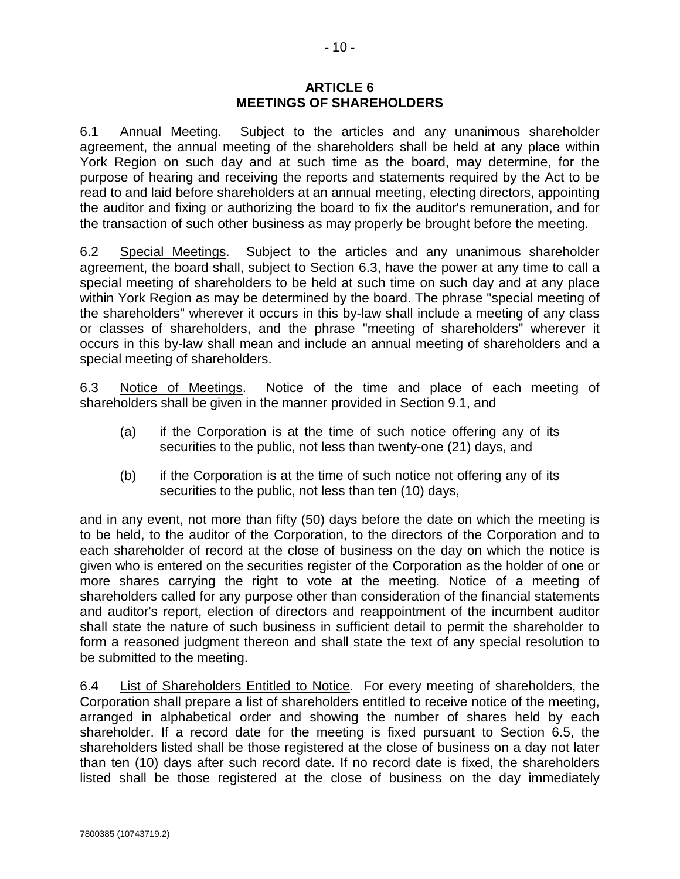## ARTICLE 6
## MEETINGS OF SHAREHOLDERS

6.1 Annual Meeting. Subject to the articles and any unanimous shareholder agreement, the annual meeting of the shareholders shall be held at any place within York Region on such day and at such time as the board, may determine, for the purpose of hearing and receiving the reports and statements required by the Act to be read to and laid before shareholders at an annual meeting, electing directors, appointing the auditor and fixing or authorizing the board to fix the auditor's remuneration, and for the transaction of such other business as may properly be brought before the meeting.

6.2 Special Meetings. Subject to the articles and any unanimous shareholder agreement, the board shall, subject to Section 6.3, have the power at any time to call a special meeting of shareholders to be held at such time on such day and at any place within York Region as may be determined by the board. The phrase "special meeting of the shareholders" wherever it occurs in this by-law shall include a meeting of any class or classes of shareholders, and the phrase "meeting of shareholders" wherever it occurs in this by-law shall mean and include an annual meeting of shareholders and a special meeting of shareholders.

6.3 Notice of Meetings. Notice of the time and place of each meeting of shareholders shall be given in the manner provided in Section 9.1, and

(a) if the Corporation is at the time of such notice offering any of its securities to the public, not less than twenty-one (21) days, and

(b) if the Corporation is at the time of such notice not offering any of its securities to the public, not less than ten (10) days,

and in any event, not more than fifty (50) days before the date on which the meeting is to be held, to the auditor of the Corporation, to the directors of the Corporation and to each shareholder of record at the close of business on the day on which the notice is given who is entered on the securities register of the Corporation as the holder of one or more shares carrying the right to vote at the meeting. Notice of a meeting of shareholders called for any purpose other than consideration of the financial statements and auditor's report, election of directors and reappointment of the incumbent auditor shall state the nature of such business in sufficient detail to permit the shareholder to form a reasoned judgment thereon and shall state the text of any special resolution to be submitted to the meeting.

6.4 List of Shareholders Entitled to Notice. For every meeting of shareholders, the Corporation shall prepare a list of shareholders entitled to receive notice of the meeting, arranged in alphabetical order and showing the number of shares held by each shareholder. If a record date for the meeting is fixed pursuant to Section 6.5, the shareholders listed shall be those registered at the close of business on a day not later than ten (10) days after such record date. If no record date is fixed, the shareholders listed shall be those registered at the close of business on the day immediately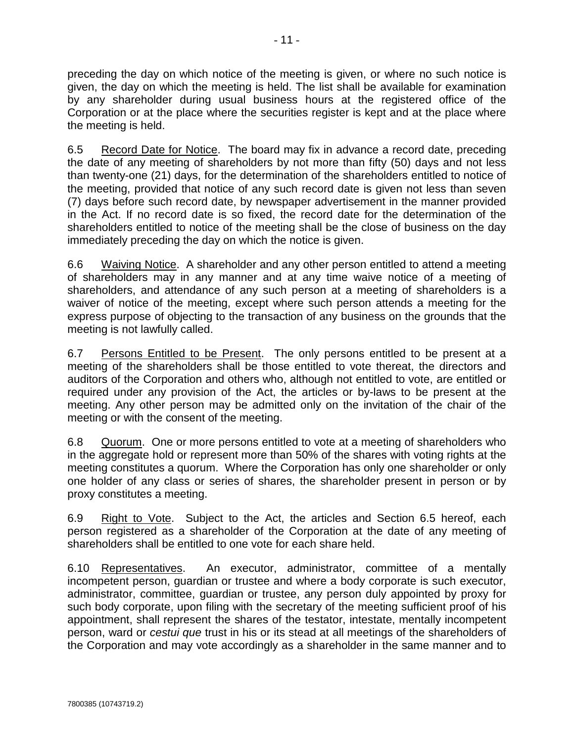preceding the day on which notice of the meeting is given, or where no such notice is given, the day on which the meeting is held. The list shall be available for examination by any shareholder during usual business hours at the registered office of the Corporation or at the place where the securities register is kept and at the place where the meeting is held.

6.5 Record Date for Notice. The board may fix in advance a record date, preceding the date of any meeting of shareholders by not more than fifty (50) days and not less than twenty-one (21) days, for the determination of the shareholders entitled to notice of the meeting, provided that notice of any such record date is given not less than seven (7) days before such record date, by newspaper advertisement in the manner provided in the Act. If no record date is so fixed, the record date for the determination of the shareholders entitled to notice of the meeting shall be the close of business on the day immediately preceding the day on which the notice is given.

6.6 Waiving Notice. A shareholder and any other person entitled to attend a meeting of shareholders may in any manner and at any time waive notice of a meeting of shareholders, and attendance of any such person at a meeting of shareholders is a waiver of notice of the meeting, except where such person attends a meeting for the express purpose of objecting to the transaction of any business on the grounds that the meeting is not lawfully called.

6.7 Persons Entitled to be Present. The only persons entitled to be present at a meeting of the shareholders shall be those entitled to vote thereat, the directors and auditors of the Corporation and others who, although not entitled to vote, are entitled or required under any provision of the Act, the articles or by-laws to be present at the meeting. Any other person may be admitted only on the invitation of the chair of the meeting or with the consent of the meeting.

6.8 Quorum. One or more persons entitled to vote at a meeting of shareholders who in the aggregate hold or represent more than 50% of the shares with voting rights at the meeting constitutes a quorum. Where the Corporation has only one shareholder or only one holder of any class or series of shares, the shareholder present in person or by proxy constitutes a meeting.

6.9 Right to Vote. Subject to the Act, the articles and Section 6.5 hereof, each person registered as a shareholder of the Corporation at the date of any meeting of shareholders shall be entitled to one vote for each share held.

6.10 Representatives. An executor, administrator, committee of a mentally incompetent person, guardian or trustee and where a body corporate is such executor, administrator, committee, guardian or trustee, any person duly appointed by proxy for such body corporate, upon filing with the secretary of the meeting sufficient proof of his appointment, shall represent the shares of the testator, intestate, mentally incompetent person, ward or *cestui que* trust in his or its stead at all meetings of the shareholders of the Corporation and may vote accordingly as a shareholder in the same manner and to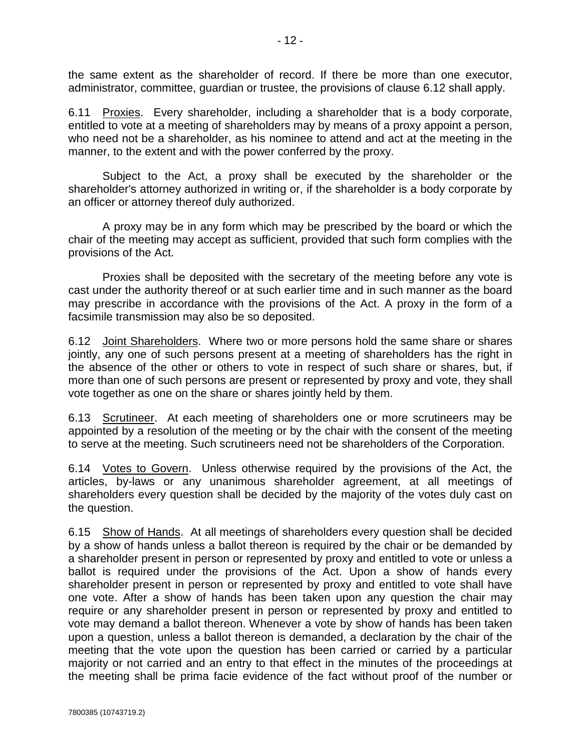the same extent as the shareholder of record. If there be more than one executor, administrator, committee, guardian or trustee, the provisions of clause 6.12 shall apply.

6.11 Proxies. Every shareholder, including a shareholder that is a body corporate, entitled to vote at a meeting of shareholders may by means of a proxy appoint a person, who need not be a shareholder, as his nominee to attend and act at the meeting in the manner, to the extent and with the power conferred by the proxy.

Subject to the Act, a proxy shall be executed by the shareholder or the shareholder's attorney authorized in writing or, if the shareholder is a body corporate by an officer or attorney thereof duly authorized.

A proxy may be in any form which may be prescribed by the board or which the chair of the meeting may accept as sufficient, provided that such form complies with the provisions of the Act.

Proxies shall be deposited with the secretary of the meeting before any vote is cast under the authority thereof or at such earlier time and in such manner as the board may prescribe in accordance with the provisions of the Act. A proxy in the form of a facsimile transmission may also be so deposited.

6.12 Joint Shareholders. Where two or more persons hold the same share or shares jointly, any one of such persons present at a meeting of shareholders has the right in the absence of the other or others to vote in respect of such share or shares, but, if more than one of such persons are present or represented by proxy and vote, they shall vote together as one on the share or shares jointly held by them.

6.13 Scrutineer. At each meeting of shareholders one or more scrutineers may be appointed by a resolution of the meeting or by the chair with the consent of the meeting to serve at the meeting. Such scrutineers need not be shareholders of the Corporation.

6.14 Votes to Govern. Unless otherwise required by the provisions of the Act, the articles, by-laws or any unanimous shareholder agreement, at all meetings of shareholders every question shall be decided by the majority of the votes duly cast on the question.

6.15 Show of Hands. At all meetings of shareholders every question shall be decided by a show of hands unless a ballot thereon is required by the chair or be demanded by a shareholder present in person or represented by proxy and entitled to vote or unless a ballot is required under the provisions of the Act. Upon a show of hands every shareholder present in person or represented by proxy and entitled to vote shall have one vote. After a show of hands has been taken upon any question the chair may require or any shareholder present in person or represented by proxy and entitled to vote may demand a ballot thereon. Whenever a vote by show of hands has been taken upon a question, unless a ballot thereon is demanded, a declaration by the chair of the meeting that the vote upon the question has been carried or carried by a particular majority or not carried and an entry to that effect in the minutes of the proceedings at the meeting shall be prima facie evidence of the fact without proof of the number or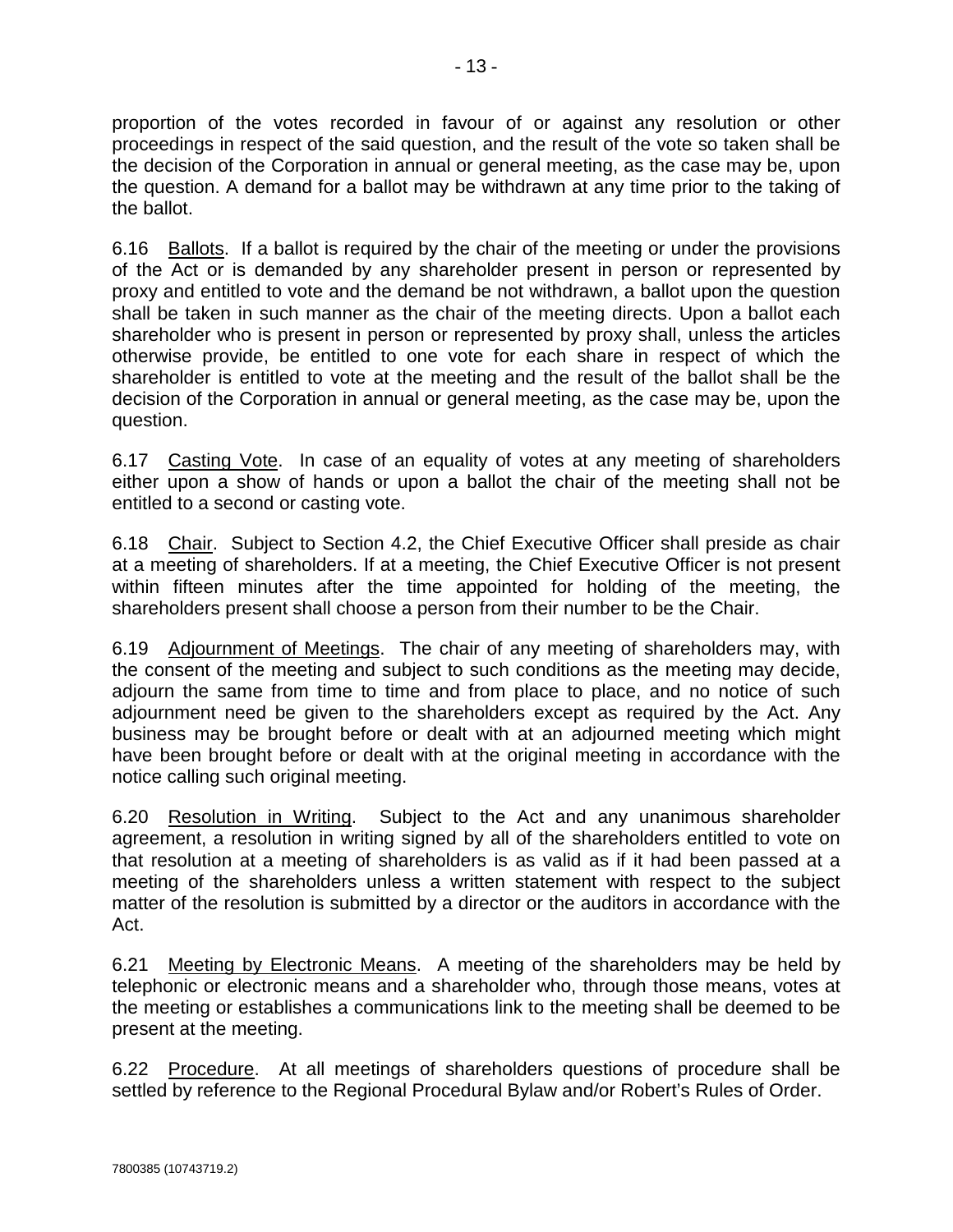proportion of the votes recorded in favour of or against any resolution or other proceedings in respect of the said question, and the result of the vote so taken shall be the decision of the Corporation in annual or general meeting, as the case may be, upon the question. A demand for a ballot may be withdrawn at any time prior to the taking of the ballot.

6.16 Ballots. If a ballot is required by the chair of the meeting or under the provisions of the Act or is demanded by any shareholder present in person or represented by proxy and entitled to vote and the demand be not withdrawn, a ballot upon the question shall be taken in such manner as the chair of the meeting directs. Upon a ballot each shareholder who is present in person or represented by proxy shall, unless the articles otherwise provide, be entitled to one vote for each share in respect of which the shareholder is entitled to vote at the meeting and the result of the ballot shall be the decision of the Corporation in annual or general meeting, as the case may be, upon the question.

6.17 Casting Vote. In case of an equality of votes at any meeting of shareholders either upon a show of hands or upon a ballot the chair of the meeting shall not be entitled to a second or casting vote.

6.18 Chair. Subject to Section 4.2, the Chief Executive Officer shall preside as chair at a meeting of shareholders. If at a meeting, the Chief Executive Officer is not present within fifteen minutes after the time appointed for holding of the meeting, the shareholders present shall choose a person from their number to be the Chair.

6.19 Adjournment of Meetings. The chair of any meeting of shareholders may, with the consent of the meeting and subject to such conditions as the meeting may decide, adjourn the same from time to time and from place to place, and no notice of such adjournment need be given to the shareholders except as required by the Act. Any business may be brought before or dealt with at an adjourned meeting which might have been brought before or dealt with at the original meeting in accordance with the notice calling such original meeting.

6.20 Resolution in Writing. Subject to the Act and any unanimous shareholder agreement, a resolution in writing signed by all of the shareholders entitled to vote on that resolution at a meeting of shareholders is as valid as if it had been passed at a meeting of the shareholders unless a written statement with respect to the subject matter of the resolution is submitted by a director or the auditors in accordance with the Act.

6.21 Meeting by Electronic Means. A meeting of the shareholders may be held by telephonic or electronic means and a shareholder who, through those means, votes at the meeting or establishes a communications link to the meeting shall be deemed to be present at the meeting.

6.22 Procedure. At all meetings of shareholders questions of procedure shall be settled by reference to the Regional Procedural Bylaw and/or Robert's Rules of Order.

7800385 (10743719.2)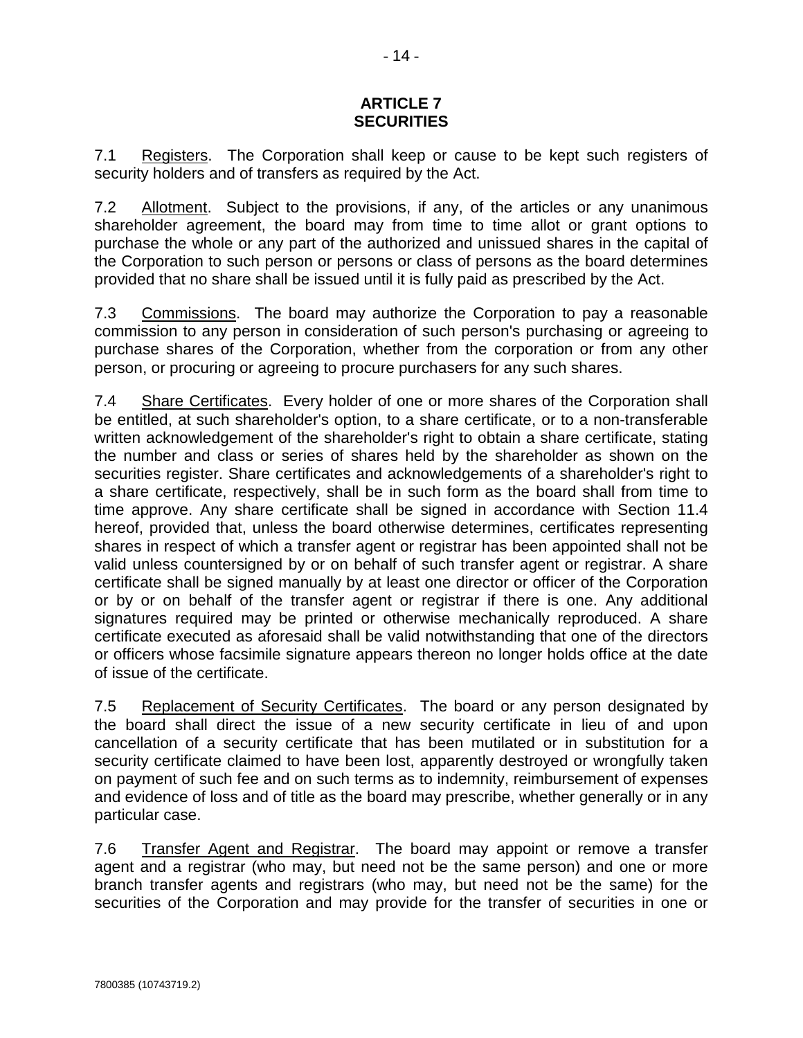## ARTICLE 7
## SECURITIES

7.1 Registers. The Corporation shall keep or cause to be kept such registers of security holders and of transfers as required by the Act.

7.2 Allotment. Subject to the provisions, if any, of the articles or any unanimous shareholder agreement, the board may from time to time allot or grant options to purchase the whole or any part of the authorized and unissued shares in the capital of the Corporation to such person or persons or class of persons as the board determines provided that no share shall be issued until it is fully paid as prescribed by the Act.

7.3 Commissions. The board may authorize the Corporation to pay a reasonable commission to any person in consideration of such person's purchasing or agreeing to purchase shares of the Corporation, whether from the corporation or from any other person, or procuring or agreeing to procure purchasers for any such shares.

7.4 Share Certificates. Every holder of one or more shares of the Corporation shall be entitled, at such shareholder's option, to a share certificate, or to a non-transferable written acknowledgement of the shareholder's right to obtain a share certificate, stating the number and class or series of shares held by the shareholder as shown on the securities register. Share certificates and acknowledgements of a shareholder's right to a share certificate, respectively, shall be in such form as the board shall from time to time approve. Any share certificate shall be signed in accordance with Section 11.4 hereof, provided that, unless the board otherwise determines, certificates representing shares in respect of which a transfer agent or registrar has been appointed shall not be valid unless countersigned by or on behalf of such transfer agent or registrar. A share certificate shall be signed manually by at least one director or officer of the Corporation or by or on behalf of the transfer agent or registrar if there is one. Any additional signatures required may be printed or otherwise mechanically reproduced. A share certificate executed as aforesaid shall be valid notwithstanding that one of the directors or officers whose facsimile signature appears thereon no longer holds office at the date of issue of the certificate.

7.5 Replacement of Security Certificates. The board or any person designated by the board shall direct the issue of a new security certificate in lieu of and upon cancellation of a security certificate that has been mutilated or in substitution for a security certificate claimed to have been lost, apparently destroyed or wrongfully taken on payment of such fee and on such terms as to indemnity, reimbursement of expenses and evidence of loss and of title as the board may prescribe, whether generally or in any particular case.

7.6 Transfer Agent and Registrar. The board may appoint or remove a transfer agent and a registrar (who may, but need not be the same person) and one or more branch transfer agents and registrars (who may, but need not be the same) for the securities of the Corporation and may provide for the transfer of securities in one or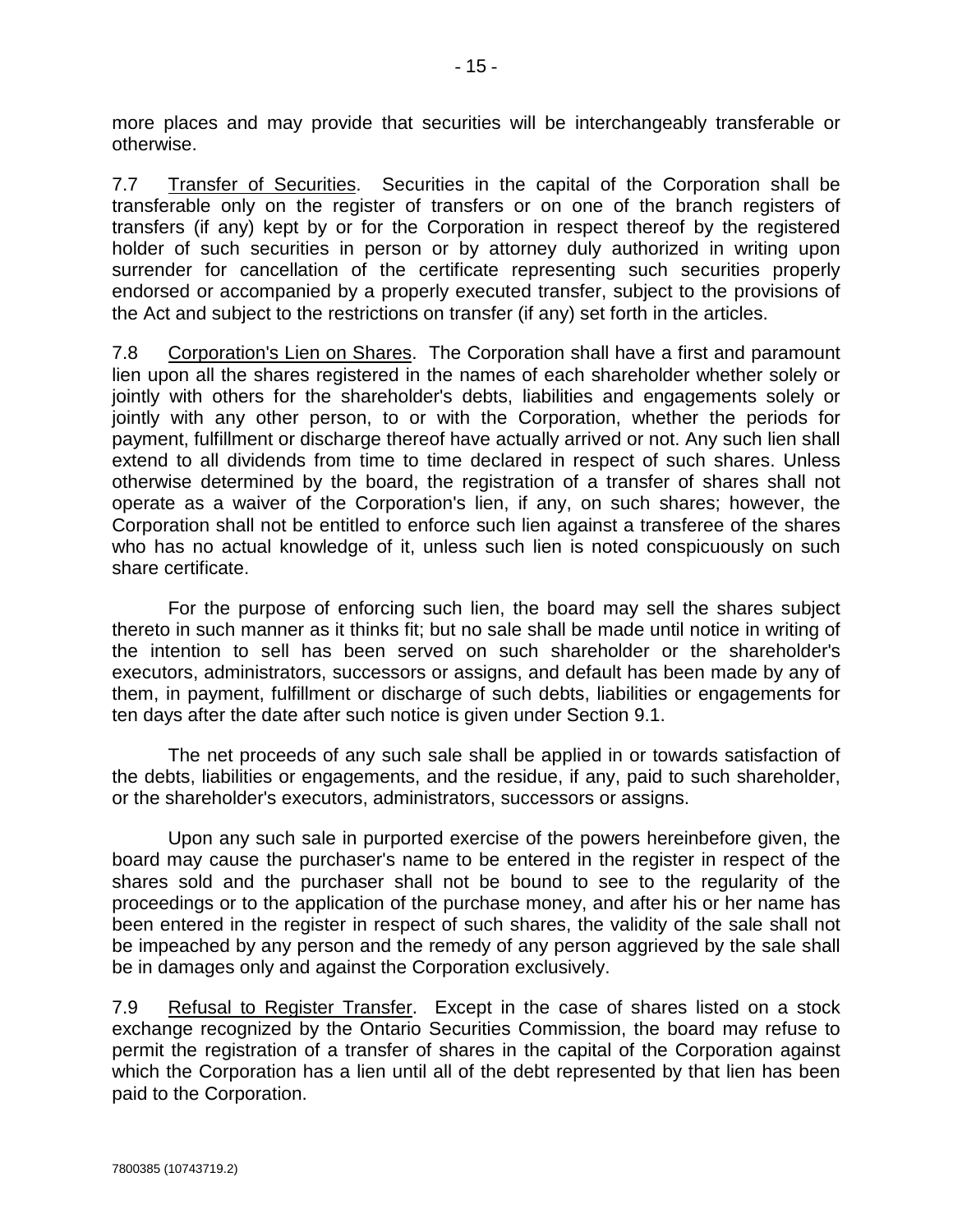more places and may provide that securities will be interchangeably transferable or otherwise.

7.7 Transfer of Securities. Securities in the capital of the Corporation shall be transferable only on the register of transfers or on one of the branch registers of transfers (if any) kept by or for the Corporation in respect thereof by the registered holder of such securities in person or by attorney duly authorized in writing upon surrender for cancellation of the certificate representing such securities properly endorsed or accompanied by a properly executed transfer, subject to the provisions of the Act and subject to the restrictions on transfer (if any) set forth in the articles.

7.8 Corporation's Lien on Shares. The Corporation shall have a first and paramount lien upon all the shares registered in the names of each shareholder whether solely or jointly with others for the shareholder's debts, liabilities and engagements solely or jointly with any other person, to or with the Corporation, whether the periods for payment, fulfillment or discharge thereof have actually arrived or not. Any such lien shall extend to all dividends from time to time declared in respect of such shares. Unless otherwise determined by the board, the registration of a transfer of shares shall not operate as a waiver of the Corporation's lien, if any, on such shares; however, the Corporation shall not be entitled to enforce such lien against a transferee of the shares who has no actual knowledge of it, unless such lien is noted conspicuously on such share certificate.

For the purpose of enforcing such lien, the board may sell the shares subject thereto in such manner as it thinks fit; but no sale shall be made until notice in writing of the intention to sell has been served on such shareholder or the shareholder's executors, administrators, successors or assigns, and default has been made by any of them, in payment, fulfillment or discharge of such debts, liabilities or engagements for ten days after the date after such notice is given under Section 9.1.

The net proceeds of any such sale shall be applied in or towards satisfaction of the debts, liabilities or engagements, and the residue, if any, paid to such shareholder, or the shareholder's executors, administrators, successors or assigns.

Upon any such sale in purported exercise of the powers hereinbefore given, the board may cause the purchaser's name to be entered in the register in respect of the shares sold and the purchaser shall not be bound to see to the regularity of the proceedings or to the application of the purchase money, and after his or her name has been entered in the register in respect of such shares, the validity of the sale shall not be impeached by any person and the remedy of any person aggrieved by the sale shall be in damages only and against the Corporation exclusively.

7.9 Refusal to Register Transfer. Except in the case of shares listed on a stock exchange recognized by the Ontario Securities Commission, the board may refuse to permit the registration of a transfer of shares in the capital of the Corporation against which the Corporation has a lien until all of the debt represented by that lien has been paid to the Corporation.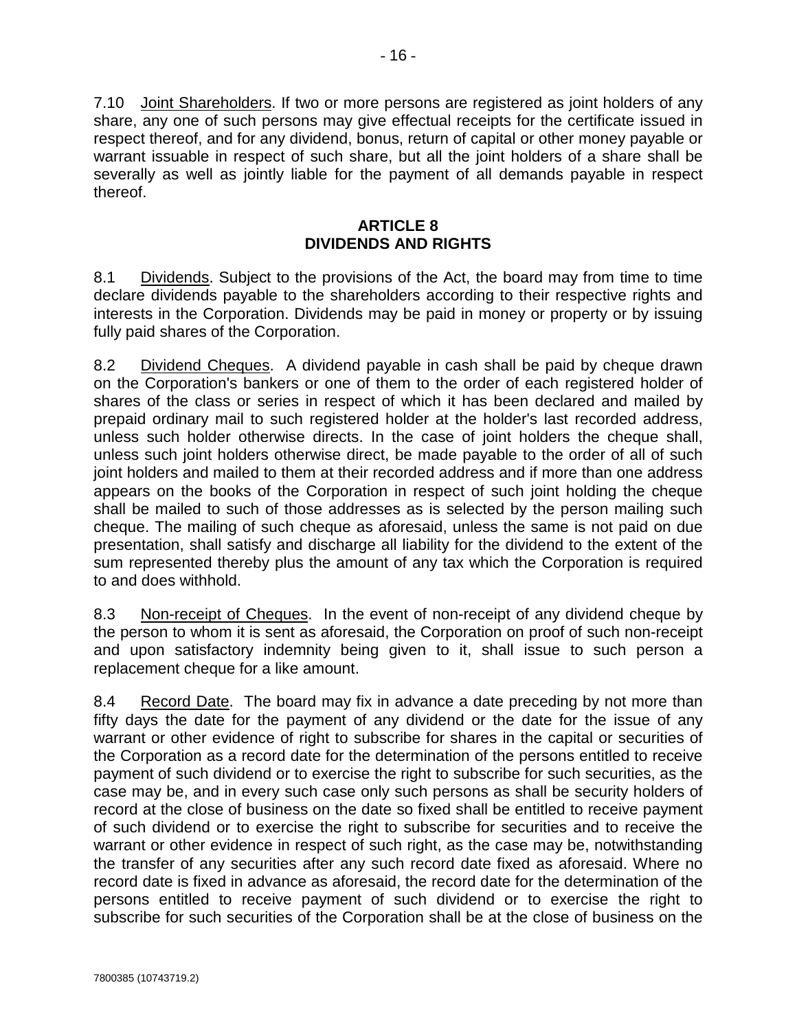7.10 Joint Shareholders. If two or more persons are registered as joint holders of any share, any one of such persons may give effectual receipts for the certificate issued in respect thereof, and for any dividend, bonus, return of capital or other money payable or warrant issuable in respect of such share, but all the joint holders of a share shall be severally as well as jointly liable for the payment of all demands payable in respect thereof.

## ARTICLE 8
## DIVIDENDS AND RIGHTS

8.1 Dividends. Subject to the provisions of the Act, the board may from time to time declare dividends payable to the shareholders according to their respective rights and interests in the Corporation. Dividends may be paid in money or property or by issuing fully paid shares of the Corporation.

8.2 Dividend Cheques. A dividend payable in cash shall be paid by cheque drawn on the Corporation's bankers or one of them to the order of each registered holder of shares of the class or series in respect of which it has been declared and mailed by prepaid ordinary mail to such registered holder at the holder's last recorded address, unless such holder otherwise directs. In the case of joint holders the cheque shall, unless such joint holders otherwise direct, be made payable to the order of all of such joint holders and mailed to them at their recorded address and if more than one address appears on the books of the Corporation in respect of such joint holding the cheque shall be mailed to such of those addresses as is selected by the person mailing such cheque. The mailing of such cheque as aforesaid, unless the same is not paid on due presentation, shall satisfy and discharge all liability for the dividend to the extent of the sum represented thereby plus the amount of any tax which the Corporation is required to and does withhold.

8.3 Non-receipt of Cheques. In the event of non-receipt of any dividend cheque by the person to whom it is sent as aforesaid, the Corporation on proof of such non-receipt and upon satisfactory indemnity being given to it, shall issue to such person a replacement cheque for a like amount.

8.4 Record Date. The board may fix in advance a date preceding by not more than fifty days the date for the payment of any dividend or the date for the issue of any warrant or other evidence of right to subscribe for shares in the capital or securities of the Corporation as a record date for the determination of the persons entitled to receive payment of such dividend or to exercise the right to subscribe for such securities, as the case may be, and in every such case only such persons as shall be security holders of record at the close of business on the date so fixed shall be entitled to receive payment of such dividend or to exercise the right to subscribe for securities and to receive the warrant or other evidence in respect of such right, as the case may be, notwithstanding the transfer of any securities after any such record date fixed as aforesaid. Where no record date is fixed in advance as aforesaid, the record date for the determination of the persons entitled to receive payment of such dividend or to exercise the right to subscribe for such securities of the Corporation shall be at the close of business on the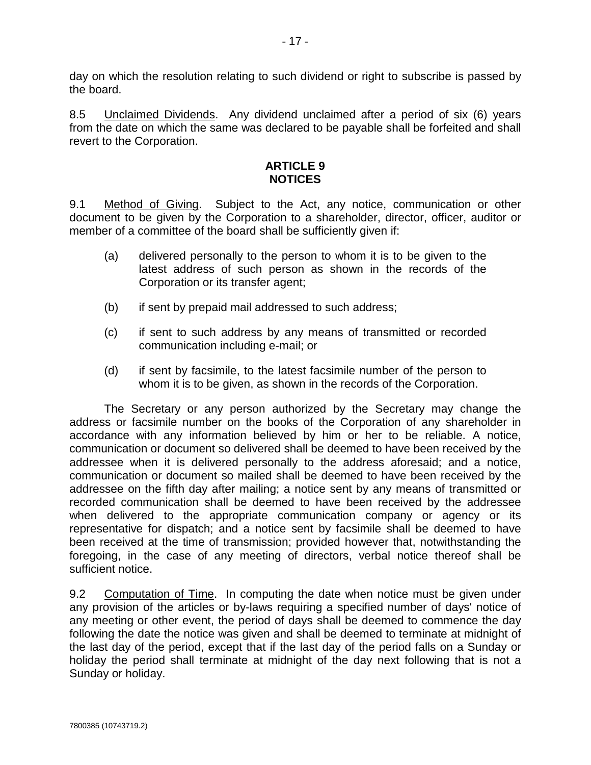day on which the resolution relating to such dividend or right to subscribe is passed by the board.

8.5 Unclaimed Dividends. Any dividend unclaimed after a period of six (6) years from the date on which the same was declared to be payable shall be forfeited and shall revert to the Corporation.

## ARTICLE 9
## NOTICES

9.1 Method of Giving. Subject to the Act, any notice, communication or other document to be given by the Corporation to a shareholder, director, officer, auditor or member of a committee of the board shall be sufficiently given if:

(a) delivered personally to the person to whom it is to be given to the latest address of such person as shown in the records of the Corporation or its transfer agent;

(b) if sent by prepaid mail addressed to such address;

(c) if sent to such address by any means of transmitted or recorded communication including e-mail; or

(d) if sent by facsimile, to the latest facsimile number of the person to whom it is to be given, as shown in the records of the Corporation.

The Secretary or any person authorized by the Secretary may change the address or facsimile number on the books of the Corporation of any shareholder in accordance with any information believed by him or her to be reliable. A notice, communication or document so delivered shall be deemed to have been received by the addressee when it is delivered personally to the address aforesaid; and a notice, communication or document so mailed shall be deemed to have been received by the addressee on the fifth day after mailing; a notice sent by any means of transmitted or recorded communication shall be deemed to have been received by the addressee when delivered to the appropriate communication company or agency or its representative for dispatch; and a notice sent by facsimile shall be deemed to have been received at the time of transmission; provided however that, notwithstanding the foregoing, in the case of any meeting of directors, verbal notice thereof shall be sufficient notice.

9.2 Computation of Time. In computing the date when notice must be given under any provision of the articles or by-laws requiring a specified number of days' notice of any meeting or other event, the period of days shall be deemed to commence the day following the date the notice was given and shall be deemed to terminate at midnight of the last day of the period, except that if the last day of the period falls on a Sunday or holiday the period shall terminate at midnight of the day next following that is not a Sunday or holiday.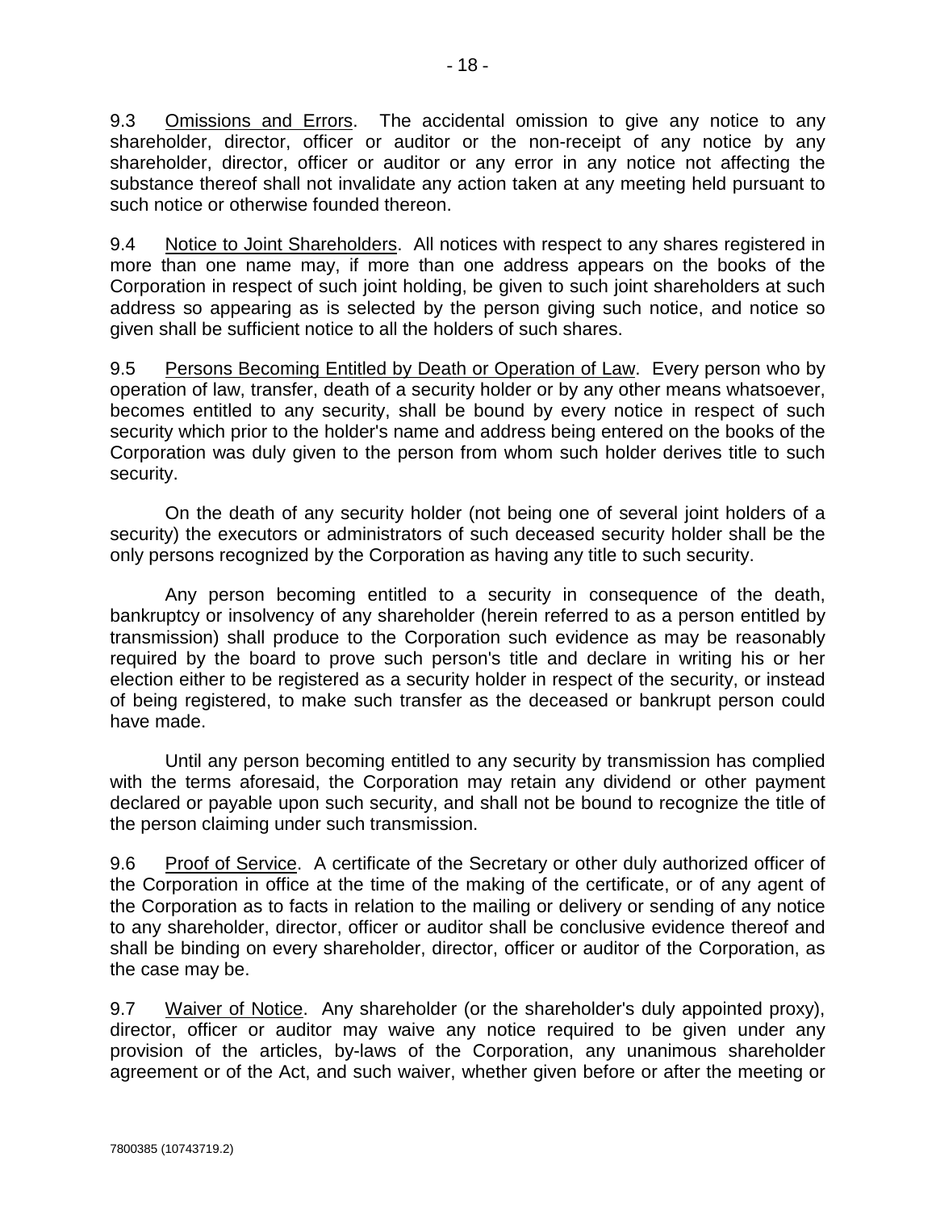9.3 Omissions and Errors. The accidental omission to give any notice to any shareholder, director, officer or auditor or the non-receipt of any notice by any shareholder, director, officer or auditor or any error in any notice not affecting the substance thereof shall not invalidate any action taken at any meeting held pursuant to such notice or otherwise founded thereon.

9.4 Notice to Joint Shareholders. All notices with respect to any shares registered in more than one name may, if more than one address appears on the books of the Corporation in respect of such joint holding, be given to such joint shareholders at such address so appearing as is selected by the person giving such notice, and notice so given shall be sufficient notice to all the holders of such shares.

9.5 Persons Becoming Entitled by Death or Operation of Law. Every person who by operation of law, transfer, death of a security holder or by any other means whatsoever, becomes entitled to any security, shall be bound by every notice in respect of such security which prior to the holder's name and address being entered on the books of the Corporation was duly given to the person from whom such holder derives title to such security.

On the death of any security holder (not being one of several joint holders of a security) the executors or administrators of such deceased security holder shall be the only persons recognized by the Corporation as having any title to such security.

Any person becoming entitled to a security in consequence of the death, bankruptcy or insolvency of any shareholder (herein referred to as a person entitled by transmission) shall produce to the Corporation such evidence as may be reasonably required by the board to prove such person's title and declare in writing his or her election either to be registered as a security holder in respect of the security, or instead of being registered, to make such transfer as the deceased or bankrupt person could have made.

Until any person becoming entitled to any security by transmission has complied with the terms aforesaid, the Corporation may retain any dividend or other payment declared or payable upon such security, and shall not be bound to recognize the title of the person claiming under such transmission.

9.6 Proof of Service. A certificate of the Secretary or other duly authorized officer of the Corporation in office at the time of the making of the certificate, or of any agent of the Corporation as to facts in relation to the mailing or delivery or sending of any notice to any shareholder, director, officer or auditor shall be conclusive evidence thereof and shall be binding on every shareholder, director, officer or auditor of the Corporation, as the case may be.

9.7 Waiver of Notice. Any shareholder (or the shareholder's duly appointed proxy), director, officer or auditor may waive any notice required to be given under any provision of the articles, by-laws of the Corporation, any unanimous shareholder agreement or of the Act, and such waiver, whether given before or after the meeting or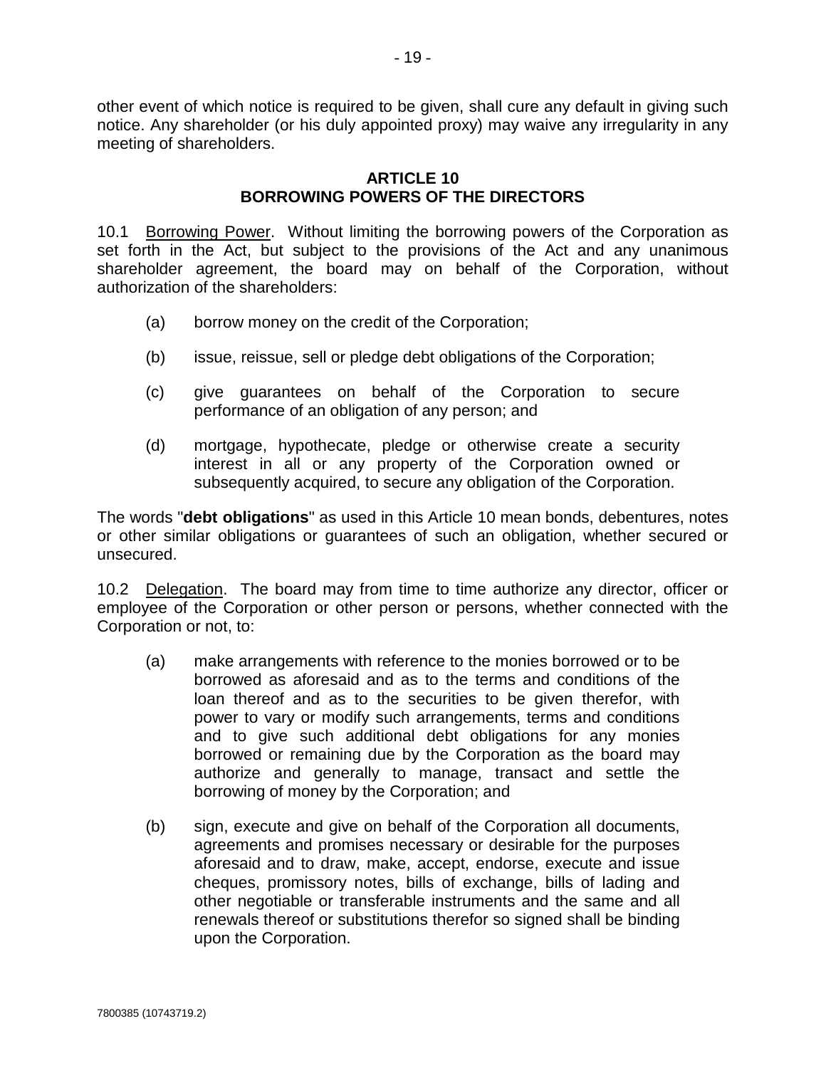other event of which notice is required to be given, shall cure any default in giving such notice. Any shareholder (or his duly appointed proxy) may waive any irregularity in any meeting of shareholders.

## ARTICLE 10
## BORROWING POWERS OF THE DIRECTORS

10.1 Borrowing Power. Without limiting the borrowing powers of the Corporation as set forth in the Act, but subject to the provisions of the Act and any unanimous shareholder agreement, the board may on behalf of the Corporation, without authorization of the shareholders:

(a) borrow money on the credit of the Corporation;

(b) issue, reissue, sell or pledge debt obligations of the Corporation;

(c) give guarantees on behalf of the Corporation to secure performance of an obligation of any person; and

(d) mortgage, hypothecate, pledge or otherwise create a security interest in all or any property of the Corporation owned or subsequently acquired, to secure any obligation of the Corporation.

The words "**debt obligations**" as used in this Article 10 mean bonds, debentures, notes or other similar obligations or guarantees of such an obligation, whether secured or unsecured.

10.2 Delegation. The board may from time to time authorize any director, officer or employee of the Corporation or other person or persons, whether connected with the Corporation or not, to:

(a) make arrangements with reference to the monies borrowed or to be borrowed as aforesaid and as to the terms and conditions of the loan thereof and as to the securities to be given therefor, with power to vary or modify such arrangements, terms and conditions and to give such additional debt obligations for any monies borrowed or remaining due by the Corporation as the board may authorize and generally to manage, transact and settle the borrowing of money by the Corporation; and

(b) sign, execute and give on behalf of the Corporation all documents, agreements and promises necessary or desirable for the purposes aforesaid and to draw, make, accept, endorse, execute and issue cheques, promissory notes, bills of exchange, bills of lading and other negotiable or transferable instruments and the same and all renewals thereof or substitutions therefor so signed shall be binding upon the Corporation.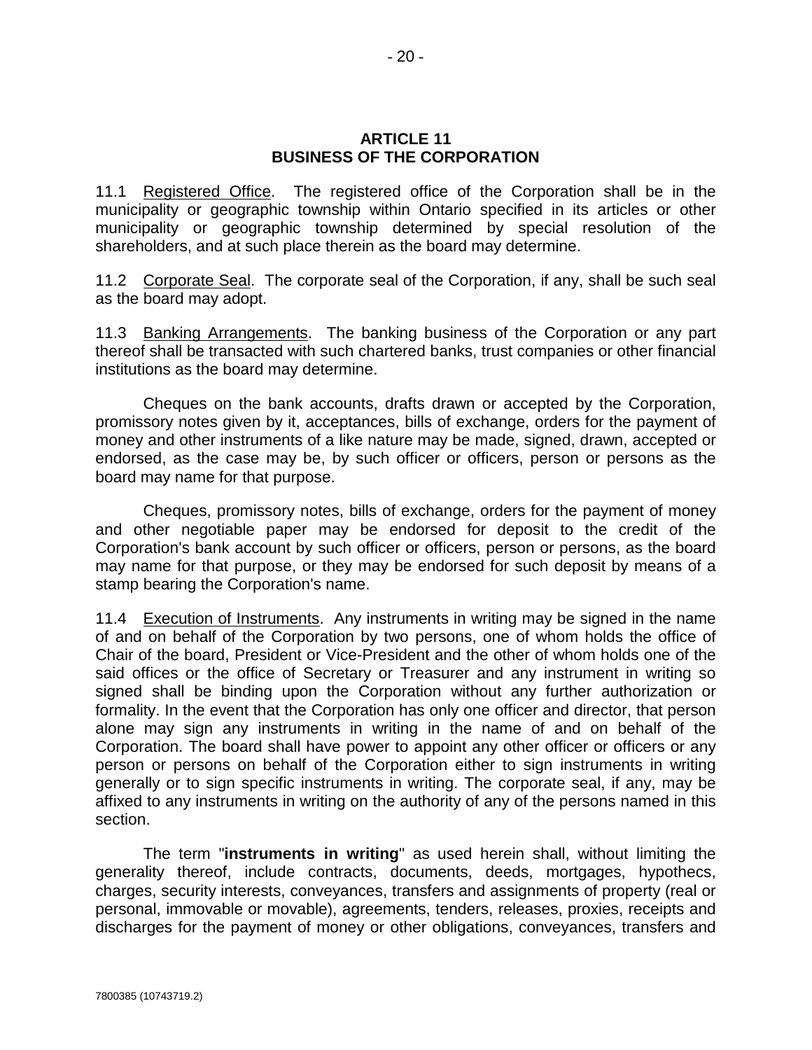## ARTICLE 11
## BUSINESS OF THE CORPORATION

11.1 Registered Office. The registered office of the Corporation shall be in the municipality or geographic township within Ontario specified in its articles or other municipality or geographic township determined by special resolution of the shareholders, and at such place therein as the board may determine.

11.2 Corporate Seal. The corporate seal of the Corporation, if any, shall be such seal as the board may adopt.

11.3 Banking Arrangements. The banking business of the Corporation or any part thereof shall be transacted with such chartered banks, trust companies or other financial institutions as the board may determine.

Cheques on the bank accounts, drafts drawn or accepted by the Corporation, promissory notes given by it, acceptances, bills of exchange, orders for the payment of money and other instruments of a like nature may be made, signed, drawn, accepted or endorsed, as the case may be, by such officer or officers, person or persons as the board may name for that purpose.

Cheques, promissory notes, bills of exchange, orders for the payment of money and other negotiable paper may be endorsed for deposit to the credit of the Corporation's bank account by such officer or officers, person or persons, as the board may name for that purpose, or they may be endorsed for such deposit by means of a stamp bearing the Corporation's name.

11.4 Execution of Instruments. Any instruments in writing may be signed in the name of and on behalf of the Corporation by two persons, one of whom holds the office of Chair of the board, President or Vice-President and the other of whom holds one of the said offices or the office of Secretary or Treasurer and any instrument in writing so signed shall be binding upon the Corporation without any further authorization or formality. In the event that the Corporation has only one officer and director, that person alone may sign any instruments in writing in the name of and on behalf of the Corporation. The board shall have power to appoint any other officer or officers or any person or persons on behalf of the Corporation either to sign instruments in writing generally or to sign specific instruments in writing. The corporate seal, if any, may be affixed to any instruments in writing on the authority of any of the persons named in this section.

The term "**instruments in writing**" as used herein shall, without limiting the generality thereof, include contracts, documents, deeds, mortgages, hypothecs, charges, security interests, conveyances, transfers and assignments of property (real or personal, immovable or movable), agreements, tenders, releases, proxies, receipts and discharges for the payment of money or other obligations, conveyances, transfers and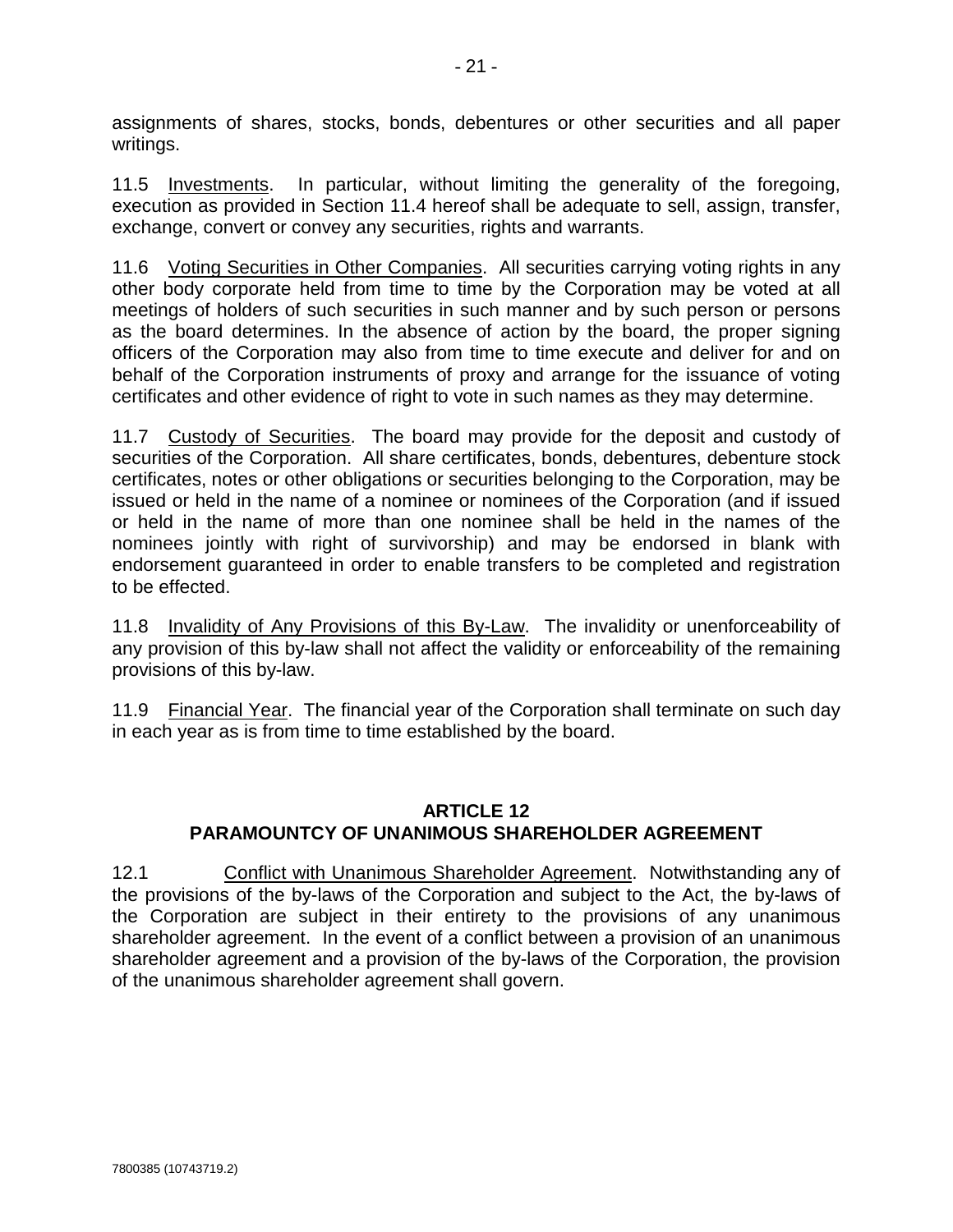assignments of shares, stocks, bonds, debentures or other securities and all paper writings.

11.5 Investments. In particular, without limiting the generality of the foregoing, execution as provided in Section 11.4 hereof shall be adequate to sell, assign, transfer, exchange, convert or convey any securities, rights and warrants.

11.6 Voting Securities in Other Companies. All securities carrying voting rights in any other body corporate held from time to time by the Corporation may be voted at all meetings of holders of such securities in such manner and by such person or persons as the board determines. In the absence of action by the board, the proper signing officers of the Corporation may also from time to time execute and deliver for and on behalf of the Corporation instruments of proxy and arrange for the issuance of voting certificates and other evidence of right to vote in such names as they may determine.

11.7 Custody of Securities. The board may provide for the deposit and custody of securities of the Corporation. All share certificates, bonds, debentures, debenture stock certificates, notes or other obligations or securities belonging to the Corporation, may be issued or held in the name of a nominee or nominees of the Corporation (and if issued or held in the name of more than one nominee shall be held in the names of the nominees jointly with right of survivorship) and may be endorsed in blank with endorsement guaranteed in order to enable transfers to be completed and registration to be effected.

11.8 Invalidity of Any Provisions of this By-Law. The invalidity or unenforceability of any provision of this by-law shall not affect the validity or enforceability of the remaining provisions of this by-law.

11.9 Financial Year. The financial year of the Corporation shall terminate on such day in each year as is from time to time established by the board.

## ARTICLE 12
## PARAMOUNTCY OF UNANIMOUS SHAREHOLDER AGREEMENT

12.1 Conflict with Unanimous Shareholder Agreement. Notwithstanding any of the provisions of the by-laws of the Corporation and subject to the Act, the by-laws of the Corporation are subject in their entirety to the provisions of any unanimous shareholder agreement. In the event of a conflict between a provision of an unanimous shareholder agreement and a provision of the by-laws of the Corporation, the provision of the unanimous shareholder agreement shall govern.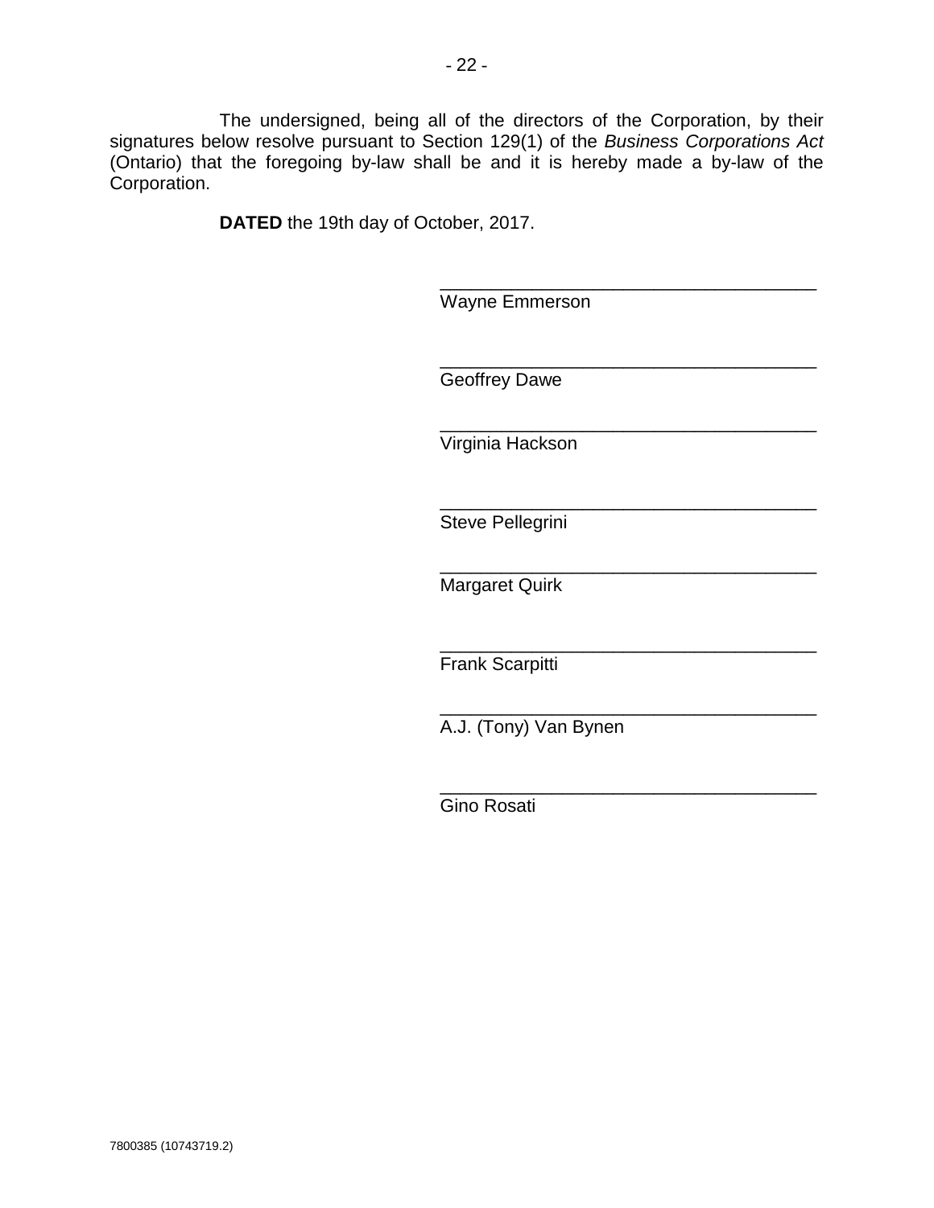The undersigned, being all of the directors of the Corporation, by their signatures below resolve pursuant to Section 129(1) of the *Business Corporations Act* (Ontario) that the foregoing by-law shall be and it is hereby made a by-law of the Corporation.

**DATED** the 19th day of October, 2017.

_____________________________________
Wayne Emmerson

_____________________________________
Geoffrey Dawe

_____________________________________
Virginia Hackson

_____________________________________
Steve Pellegrini

_____________________________________
Margaret Quirk

_____________________________________
Frank Scarpitti

_____________________________________
A.J. (Tony) Van Bynen

_____________________________________
Gino Rosati

7800385 (10743719.2)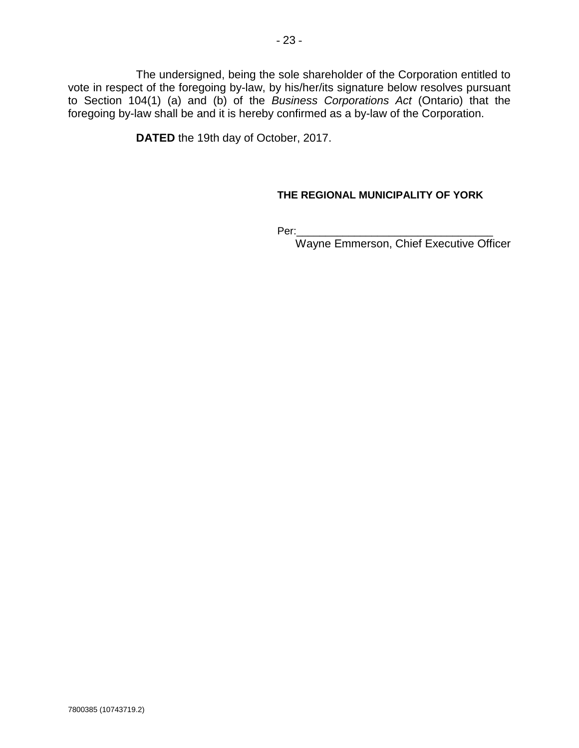The undersigned, being the sole shareholder of the Corporation entitled to vote in respect of the foregoing by-law, by his/her/its signature below resolves pursuant to Section 104(1) (a) and (b) of the *Business Corporations Act* (Ontario) that the foregoing by-law shall be and it is hereby confirmed as a by-law of the Corporation.

**DATED** the 19th day of October, 2017.

**THE REGIONAL MUNICIPALITY OF YORK**

Per:________________________________
Wayne Emmerson, Chief Executive Officer

7800385 (10743719.2)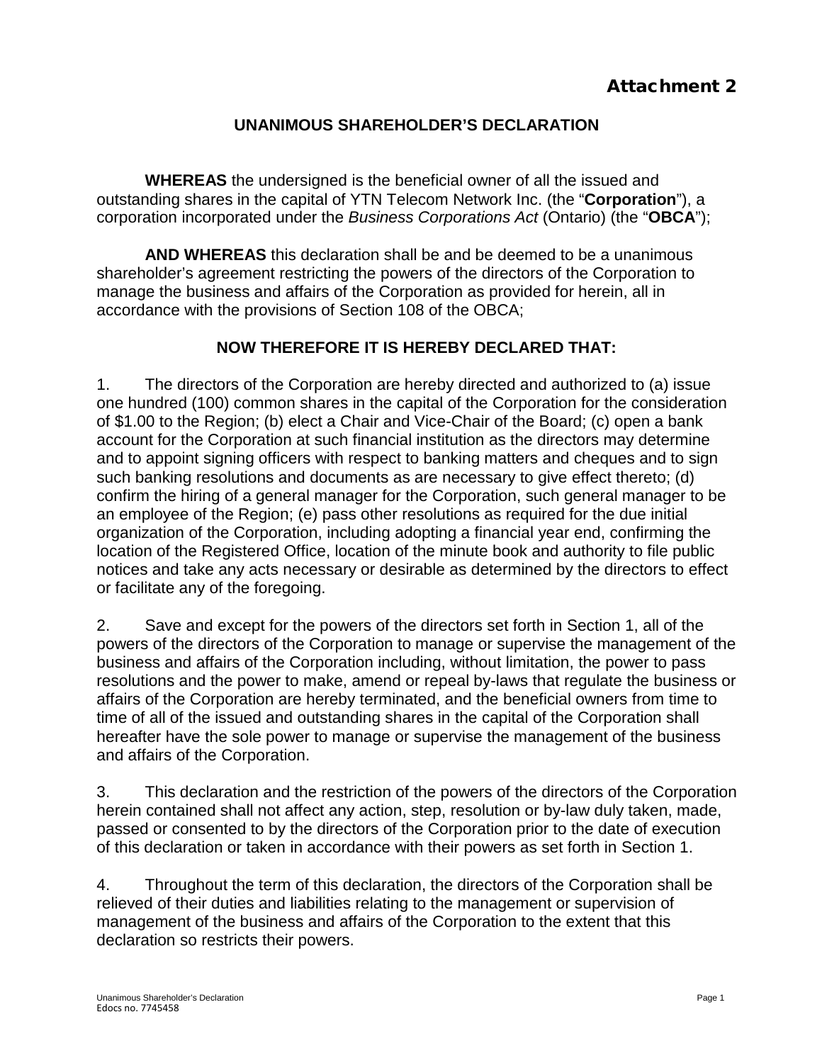Attachment 2

# UNANIMOUS SHAREHOLDER'S DECLARATION

**WHEREAS** the undersigned is the beneficial owner of all the issued and outstanding shares in the capital of YTN Telecom Network Inc. (the "**Corporation**"), a corporation incorporated under the *Business Corporations Act* (Ontario) (the "**OBCA**");

**AND WHEREAS** this declaration shall be and be deemed to be a unanimous shareholder's agreement restricting the powers of the directors of the Corporation to manage the business and affairs of the Corporation as provided for herein, all in accordance with the provisions of Section 108 of the OBCA;

## NOW THEREFORE IT IS HEREBY DECLARED THAT:

1. The directors of the Corporation are hereby directed and authorized to (a) issue one hundred (100) common shares in the capital of the Corporation for the consideration of $1.00 to the Region; (b) elect a Chair and Vice-Chair of the Board; (c) open a bank account for the Corporation at such financial institution as the directors may determine and to appoint signing officers with respect to banking matters and cheques and to sign such banking resolutions and documents as are necessary to give effect thereto; (d) confirm the hiring of a general manager for the Corporation, such general manager to be an employee of the Region; (e) pass other resolutions as required for the due initial organization of the Corporation, including adopting a financial year end, confirming the location of the Registered Office, location of the minute book and authority to file public notices and take any acts necessary or desirable as determined by the directors to effect or facilitate any of the foregoing.

2. Save and except for the powers of the directors set forth in Section 1, all of the powers of the directors of the Corporation to manage or supervise the management of the business and affairs of the Corporation including, without limitation, the power to pass resolutions and the power to make, amend or repeal by-laws that regulate the business or affairs of the Corporation are hereby terminated, and the beneficial owners from time to time of all of the issued and outstanding shares in the capital of the Corporation shall hereafter have the sole power to manage or supervise the management of the business and affairs of the Corporation.

3. This declaration and the restriction of the powers of the directors of the Corporation herein contained shall not affect any action, step, resolution or by-law duly taken, made, passed or consented to by the directors of the Corporation prior to the date of execution of this declaration or taken in accordance with their powers as set forth in Section 1.

4. Throughout the term of this declaration, the directors of the Corporation shall be relieved of their duties and liabilities relating to the management or supervision of management of the business and affairs of the Corporation to the extent that this declaration so restricts their powers.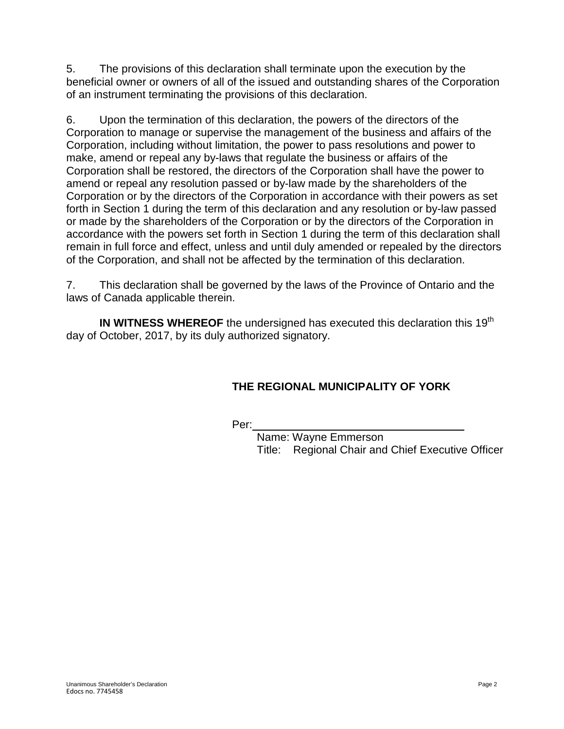5. The provisions of this declaration shall terminate upon the execution by the beneficial owner or owners of all of the issued and outstanding shares of the Corporation of an instrument terminating the provisions of this declaration.

6. Upon the termination of this declaration, the powers of the directors of the Corporation to manage or supervise the management of the business and affairs of the Corporation, including without limitation, the power to pass resolutions and power to make, amend or repeal any by-laws that regulate the business or affairs of the Corporation shall be restored, the directors of the Corporation shall have the power to amend or repeal any resolution passed or by-law made by the shareholders of the Corporation or by the directors of the Corporation in accordance with their powers as set forth in Section 1 during the term of this declaration and any resolution or by-law passed or made by the shareholders of the Corporation or by the directors of the Corporation in accordance with the powers set forth in Section 1 during the term of this declaration shall remain in full force and effect, unless and until duly amended or repealed by the directors of the Corporation, and shall not be affected by the termination of this declaration.

7. This declaration shall be governed by the laws of the Province of Ontario and the laws of Canada applicable therein.

**IN WITNESS WHEREOF** the undersigned has executed this declaration this 19th day of October, 2017, by its duly authorized signatory.

**THE REGIONAL MUNICIPALITY OF YORK**

Per: ______________________________

Name: Wayne Emmerson
Title: Regional Chair and Chief Executive Officer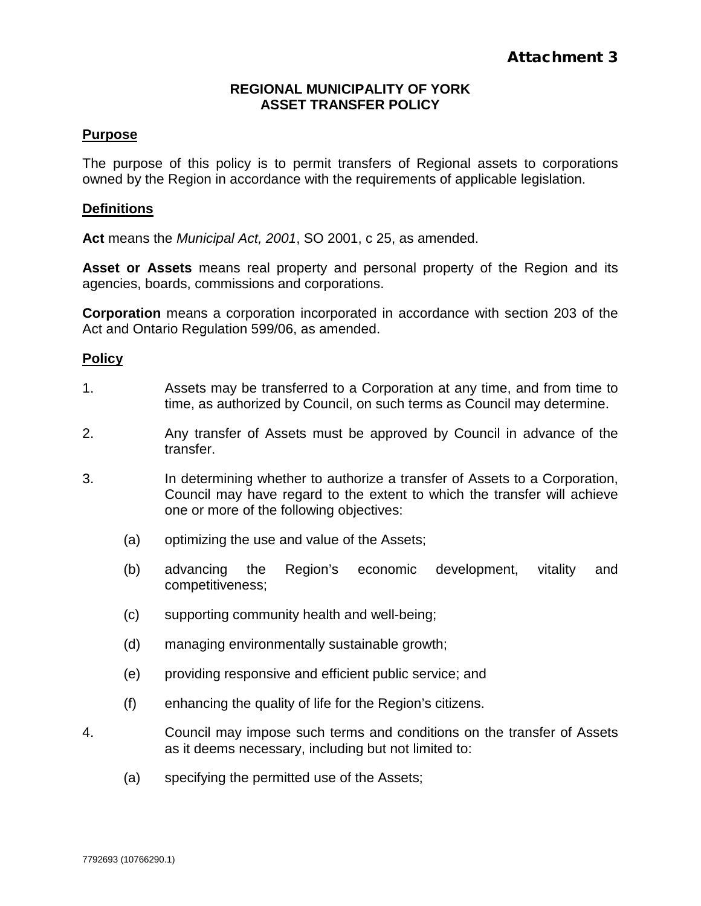Attachment 3

# REGIONAL MUNICIPALITY OF YORK
# ASSET TRANSFER POLICY

## Purpose

The purpose of this policy is to permit transfers of Regional assets to corporations owned by the Region in accordance with the requirements of applicable legislation.

## Definitions

**Act** means the *Municipal Act, 2001*, SO 2001, c 25, as amended.

**Asset or Assets** means real property and personal property of the Region and its agencies, boards, commissions and corporations.

**Corporation** means a corporation incorporated in accordance with section 203 of the Act and Ontario Regulation 599/06, as amended.

## Policy

1. Assets may be transferred to a Corporation at any time, and from time to time, as authorized by Council, on such terms as Council may determine.

2. Any transfer of Assets must be approved by Council in advance of the transfer.

3. In determining whether to authorize a transfer of Assets to a Corporation, Council may have regard to the extent to which the transfer will achieve one or more of the following objectives:

   (a) optimizing the use and value of the Assets;

   (b) advancing the Region's economic development, vitality and competitiveness;

   (c) supporting community health and well-being;

   (d) managing environmentally sustainable growth;

   (e) providing responsive and efficient public service; and

   (f) enhancing the quality of life for the Region's citizens.

4. Council may impose such terms and conditions on the transfer of Assets as it deems necessary, including but not limited to:

   (a) specifying the permitted use of the Assets;

7792693 (10766290.1)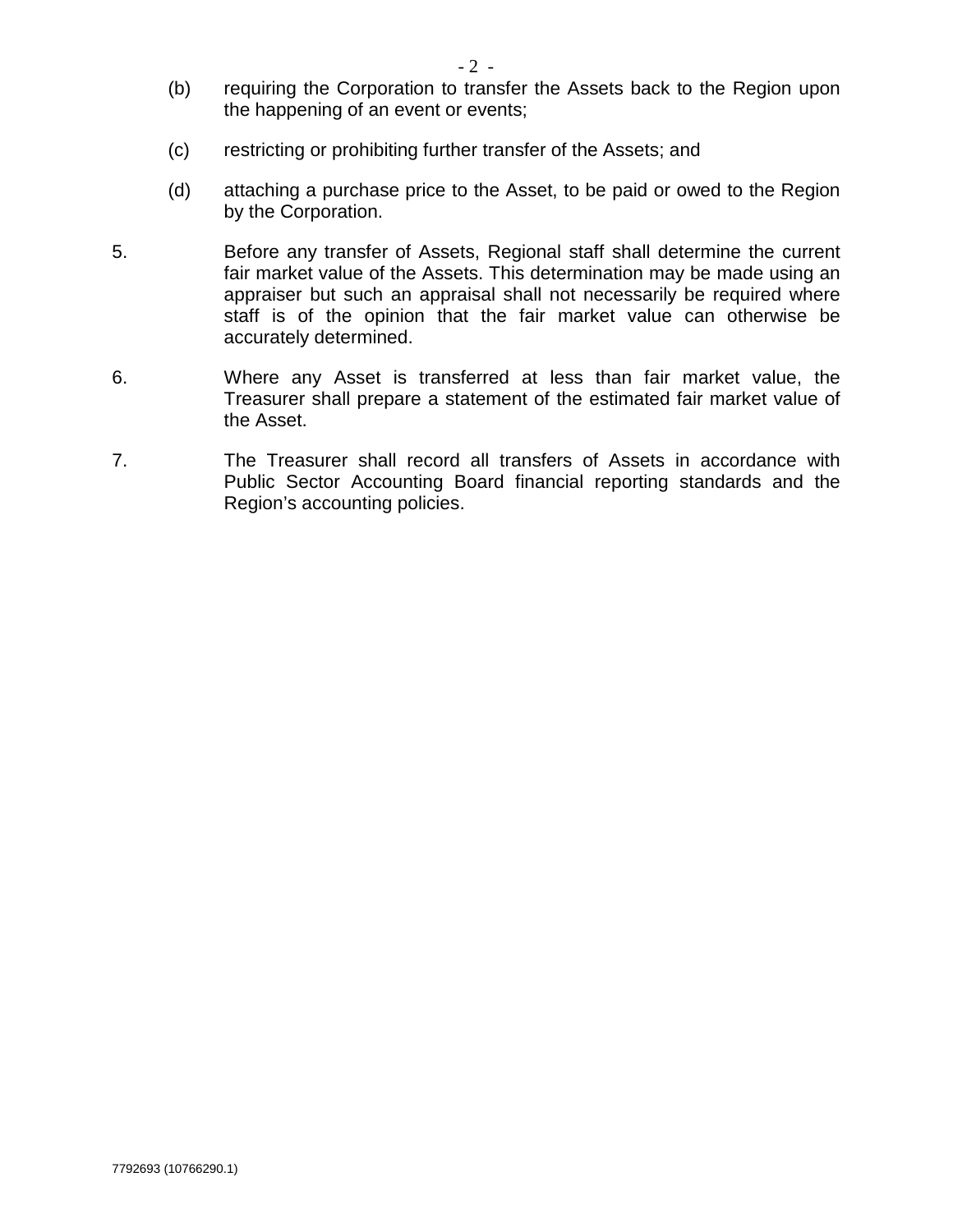(b) requiring the Corporation to transfer the Assets back to the Region upon the happening of an event or events;

(c) restricting or prohibiting further transfer of the Assets; and

(d) attaching a purchase price to the Asset, to be paid or owed to the Region by the Corporation.

5. Before any transfer of Assets, Regional staff shall determine the current fair market value of the Assets. This determination may be made using an appraiser but such an appraisal shall not necessarily be required where staff is of the opinion that the fair market value can otherwise be accurately determined.

6. Where any Asset is transferred at less than fair market value, the Treasurer shall prepare a statement of the estimated fair market value of the Asset.

7. The Treasurer shall record all transfers of Assets in accordance with Public Sector Accounting Board financial reporting standards and the Region's accounting policies.

7792693 (10766290.1)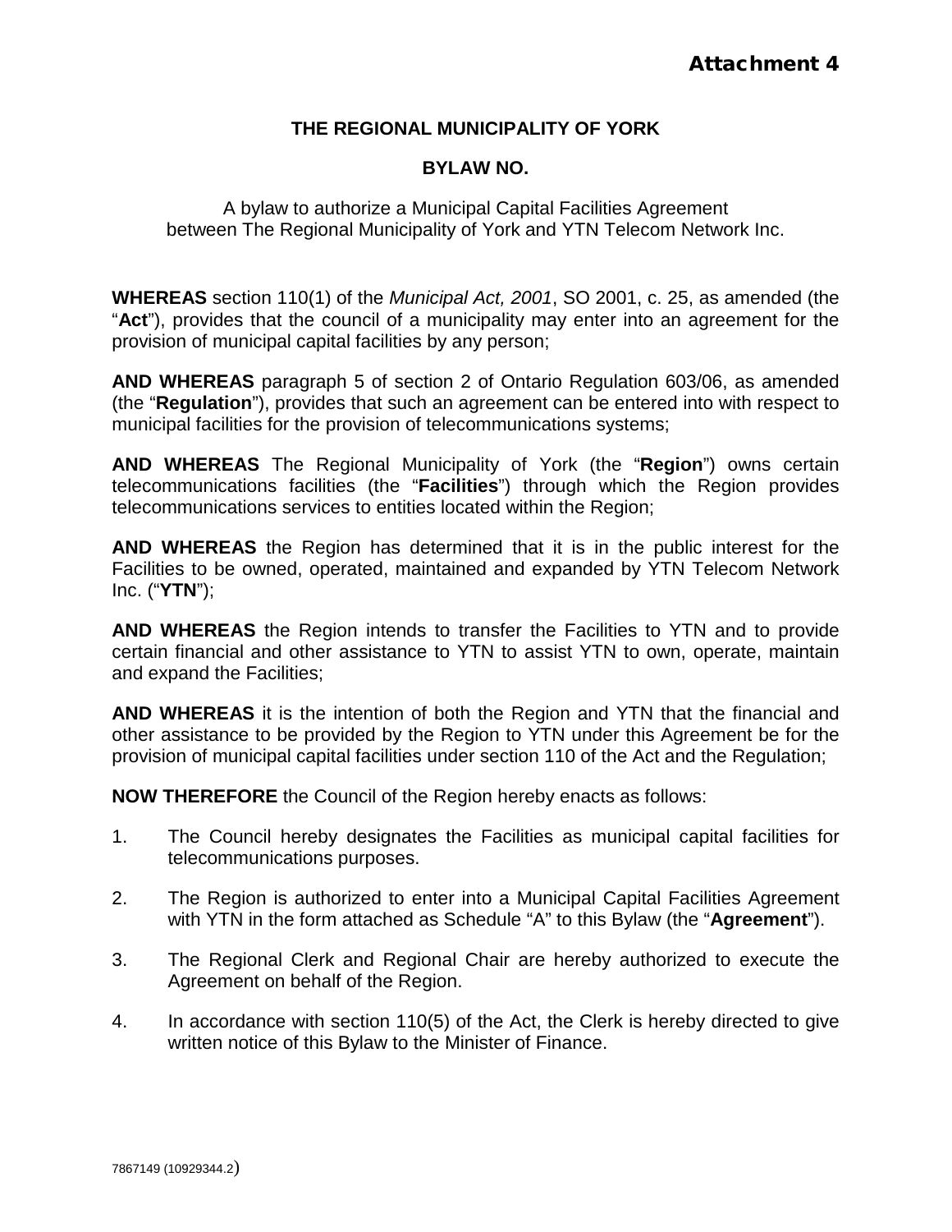**Attachment 4**

**THE REGIONAL MUNICIPALITY OF YORK**

**BYLAW NO.**

A bylaw to authorize a Municipal Capital Facilities Agreement between The Regional Municipality of York and YTN Telecom Network Inc.

**WHEREAS** section 110(1) of the *Municipal Act, 2001*, SO 2001, c. 25, as amended (the "**Act**"), provides that the council of a municipality may enter into an agreement for the provision of municipal capital facilities by any person;

**AND WHEREAS** paragraph 5 of section 2 of Ontario Regulation 603/06, as amended (the "**Regulation**"), provides that such an agreement can be entered into with respect to municipal facilities for the provision of telecommunications systems;

**AND WHEREAS** The Regional Municipality of York (the "**Region**") owns certain telecommunications facilities (the "**Facilities**") through which the Region provides telecommunications services to entities located within the Region;

**AND WHEREAS** the Region has determined that it is in the public interest for the Facilities to be owned, operated, maintained and expanded by YTN Telecom Network Inc. ("**YTN**");

**AND WHEREAS** the Region intends to transfer the Facilities to YTN and to provide certain financial and other assistance to YTN to assist YTN to own, operate, maintain and expand the Facilities;

**AND WHEREAS** it is the intention of both the Region and YTN that the financial and other assistance to be provided by the Region to YTN under this Agreement be for the provision of municipal capital facilities under section 110 of the Act and the Regulation;

**NOW THEREFORE** the Council of the Region hereby enacts as follows:

1. The Council hereby designates the Facilities as municipal capital facilities for telecommunications purposes.
2. The Region is authorized to enter into a Municipal Capital Facilities Agreement with YTN in the form attached as Schedule "A" to this Bylaw (the "**Agreement**").
3. The Regional Clerk and Regional Chair are hereby authorized to execute the Agreement on behalf of the Region.
4. In accordance with section 110(5) of the Act, the Clerk is hereby directed to give written notice of this Bylaw to the Minister of Finance.

7867149 (10929344.2)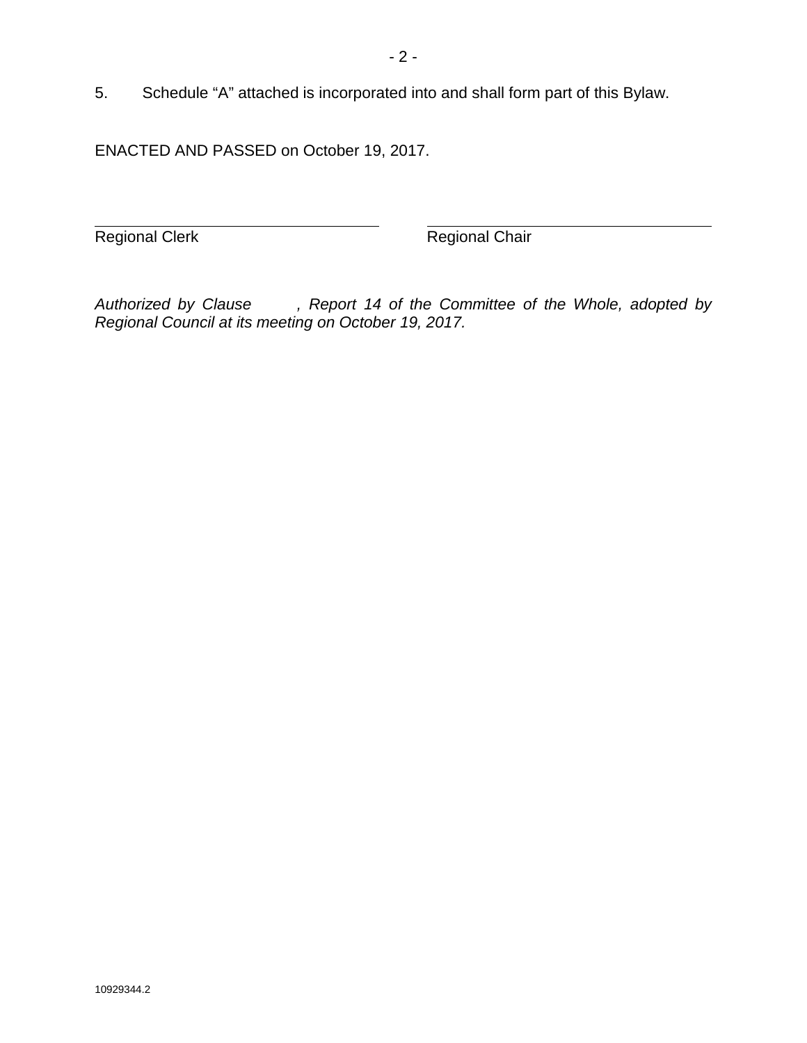5. Schedule “A” attached is incorporated into and shall form part of this Bylaw.

ENACTED AND PASSED on October 19, 2017.

| ______________________________ | ______________________________ |
|---|---|
| Regional Clerk | Regional Chair |

*Authorized by Clause , Report 14 of the Committee of the Whole, adopted by Regional Council at its meeting on October 19, 2017.*

10929344.2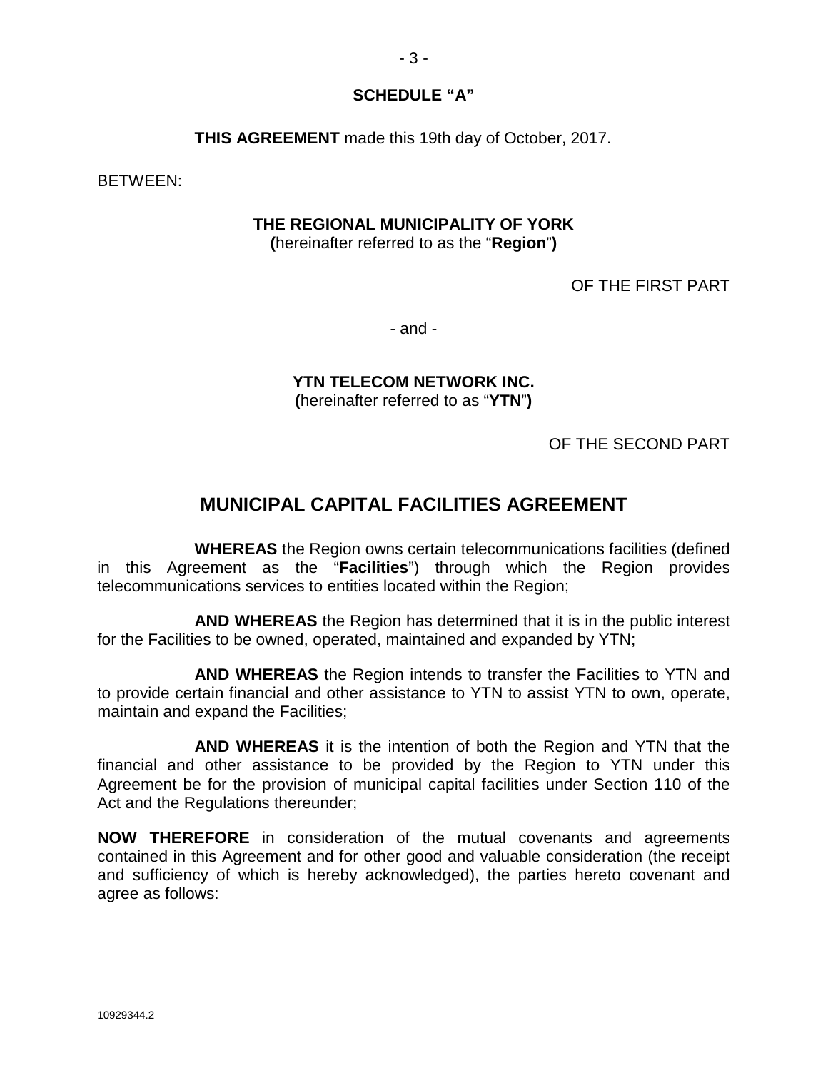**SCHEDULE "A"**

**THIS AGREEMENT** made this 19th day of October, 2017.

BETWEEN:

**THE REGIONAL MUNICIPALITY OF YORK**
**(**hereinafter referred to as the "**Region**"**)**

OF THE FIRST PART

- and -

**YTN TELECOM NETWORK INC.**
**(**hereinafter referred to as "**YTN**"**)**

OF THE SECOND PART

## MUNICIPAL CAPITAL FACILITIES AGREEMENT

**WHEREAS** the Region owns certain telecommunications facilities (defined in this Agreement as the "**Facilities**") through which the Region provides telecommunications services to entities located within the Region;

**AND WHEREAS** the Region has determined that it is in the public interest for the Facilities to be owned, operated, maintained and expanded by YTN;

**AND WHEREAS** the Region intends to transfer the Facilities to YTN and to provide certain financial and other assistance to YTN to assist YTN to own, operate, maintain and expand the Facilities;

**AND WHEREAS** it is the intention of both the Region and YTN that the financial and other assistance to be provided by the Region to YTN under this Agreement be for the provision of municipal capital facilities under Section 110 of the Act and the Regulations thereunder;

**NOW THEREFORE** in consideration of the mutual covenants and agreements contained in this Agreement and for other good and valuable consideration (the receipt and sufficiency of which is hereby acknowledged), the parties hereto covenant and agree as follows:

10929344.2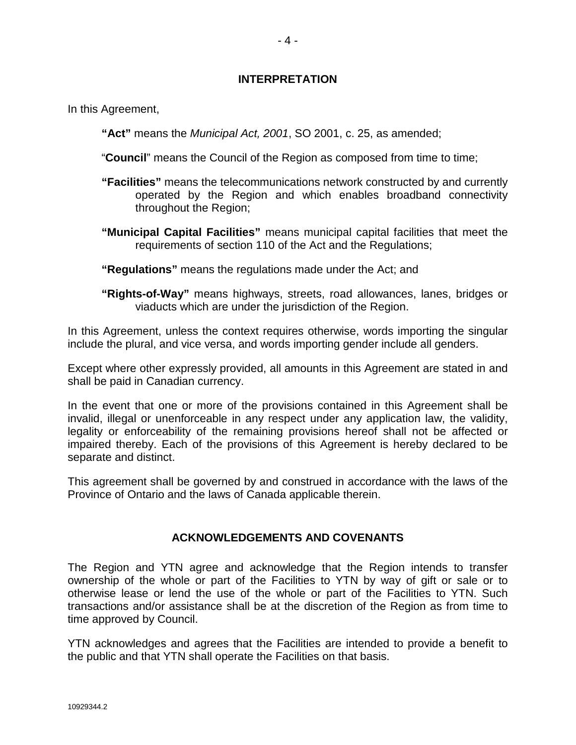## INTERPRETATION

In this Agreement,

> **"Act"** means the *Municipal Act, 2001*, SO 2001, c. 25, as amended;
>
> "**Council**" means the Council of the Region as composed from time to time;
>
> **"Facilities"** means the telecommunications network constructed by and currently operated by the Region and which enables broadband connectivity throughout the Region;
>
> **"Municipal Capital Facilities"** means municipal capital facilities that meet the requirements of section 110 of the Act and the Regulations;
>
> **"Regulations"** means the regulations made under the Act; and
>
> **"Rights-of-Way"** means highways, streets, road allowances, lanes, bridges or viaducts which are under the jurisdiction of the Region.

In this Agreement, unless the context requires otherwise, words importing the singular include the plural, and vice versa, and words importing gender include all genders.

Except where other expressly provided, all amounts in this Agreement are stated in and shall be paid in Canadian currency.

In the event that one or more of the provisions contained in this Agreement shall be invalid, illegal or unenforceable in any respect under any application law, the validity, legality or enforceability of the remaining provisions hereof shall not be affected or impaired thereby. Each of the provisions of this Agreement is hereby declared to be separate and distinct.

This agreement shall be governed by and construed in accordance with the laws of the Province of Ontario and the laws of Canada applicable therein.

## ACKNOWLEDGEMENTS AND COVENANTS

The Region and YTN agree and acknowledge that the Region intends to transfer ownership of the whole or part of the Facilities to YTN by way of gift or sale or to otherwise lease or lend the use of the whole or part of the Facilities to YTN. Such transactions and/or assistance shall be at the discretion of the Region as from time to time approved by Council.

YTN acknowledges and agrees that the Facilities are intended to provide a benefit to the public and that YTN shall operate the Facilities on that basis.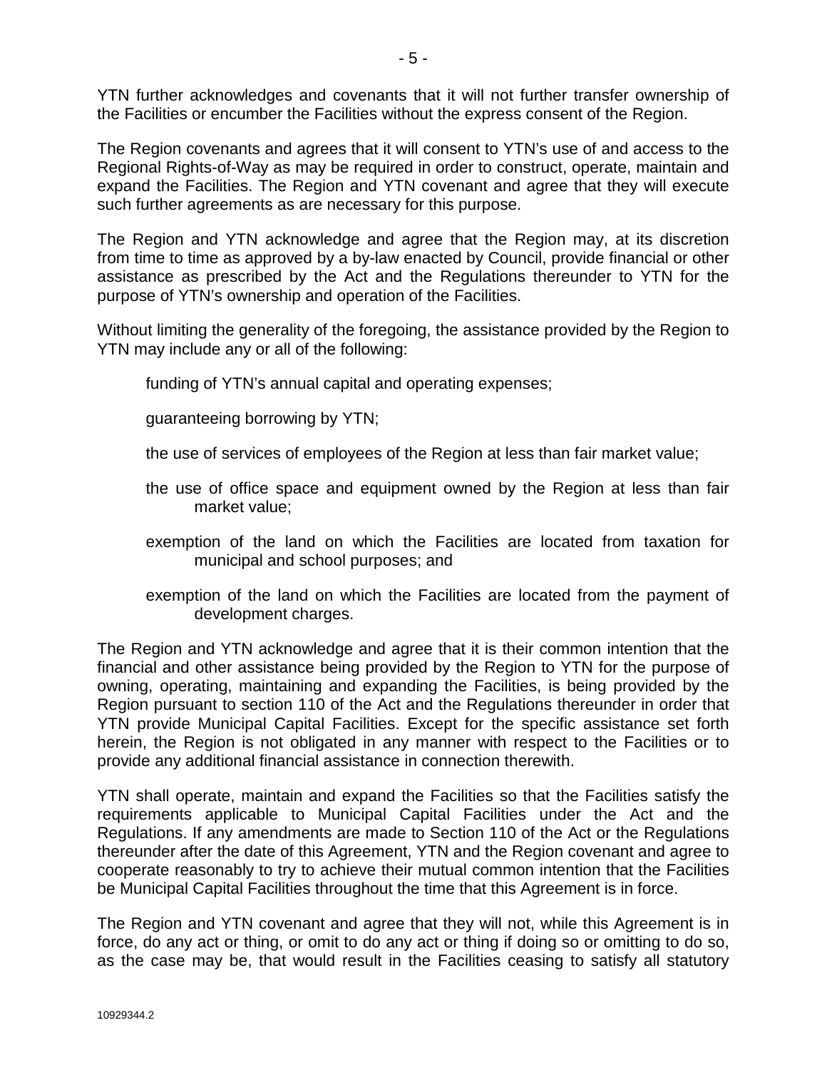YTN further acknowledges and covenants that it will not further transfer ownership of the Facilities or encumber the Facilities without the express consent of the Region.

The Region covenants and agrees that it will consent to YTN's use of and access to the Regional Rights-of-Way as may be required in order to construct, operate, maintain and expand the Facilities. The Region and YTN covenant and agree that they will execute such further agreements as are necessary for this purpose.

The Region and YTN acknowledge and agree that the Region may, at its discretion from time to time as approved by a by-law enacted by Council, provide financial or other assistance as prescribed by the Act and the Regulations thereunder to YTN for the purpose of YTN's ownership and operation of the Facilities.

Without limiting the generality of the foregoing, the assistance provided by the Region to YTN may include any or all of the following:

- funding of YTN's annual capital and operating expenses;
- guaranteeing borrowing by YTN;
- the use of services of employees of the Region at less than fair market value;
- the use of office space and equipment owned by the Region at less than fair market value;
- exemption of the land on which the Facilities are located from taxation for municipal and school purposes; and
- exemption of the land on which the Facilities are located from the payment of development charges.

The Region and YTN acknowledge and agree that it is their common intention that the financial and other assistance being provided by the Region to YTN for the purpose of owning, operating, maintaining and expanding the Facilities, is being provided by the Region pursuant to section 110 of the Act and the Regulations thereunder in order that YTN provide Municipal Capital Facilities. Except for the specific assistance set forth herein, the Region is not obligated in any manner with respect to the Facilities or to provide any additional financial assistance in connection therewith.

YTN shall operate, maintain and expand the Facilities so that the Facilities satisfy the requirements applicable to Municipal Capital Facilities under the Act and the Regulations. If any amendments are made to Section 110 of the Act or the Regulations thereunder after the date of this Agreement, YTN and the Region covenant and agree to cooperate reasonably to try to achieve their mutual common intention that the Facilities be Municipal Capital Facilities throughout the time that this Agreement is in force.

The Region and YTN covenant and agree that they will not, while this Agreement is in force, do any act or thing, or omit to do any act or thing if doing so or omitting to do so, as the case may be, that would result in the Facilities ceasing to satisfy all statutory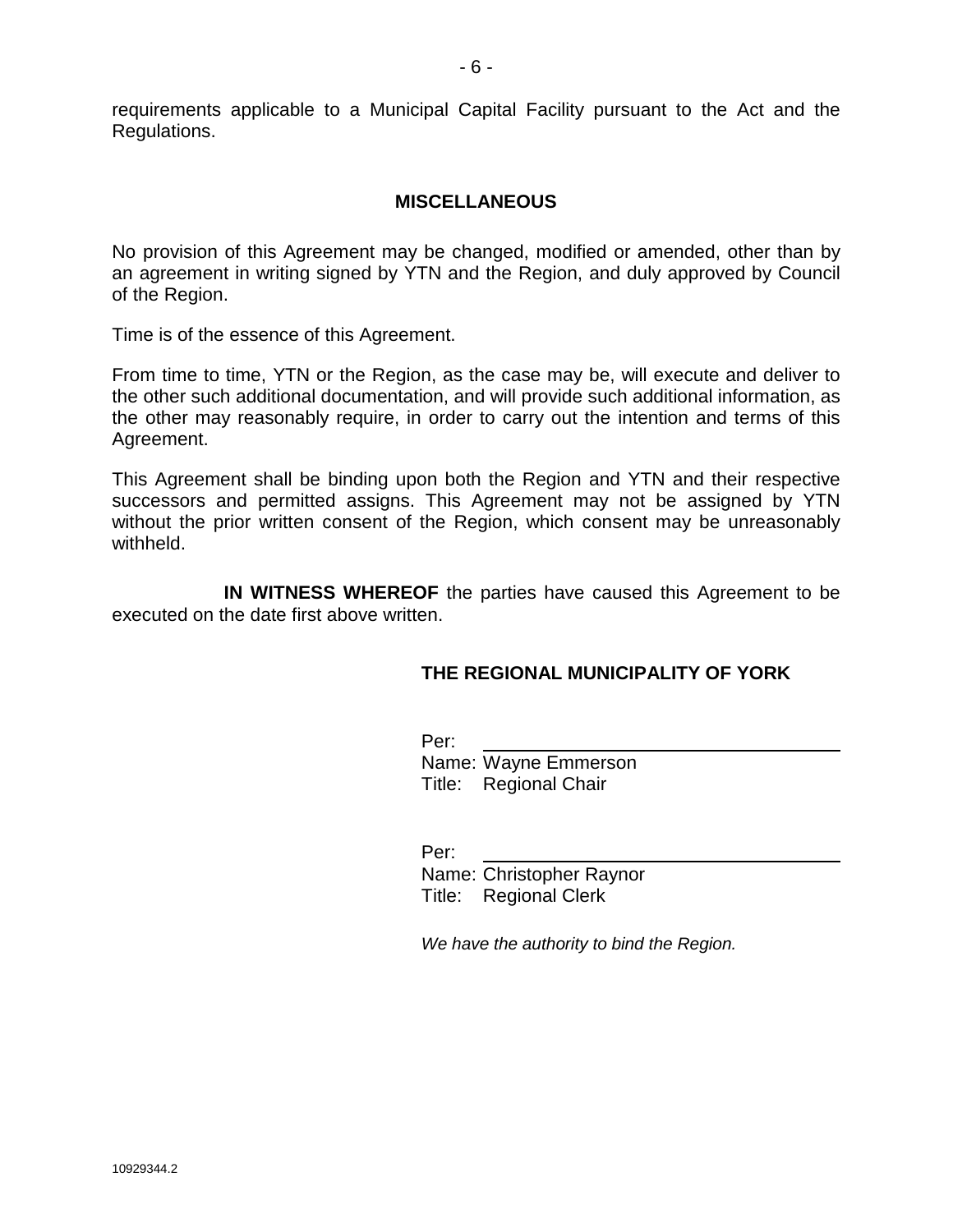requirements applicable to a Municipal Capital Facility pursuant to the Act and the Regulations.

## MISCELLANEOUS

No provision of this Agreement may be changed, modified or amended, other than by an agreement in writing signed by YTN and the Region, and duly approved by Council of the Region.

Time is of the essence of this Agreement.

From time to time, YTN or the Region, as the case may be, will execute and deliver to the other such additional documentation, and will provide such additional information, as the other may reasonably require, in order to carry out the intention and terms of this Agreement.

This Agreement shall be binding upon both the Region and YTN and their respective successors and permitted assigns. This Agreement may not be assigned by YTN without the prior written consent of the Region, which consent may be unreasonably withheld.

**IN WITNESS WHEREOF** the parties have caused this Agreement to be executed on the date first above written.

**THE REGIONAL MUNICIPALITY OF YORK**

Per: ______________________________
Name: Wayne Emmerson
Title: Regional Chair

Per: ______________________________
Name: Christopher Raynor
Title: Regional Clerk

*We have the authority to bind the Region.*

10929344.2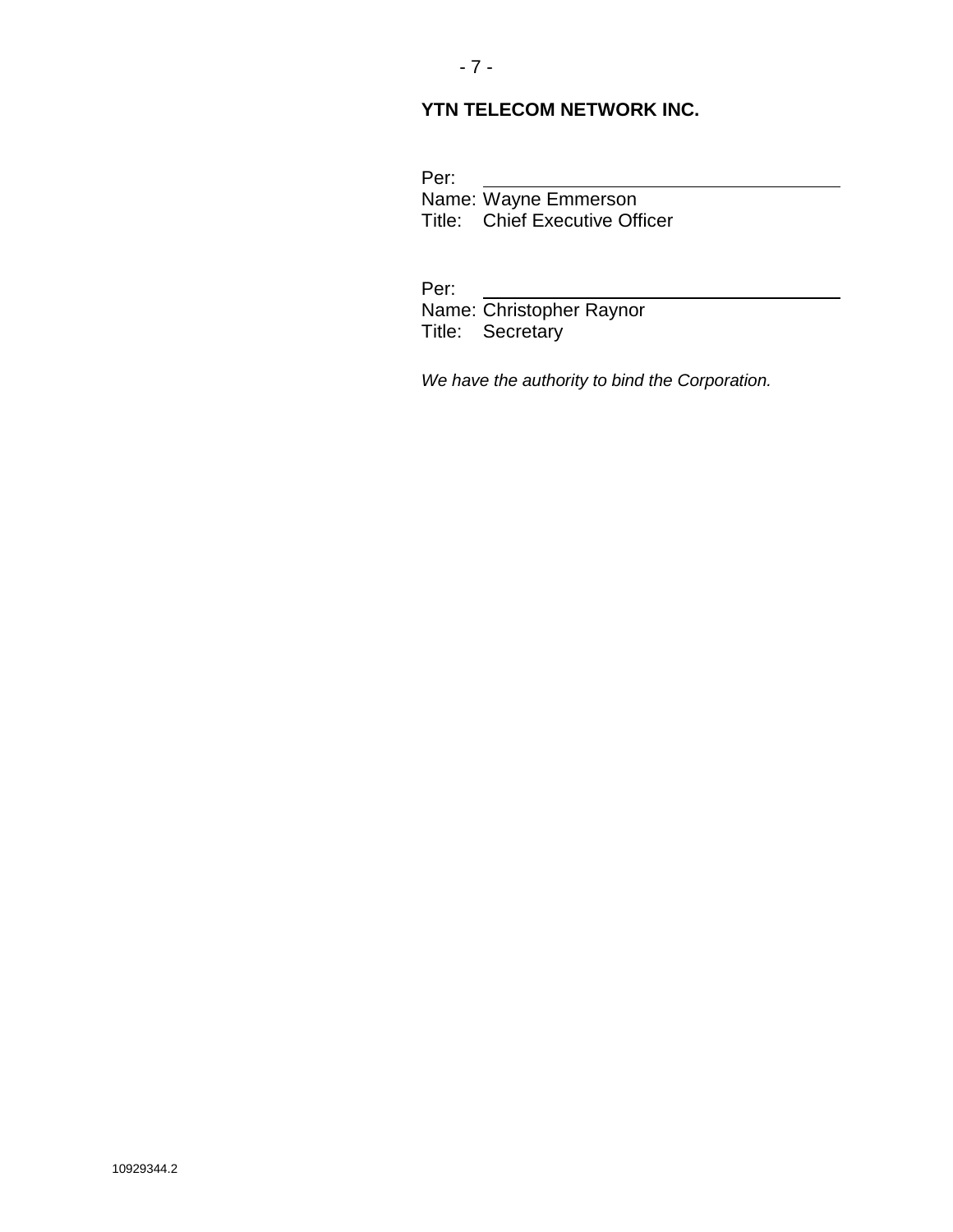**YTN TELECOM NETWORK INC.**

Per: \_\_\_\_\_\_\_\_\_\_\_\_\_\_\_\_\_\_\_\_\_\_\_\_\_\_\_\_\_\_\_\_\_\_\_\_
Name: Wayne Emmerson
Title: Chief Executive Officer

Per: \_\_\_\_\_\_\_\_\_\_\_\_\_\_\_\_\_\_\_\_\_\_\_\_\_\_\_\_\_\_\_\_\_\_\_\_
Name: Christopher Raynor
Title: Secretary

*We have the authority to bind the Corporation.*

10929344.2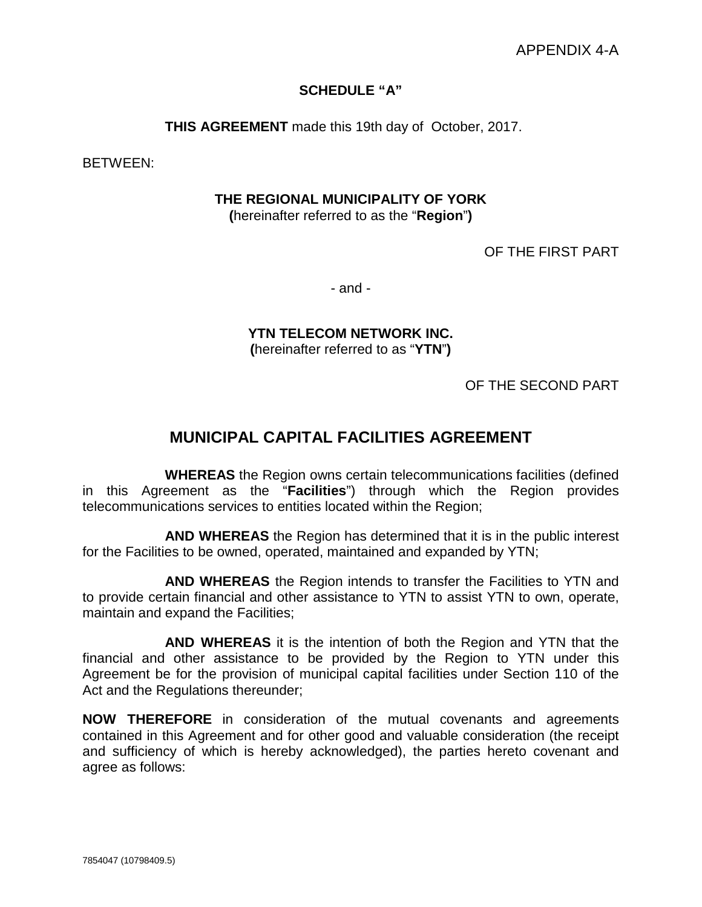APPENDIX 4-A

**SCHEDULE "A"**

**THIS AGREEMENT** made this 19th day of October, 2017.

BETWEEN:

**THE REGIONAL MUNICIPALITY OF YORK**
**(**hereinafter referred to as the "**Region**"**)**

OF THE FIRST PART

- and -

**YTN TELECOM NETWORK INC.**
**(**hereinafter referred to as "**YTN**"**)**

OF THE SECOND PART

# MUNICIPAL CAPITAL FACILITIES AGREEMENT

**WHEREAS** the Region owns certain telecommunications facilities (defined in this Agreement as the "**Facilities**") through which the Region provides telecommunications services to entities located within the Region;

**AND WHEREAS** the Region has determined that it is in the public interest for the Facilities to be owned, operated, maintained and expanded by YTN;

**AND WHEREAS** the Region intends to transfer the Facilities to YTN and to provide certain financial and other assistance to YTN to assist YTN to own, operate, maintain and expand the Facilities;

**AND WHEREAS** it is the intention of both the Region and YTN that the financial and other assistance to be provided by the Region to YTN under this Agreement be for the provision of municipal capital facilities under Section 110 of the Act and the Regulations thereunder;

**NOW THEREFORE** in consideration of the mutual covenants and agreements contained in this Agreement and for other good and valuable consideration (the receipt and sufficiency of which is hereby acknowledged), the parties hereto covenant and agree as follows:

7854047 (10798409.5)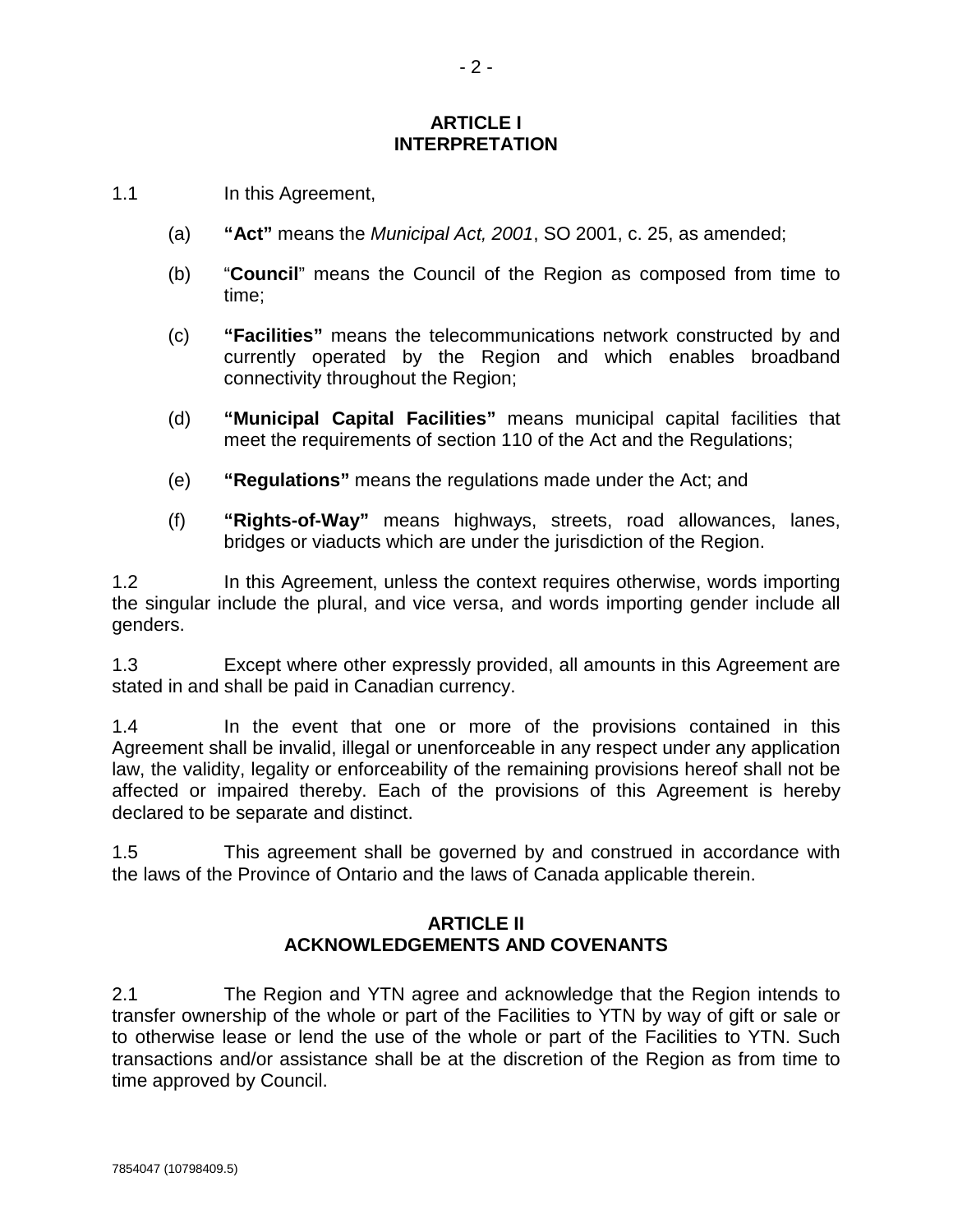## ARTICLE I
## INTERPRETATION

1.1 In this Agreement,

(a) **"Act"** means the *Municipal Act, 2001*, SO 2001, c. 25, as amended;

(b) "**Council**" means the Council of the Region as composed from time to time;

(c) **"Facilities"** means the telecommunications network constructed by and currently operated by the Region and which enables broadband connectivity throughout the Region;

(d) **"Municipal Capital Facilities"** means municipal capital facilities that meet the requirements of section 110 of the Act and the Regulations;

(e) **"Regulations"** means the regulations made under the Act; and

(f) **"Rights-of-Way"** means highways, streets, road allowances, lanes, bridges or viaducts which are under the jurisdiction of the Region.

1.2 In this Agreement, unless the context requires otherwise, words importing the singular include the plural, and vice versa, and words importing gender include all genders.

1.3 Except where other expressly provided, all amounts in this Agreement are stated in and shall be paid in Canadian currency.

1.4 In the event that one or more of the provisions contained in this Agreement shall be invalid, illegal or unenforceable in any respect under any application law, the validity, legality or enforceability of the remaining provisions hereof shall not be affected or impaired thereby. Each of the provisions of this Agreement is hereby declared to be separate and distinct.

1.5 This agreement shall be governed by and construed in accordance with the laws of the Province of Ontario and the laws of Canada applicable therein.

## ARTICLE II
## ACKNOWLEDGEMENTS AND COVENANTS

2.1 The Region and YTN agree and acknowledge that the Region intends to transfer ownership of the whole or part of the Facilities to YTN by way of gift or sale or to otherwise lease or lend the use of the whole or part of the Facilities to YTN. Such transactions and/or assistance shall be at the discretion of the Region as from time to time approved by Council.

7854047 (10798409.5)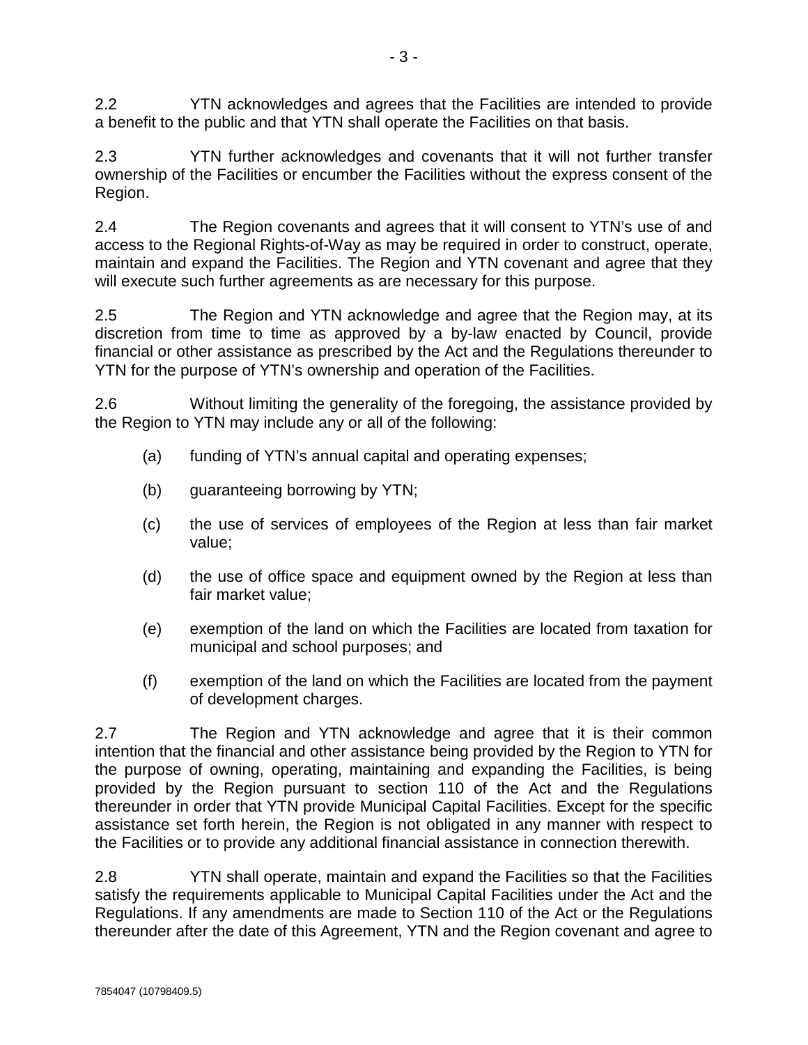2.2 YTN acknowledges and agrees that the Facilities are intended to provide a benefit to the public and that YTN shall operate the Facilities on that basis.

2.3 YTN further acknowledges and covenants that it will not further transfer ownership of the Facilities or encumber the Facilities without the express consent of the Region.

2.4 The Region covenants and agrees that it will consent to YTN's use of and access to the Regional Rights-of-Way as may be required in order to construct, operate, maintain and expand the Facilities. The Region and YTN covenant and agree that they will execute such further agreements as are necessary for this purpose.

2.5 The Region and YTN acknowledge and agree that the Region may, at its discretion from time to time as approved by a by-law enacted by Council, provide financial or other assistance as prescribed by the Act and the Regulations thereunder to YTN for the purpose of YTN's ownership and operation of the Facilities.

2.6 Without limiting the generality of the foregoing, the assistance provided by the Region to YTN may include any or all of the following:

(a) funding of YTN's annual capital and operating expenses;

(b) guaranteeing borrowing by YTN;

(c) the use of services of employees of the Region at less than fair market value;

(d) the use of office space and equipment owned by the Region at less than fair market value;

(e) exemption of the land on which the Facilities are located from taxation for municipal and school purposes; and

(f) exemption of the land on which the Facilities are located from the payment of development charges.

2.7 The Region and YTN acknowledge and agree that it is their common intention that the financial and other assistance being provided by the Region to YTN for the purpose of owning, operating, maintaining and expanding the Facilities, is being provided by the Region pursuant to section 110 of the Act and the Regulations thereunder in order that YTN provide Municipal Capital Facilities. Except for the specific assistance set forth herein, the Region is not obligated in any manner with respect to the Facilities or to provide any additional financial assistance in connection therewith.

2.8 YTN shall operate, maintain and expand the Facilities so that the Facilities satisfy the requirements applicable to Municipal Capital Facilities under the Act and the Regulations. If any amendments are made to Section 110 of the Act or the Regulations thereunder after the date of this Agreement, YTN and the Region covenant and agree to

7854047 (10798409.5)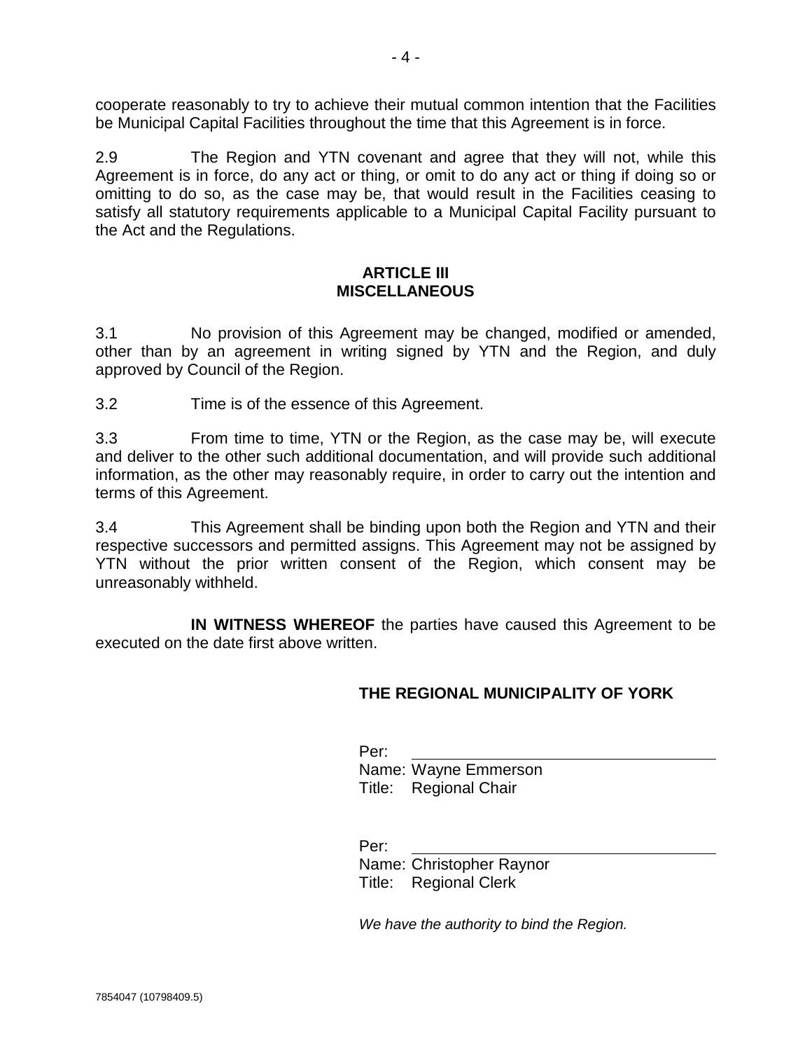cooperate reasonably to try to achieve their mutual common intention that the Facilities be Municipal Capital Facilities throughout the time that this Agreement is in force.

2.9 The Region and YTN covenant and agree that they will not, while this Agreement is in force, do any act or thing, or omit to do any act or thing if doing so or omitting to do so, as the case may be, that would result in the Facilities ceasing to satisfy all statutory requirements applicable to a Municipal Capital Facility pursuant to the Act and the Regulations.

## ARTICLE III
## MISCELLANEOUS

3.1 No provision of this Agreement may be changed, modified or amended, other than by an agreement in writing signed by YTN and the Region, and duly approved by Council of the Region.

3.2 Time is of the essence of this Agreement.

3.3 From time to time, YTN or the Region, as the case may be, will execute and deliver to the other such additional documentation, and will provide such additional information, as the other may reasonably require, in order to carry out the intention and terms of this Agreement.

3.4 This Agreement shall be binding upon both the Region and YTN and their respective successors and permitted assigns. This Agreement may not be assigned by YTN without the prior written consent of the Region, which consent may be unreasonably withheld.

**IN WITNESS WHEREOF** the parties have caused this Agreement to be executed on the date first above written.

**THE REGIONAL MUNICIPALITY OF YORK**

Per: ______________________________
Name: Wayne Emmerson
Title: Regional Chair

Per: ______________________________
Name: Christopher Raynor
Title: Regional Clerk

*We have the authority to bind the Region.*

7854047 (10798409.5)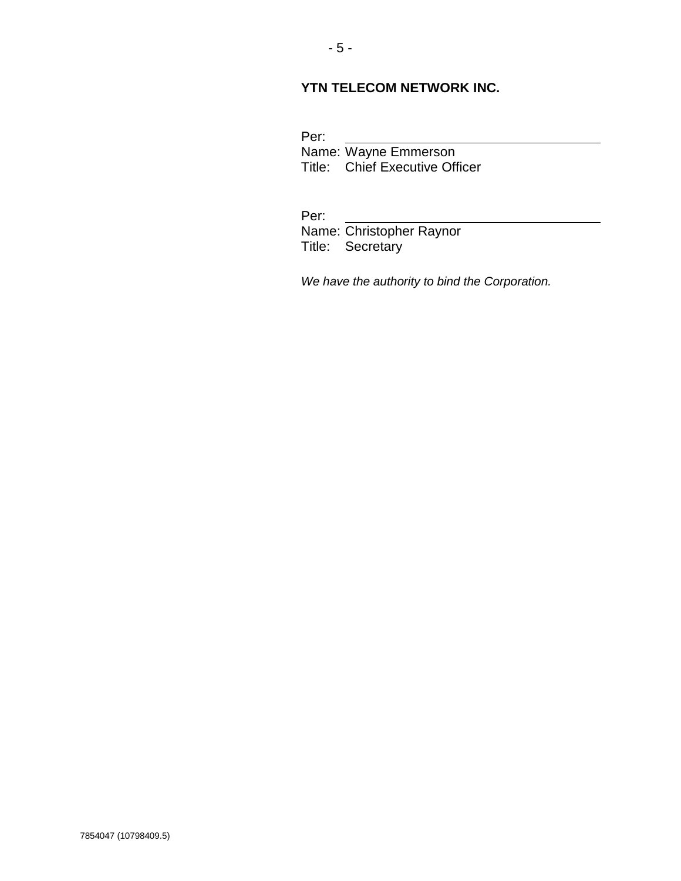**YTN TELECOM NETWORK INC.**

Per: \_\_\_\_\_\_\_\_\_\_\_\_\_\_\_\_\_\_\_\_\_\_\_\_\_\_\_\_\_\_\_\_\_\_
Name: Wayne Emmerson
Title: Chief Executive Officer

Per: \_\_\_\_\_\_\_\_\_\_\_\_\_\_\_\_\_\_\_\_\_\_\_\_\_\_\_\_\_\_\_\_\_\_
Name: Christopher Raynor
Title: Secretary

*We have the authority to bind the Corporation.*

7854047 (10798409.5)